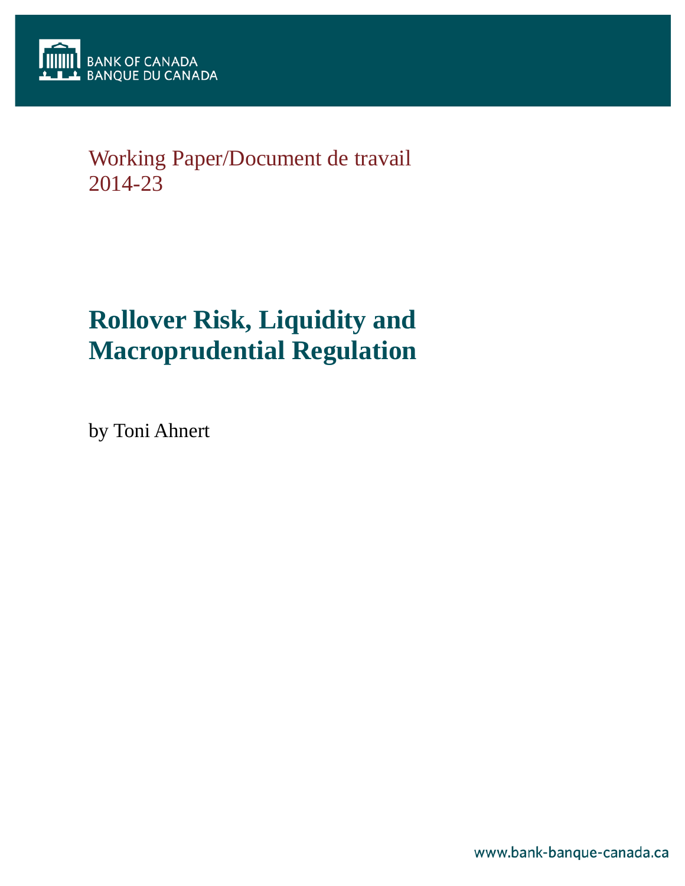BANK OF CANADA
BANQUE DU CANADA

Working Paper/Document de travail
2014-23

# Rollover Risk, Liquidity and Macroprudential Regulation

by Toni Ahnert

www.bank-banque-canada.ca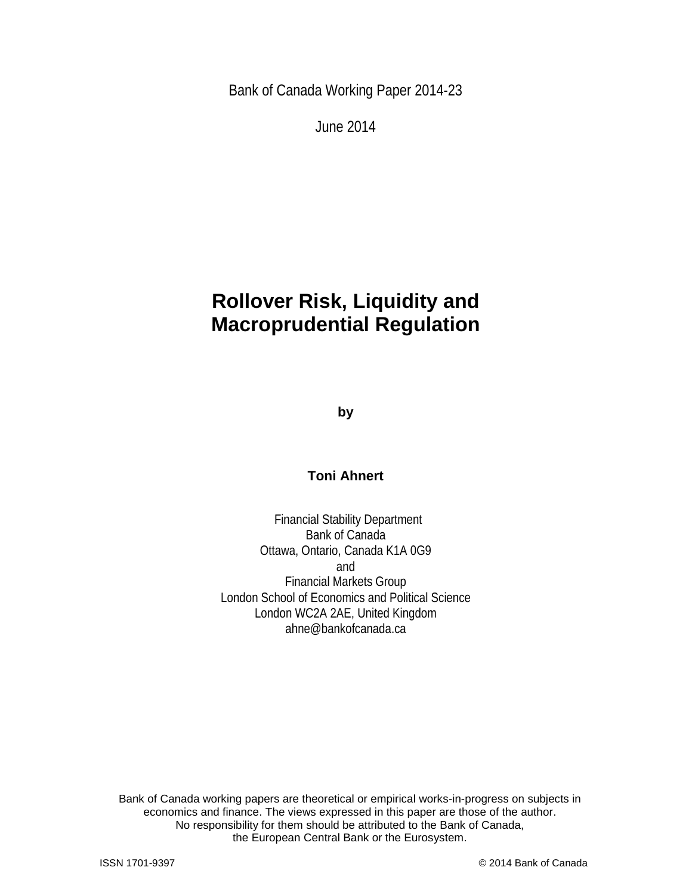Bank of Canada Working Paper 2014-23

June 2014

# Rollover Risk, Liquidity and Macroprudential Regulation

**by**

**Toni Ahnert**

Financial Stability Department
Bank of Canada
Ottawa, Ontario, Canada K1A 0G9
and
Financial Markets Group
London School of Economics and Political Science
London WC2A 2AE, United Kingdom
ahne@bankofcanada.ca

Bank of Canada working papers are theoretical or empirical works-in-progress on subjects in economics and finance. The views expressed in this paper are those of the author. No responsibility for them should be attributed to the Bank of Canada, the European Central Bank or the Eurosystem.

ISSN 1701-9397

© 2014 Bank of Canada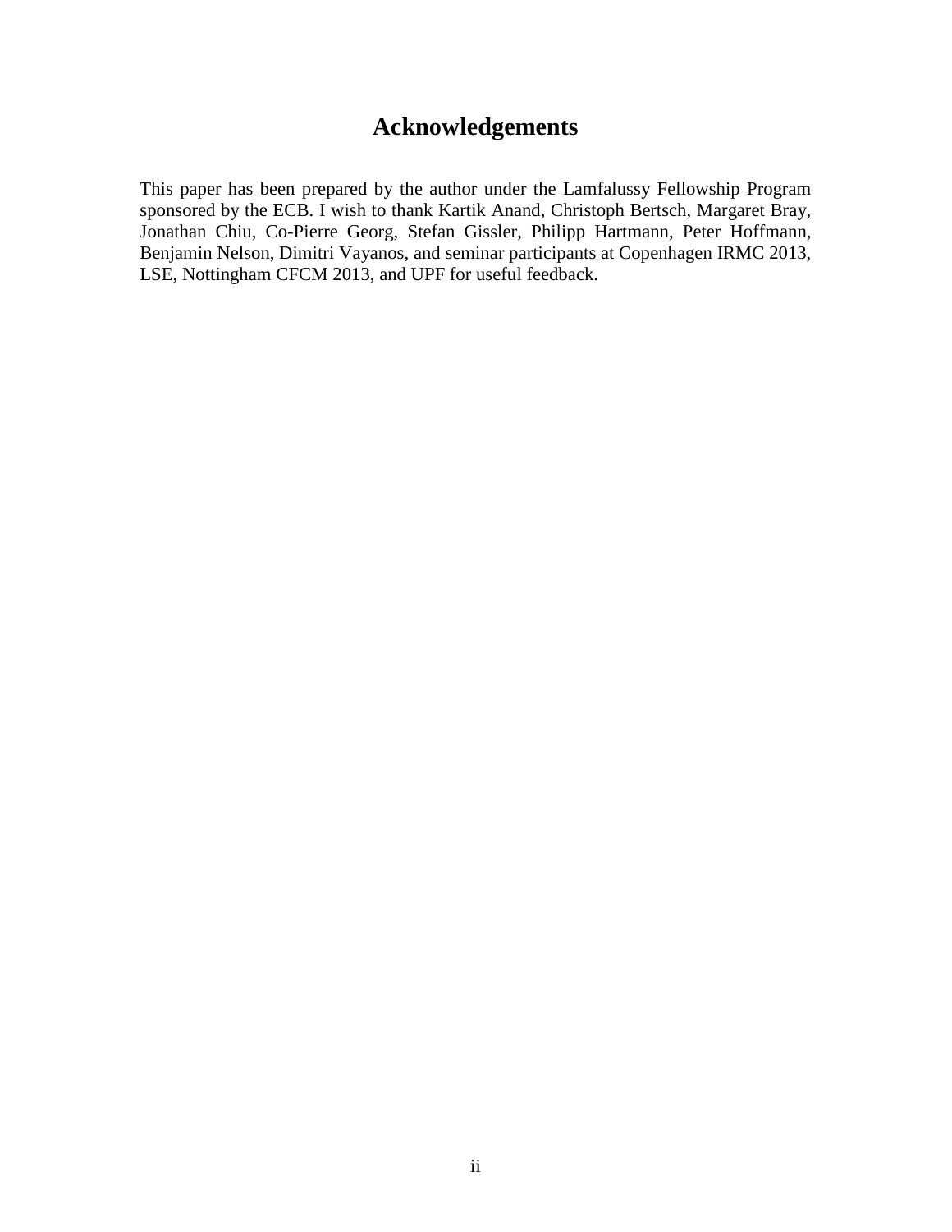# Acknowledgements

This paper has been prepared by the author under the Lamfalussy Fellowship Program sponsored by the ECB. I wish to thank Kartik Anand, Christoph Bertsch, Margaret Bray, Jonathan Chiu, Co-Pierre Georg, Stefan Gissler, Philipp Hartmann, Peter Hoffmann, Benjamin Nelson, Dimitri Vayanos, and seminar participants at Copenhagen IRMC 2013, LSE, Nottingham CFCM 2013, and UPF for useful feedback.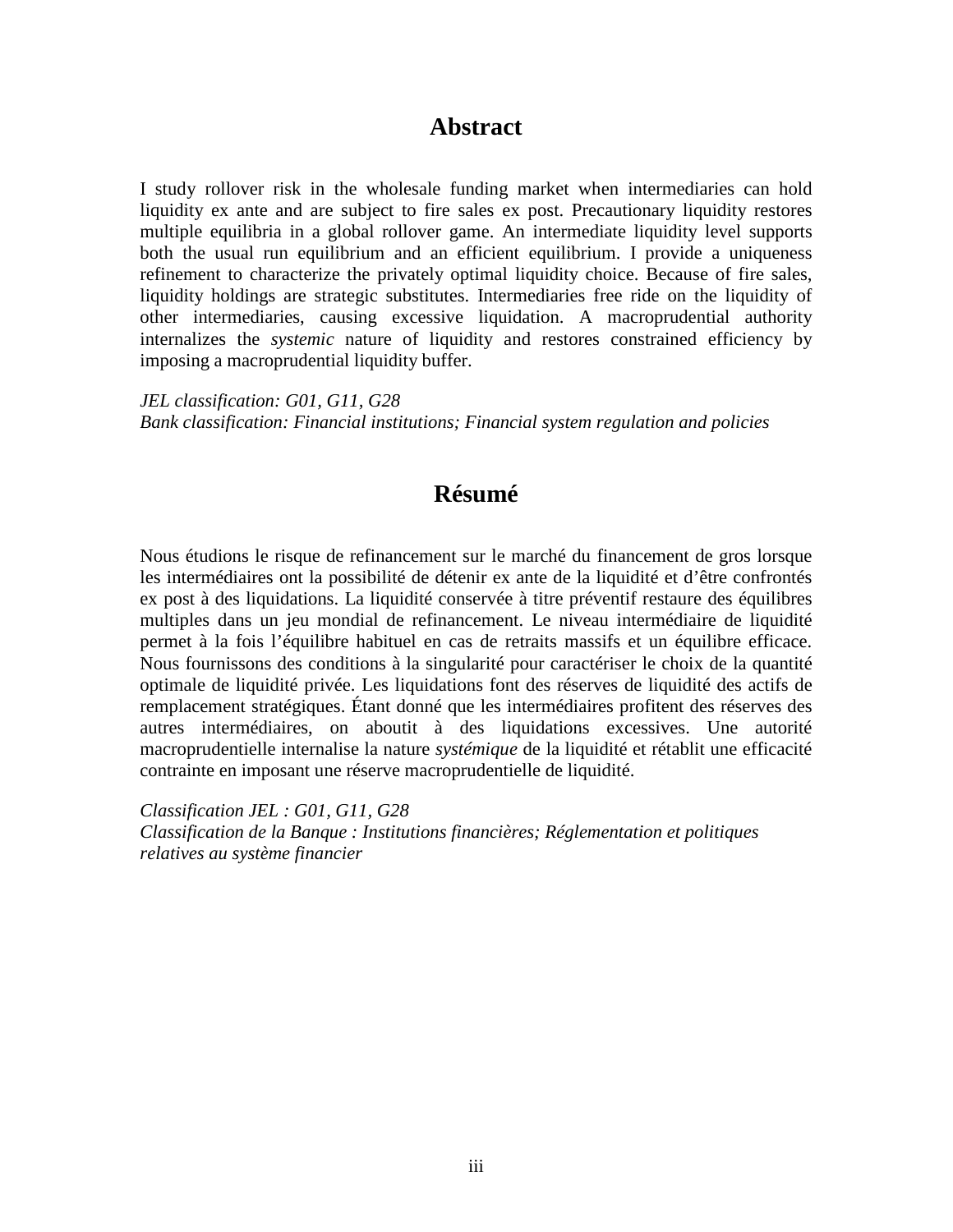## Abstract

I study rollover risk in the wholesale funding market when intermediaries can hold liquidity ex ante and are subject to fire sales ex post. Precautionary liquidity restores multiple equilibria in a global rollover game. An intermediate liquidity level supports both the usual run equilibrium and an efficient equilibrium. I provide a uniqueness refinement to characterize the privately optimal liquidity choice. Because of fire sales, liquidity holdings are strategic substitutes. Intermediaries free ride on the liquidity of other intermediaries, causing excessive liquidation. A macroprudential authority internalizes the *systemic* nature of liquidity and restores constrained efficiency by imposing a macroprudential liquidity buffer.

*JEL classification: G01, G11, G28*
*Bank classification: Financial institutions; Financial system regulation and policies*

## Résumé

Nous étudions le risque de refinancement sur le marché du financement de gros lorsque les intermédiaires ont la possibilité de détenir ex ante de la liquidité et d'être confrontés ex post à des liquidations. La liquidité conservée à titre préventif restaure des équilibres multiples dans un jeu mondial de refinancement. Le niveau intermédiaire de liquidité permet à la fois l'équilibre habituel en cas de retraits massifs et un équilibre efficace. Nous fournissons des conditions à la singularité pour caractériser le choix de la quantité optimale de liquidité privée. Les liquidations font des réserves de liquidité des actifs de remplacement stratégiques. Étant donné que les intermédiaires profitent des réserves des autres intermédiaires, on aboutit à des liquidations excessives. Une autorité macroprudentielle internalise la nature *systémique* de la liquidité et rétablit une efficacité contrainte en imposant une réserve macroprudentielle de liquidité.

*Classification JEL : G01, G11, G28*
*Classification de la Banque : Institutions financières; Réglementation et politiques relatives au système financier*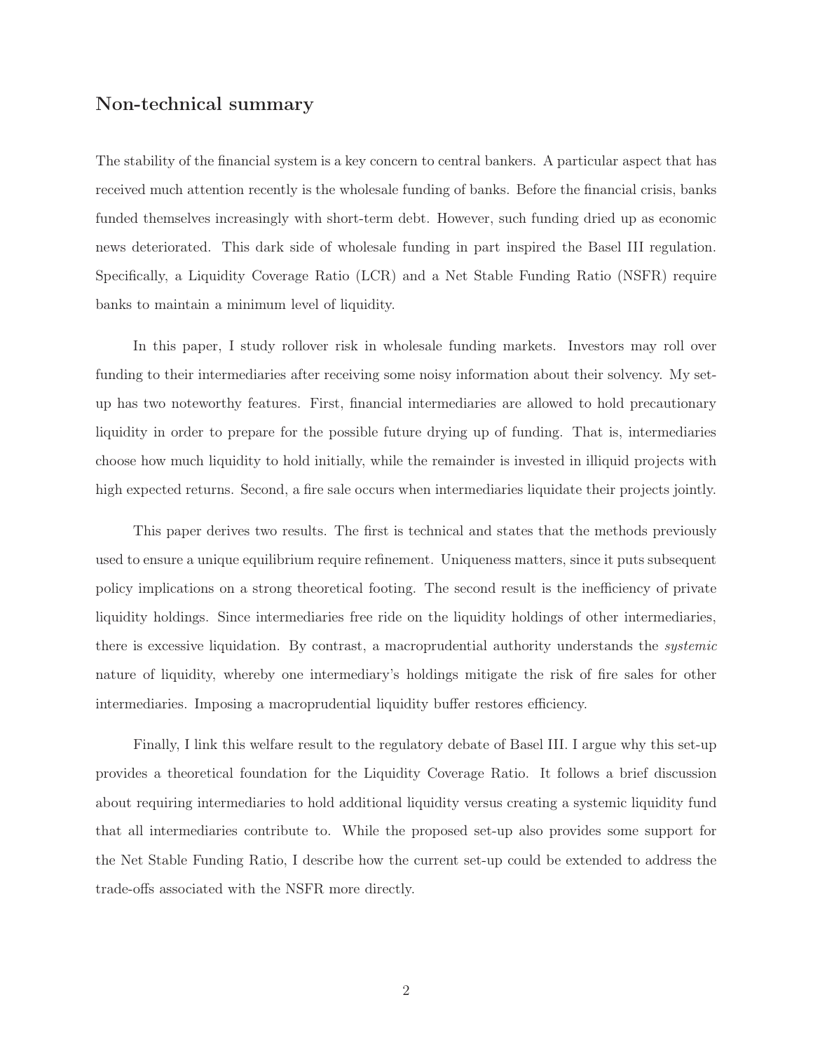## Non-technical summary

The stability of the financial system is a key concern to central bankers. A particular aspect that has received much attention recently is the wholesale funding of banks. Before the financial crisis, banks funded themselves increasingly with short-term debt. However, such funding dried up as economic news deteriorated. This dark side of wholesale funding in part inspired the Basel III regulation. Specifically, a Liquidity Coverage Ratio (LCR) and a Net Stable Funding Ratio (NSFR) require banks to maintain a minimum level of liquidity.

In this paper, I study rollover risk in wholesale funding markets. Investors may roll over funding to their intermediaries after receiving some noisy information about their solvency. My set-up has two noteworthy features. First, financial intermediaries are allowed to hold precautionary liquidity in order to prepare for the possible future drying up of funding. That is, intermediaries choose how much liquidity to hold initially, while the remainder is invested in illiquid projects with high expected returns. Second, a fire sale occurs when intermediaries liquidate their projects jointly.

This paper derives two results. The first is technical and states that the methods previously used to ensure a unique equilibrium require refinement. Uniqueness matters, since it puts subsequent policy implications on a strong theoretical footing. The second result is the inefficiency of private liquidity holdings. Since intermediaries free ride on the liquidity holdings of other intermediaries, there is excessive liquidation. By contrast, a macroprudential authority understands the *systemic* nature of liquidity, whereby one intermediary's holdings mitigate the risk of fire sales for other intermediaries. Imposing a macroprudential liquidity buffer restores efficiency.

Finally, I link this welfare result to the regulatory debate of Basel III. I argue why this set-up provides a theoretical foundation for the Liquidity Coverage Ratio. It follows a brief discussion about requiring intermediaries to hold additional liquidity versus creating a systemic liquidity fund that all intermediaries contribute to. While the proposed set-up also provides some support for the Net Stable Funding Ratio, I describe how the current set-up could be extended to address the trade-offs associated with the NSFR more directly.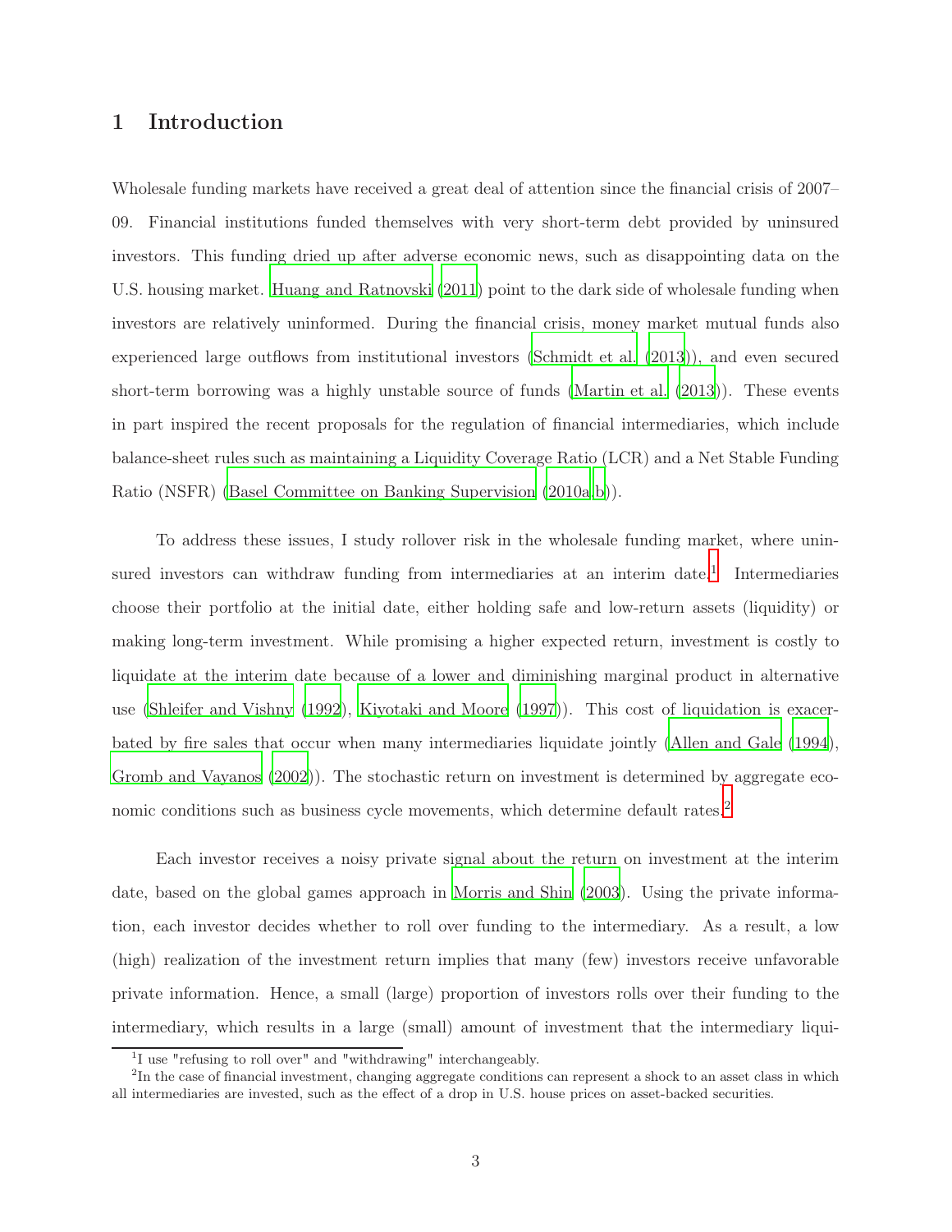# 1 Introduction

Wholesale funding markets have received a great deal of attention since the financial crisis of 2007–09. Financial institutions funded themselves with very short-term debt provided by uninsured investors. This funding dried up after adverse economic news, such as disappointing data on the U.S. housing market. Huang and Ratnovski (2011) point to the dark side of wholesale funding when investors are relatively uninformed. During the financial crisis, money market mutual funds also experienced large outflows from institutional investors (Schmidt et al. (2013)), and even secured short-term borrowing was a highly unstable source of funds (Martin et al. (2013)). These events in part inspired the recent proposals for the regulation of financial intermediaries, which include balance-sheet rules such as maintaining a Liquidity Coverage Ratio (LCR) and a Net Stable Funding Ratio (NSFR) (Basel Committee on Banking Supervision (2010a,b)).

To address these issues, I study rollover risk in the wholesale funding market, where uninsured investors can withdraw funding from intermediaries at an interim date.[1] Intermediaries choose their portfolio at the initial date, either holding safe and low-return assets (liquidity) or making long-term investment. While promising a higher expected return, investment is costly to liquidate at the interim date because of a lower and diminishing marginal product in alternative use (Shleifer and Vishny (1992), Kiyotaki and Moore (1997)). This cost of liquidation is exacerbated by fire sales that occur when many intermediaries liquidate jointly (Allen and Gale (1994), Gromb and Vayanos (2002)). The stochastic return on investment is determined by aggregate economic conditions such as business cycle movements, which determine default rates.[2]

Each investor receives a noisy private signal about the return on investment at the interim date, based on the global games approach in Morris and Shin (2003). Using the private information, each investor decides whether to roll over funding to the intermediary. As a result, a low (high) realization of the investment return implies that many (few) investors receive unfavorable private information. Hence, a small (large) proportion of investors rolls over their funding to the intermediary, which results in a large (small) amount of investment that the intermediary liqui-

[1] I use "refusing to roll over" and "withdrawing" interchangeably.

[2] In the case of financial investment, changing aggregate conditions can represent a shock to an asset class in which all intermediaries are invested, such as the effect of a drop in U.S. house prices on asset-backed securities.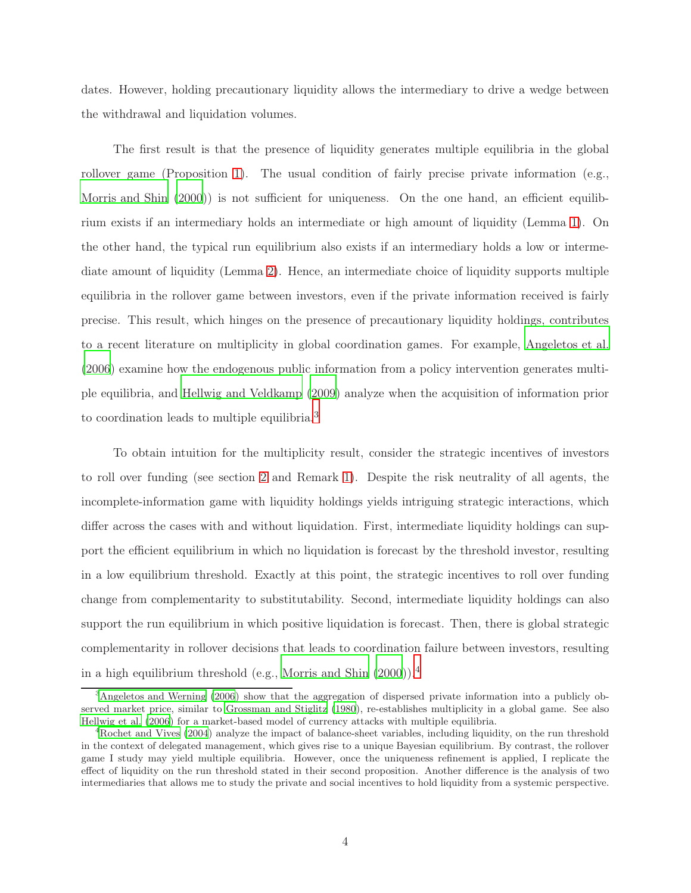dates. However, holding precautionary liquidity allows the intermediary to drive a wedge between the withdrawal and liquidation volumes.

The first result is that the presence of liquidity generates multiple equilibria in the global rollover game (Proposition 1). The usual condition of fairly precise private information (e.g., Morris and Shin (2000)) is not sufficient for uniqueness. On the one hand, an efficient equilibrium exists if an intermediary holds an intermediate or high amount of liquidity (Lemma 1). On the other hand, the typical run equilibrium also exists if an intermediary holds a low or intermediate amount of liquidity (Lemma 2). Hence, an intermediate choice of liquidity supports multiple equilibria in the rollover game between investors, even if the private information received is fairly precise. This result, which hinges on the presence of precautionary liquidity holdings, contributes to a recent literature on multiplicity in global coordination games. For example, Angeletos et al. (2006) examine how the endogenous public information from a policy intervention generates multiple equilibria, and Hellwig and Veldkamp (2009) analyze when the acquisition of information prior to coordination leads to multiple equilibria.[3]

To obtain intuition for the multiplicity result, consider the strategic incentives of investors to roll over funding (see section 2 and Remark 1). Despite the risk neutrality of all agents, the incomplete-information game with liquidity holdings yields intriguing strategic interactions, which differ across the cases with and without liquidation. First, intermediate liquidity holdings can support the efficient equilibrium in which no liquidation is forecast by the threshold investor, resulting in a low equilibrium threshold. Exactly at this point, the strategic incentives to roll over funding change from complementarity to substitutability. Second, intermediate liquidity holdings can also support the run equilibrium in which positive liquidation is forecast. Then, there is global strategic complementarity in rollover decisions that leads to coordination failure between investors, resulting in a high equilibrium threshold (e.g., Morris and Shin (2000)).[4]

---

[3] Angeletos and Werning (2006) show that the aggregation of dispersed private information into a publicly observed market price, similar to Grossman and Stiglitz (1980), re-establishes multiplicity in a global game. See also Hellwig et al. (2006) for a market-based model of currency attacks with multiple equilibria.

[4] Rochet and Vives (2004) analyze the impact of balance-sheet variables, including liquidity, on the run threshold in the context of delegated management, which gives rise to a unique Bayesian equilibrium. By contrast, the rollover game I study may yield multiple equilibria. However, once the uniqueness refinement is applied, I replicate the effect of liquidity on the run threshold stated in their second proposition. Another difference is the analysis of two intermediaries that allows me to study the private and social incentives to hold liquidity from a systemic perspective.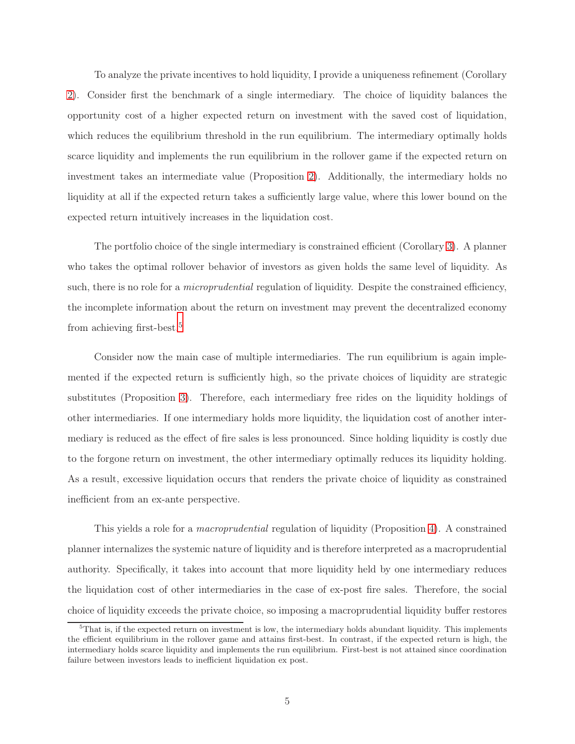To analyze the private incentives to hold liquidity, I provide a uniqueness refinement (Corollary 2). Consider first the benchmark of a single intermediary. The choice of liquidity balances the opportunity cost of a higher expected return on investment with the saved cost of liquidation, which reduces the equilibrium threshold in the run equilibrium. The intermediary optimally holds scarce liquidity and implements the run equilibrium in the rollover game if the expected return on investment takes an intermediate value (Proposition 2). Additionally, the intermediary holds no liquidity at all if the expected return takes a sufficiently large value, where this lower bound on the expected return intuitively increases in the liquidation cost.

The portfolio choice of the single intermediary is constrained efficient (Corollary 3). A planner who takes the optimal rollover behavior of investors as given holds the same level of liquidity. As such, there is no role for a *microprudential* regulation of liquidity. Despite the constrained efficiency, the incomplete information about the return on investment may prevent the decentralized economy from achieving first-best.[5]

Consider now the main case of multiple intermediaries. The run equilibrium is again implemented if the expected return is sufficiently high, so the private choices of liquidity are strategic substitutes (Proposition 3). Therefore, each intermediary free rides on the liquidity holdings of other intermediaries. If one intermediary holds more liquidity, the liquidation cost of another intermediary is reduced as the effect of fire sales is less pronounced. Since holding liquidity is costly due to the forgone return on investment, the other intermediary optimally reduces its liquidity holding. As a result, excessive liquidation occurs that renders the private choice of liquidity as constrained inefficient from an ex-ante perspective.

This yields a role for a *macroprudential* regulation of liquidity (Proposition 4). A constrained planner internalizes the systemic nature of liquidity and is therefore interpreted as a macroprudential authority. Specifically, it takes into account that more liquidity held by one intermediary reduces the liquidation cost of other intermediaries in the case of ex-post fire sales. Therefore, the social choice of liquidity exceeds the private choice, so imposing a macroprudential liquidity buffer restores

[5] That is, if the expected return on investment is low, the intermediary holds abundant liquidity. This implements the efficient equilibrium in the rollover game and attains first-best. In contrast, if the expected return is high, the intermediary holds scarce liquidity and implements the run equilibrium. First-best is not attained since coordination failure between investors leads to inefficient liquidation ex post.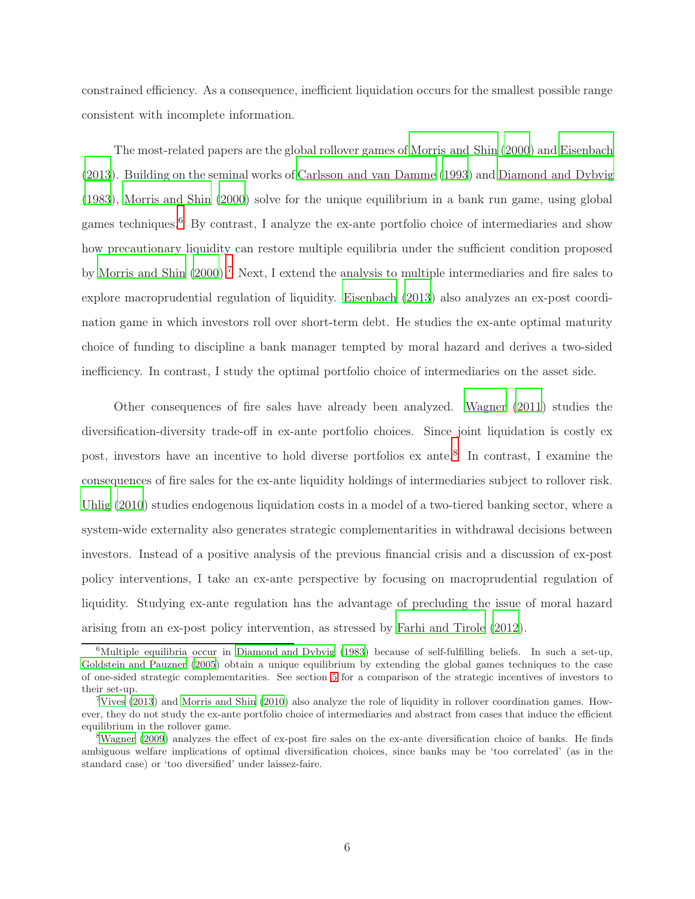constrained efficiency. As a consequence, inefficient liquidation occurs for the smallest possible range consistent with incomplete information.

The most-related papers are the global rollover games of Morris and Shin (2000) and Eisenbach (2013). Building on the seminal works of Carlsson and van Damme (1993) and Diamond and Dybvig (1983), Morris and Shin (2000) solve for the unique equilibrium in a bank run game, using global games techniques.[6] By contrast, I analyze the ex-ante portfolio choice of intermediaries and show how precautionary liquidity can restore multiple equilibria under the sufficient condition proposed by Morris and Shin (2000).[7] Next, I extend the analysis to multiple intermediaries and fire sales to explore macroprudential regulation of liquidity. Eisenbach (2013) also analyzes an ex-post coordination game in which investors roll over short-term debt. He studies the ex-ante optimal maturity choice of funding to discipline a bank manager tempted by moral hazard and derives a two-sided inefficiency. In contrast, I study the optimal portfolio choice of intermediaries on the asset side.

Other consequences of fire sales have already been analyzed. Wagner (2011) studies the diversification-diversity trade-off in ex-ante portfolio choices. Since joint liquidation is costly ex post, investors have an incentive to hold diverse portfolios ex ante.[8] In contrast, I examine the consequences of fire sales for the ex-ante liquidity holdings of intermediaries subject to rollover risk. Uhlig (2010) studies endogenous liquidation costs in a model of a two-tiered banking sector, where a system-wide externality also generates strategic complementarities in withdrawal decisions between investors. Instead of a positive analysis of the previous financial crisis and a discussion of ex-post policy interventions, I take an ex-ante perspective by focusing on macroprudential regulation of liquidity. Studying ex-ante regulation has the advantage of precluding the issue of moral hazard arising from an ex-post policy intervention, as stressed by Farhi and Tirole (2012).

[6] Multiple equilibria occur in Diamond and Dybvig (1983) because of self-fulfilling beliefs. In such a set-up, Goldstein and Pauzner (2005) obtain a unique equilibrium by extending the global games techniques to the case of one-sided strategic complementarities. See section 5 for a comparison of the strategic incentives of investors to their set-up.

[7] Vives (2013) and Morris and Shin (2010) also analyze the role of liquidity in rollover coordination games. However, they do not study the ex-ante portfolio choice of intermediaries and abstract from cases that induce the efficient equilibrium in the rollover game.

[8] Wagner (2009) analyzes the effect of ex-post fire sales on the ex-ante diversification choice of banks. He finds ambiguous welfare implications of optimal diversification choices, since banks may be 'too correlated' (as in the standard case) or 'too diversified' under laissez-faire.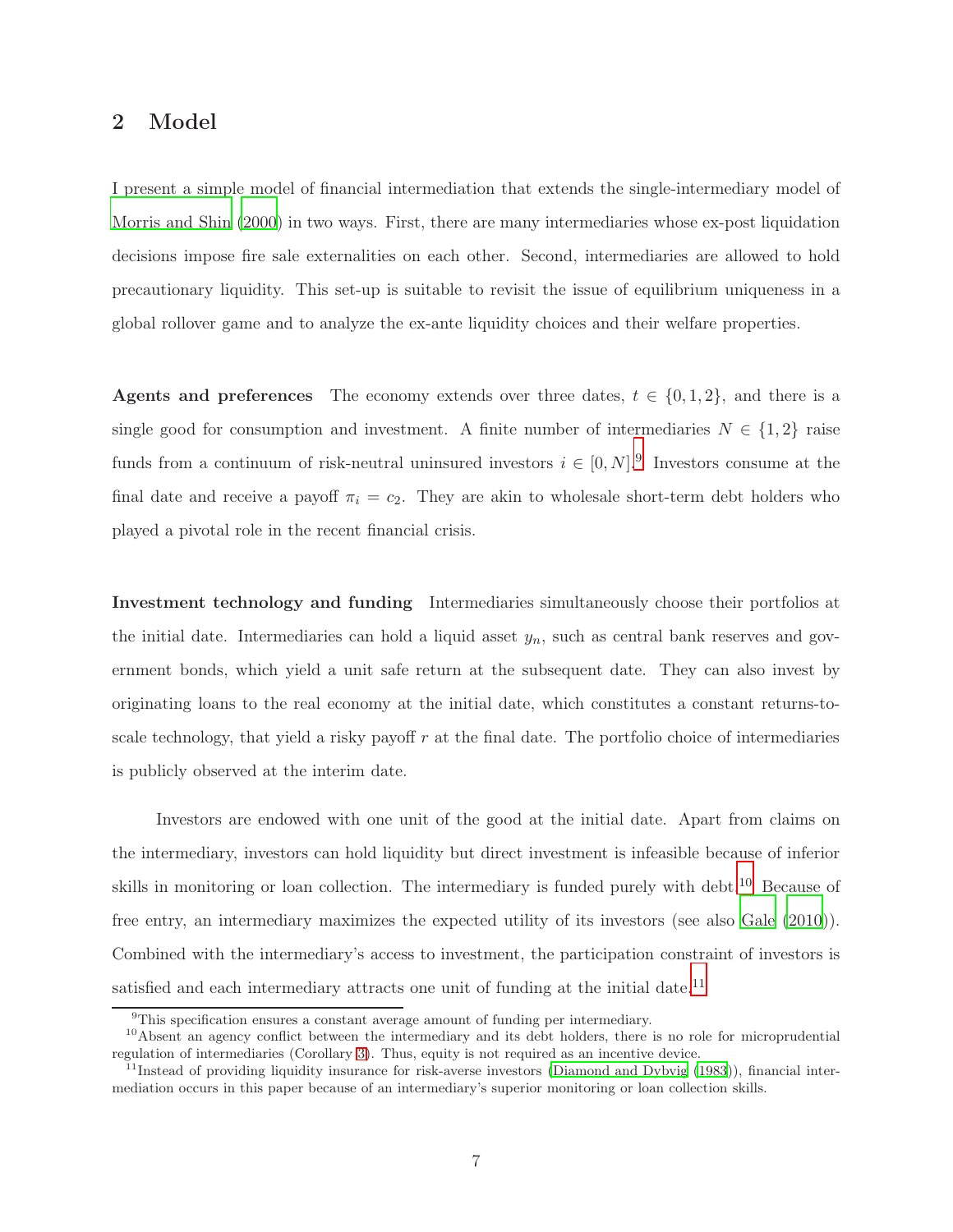## 2 Model

I present a simple model of financial intermediation that extends the single-intermediary model of Morris and Shin (2000) in two ways. First, there are many intermediaries whose ex-post liquidation decisions impose fire sale externalities on each other. Second, intermediaries are allowed to hold precautionary liquidity. This set-up is suitable to revisit the issue of equilibrium uniqueness in a global rollover game and to analyze the ex-ante liquidity choices and their welfare properties.

**Agents and preferences** The economy extends over three dates, $t \in \{0, 1, 2\}$, and there is a single good for consumption and investment. A finite number of intermediaries $N \in \{1, 2\}$ raise funds from a continuum of risk-neutral uninsured investors $i \in [0, N]$.[9] Investors consume at the final date and receive a payoff $\pi_i = c_2$. They are akin to wholesale short-term debt holders who played a pivotal role in the recent financial crisis.

**Investment technology and funding** Intermediaries simultaneously choose their portfolios at the initial date. Intermediaries can hold a liquid asset $y_n$, such as central bank reserves and government bonds, which yield a unit safe return at the subsequent date. They can also invest by originating loans to the real economy at the initial date, which constitutes a constant returns-to-scale technology, that yield a risky payoff $r$ at the final date. The portfolio choice of intermediaries is publicly observed at the interim date.

Investors are endowed with one unit of the good at the initial date. Apart from claims on the intermediary, investors can hold liquidity but direct investment is infeasible because of inferior skills in monitoring or loan collection. The intermediary is funded purely with debt.[10] Because of free entry, an intermediary maximizes the expected utility of its investors (see also Gale (2010)). Combined with the intermediary's access to investment, the participation constraint of investors is satisfied and each intermediary attracts one unit of funding at the initial date.[11]

[9] This specification ensures a constant average amount of funding per intermediary.

[10] Absent an agency conflict between the intermediary and its debt holders, there is no role for microprudential regulation of intermediaries (Corollary 3). Thus, equity is not required as an incentive device.

[11] Instead of providing liquidity insurance for risk-averse investors (Diamond and Dybvig (1983)), financial intermediation occurs in this paper because of an intermediary's superior monitoring or loan collection skills.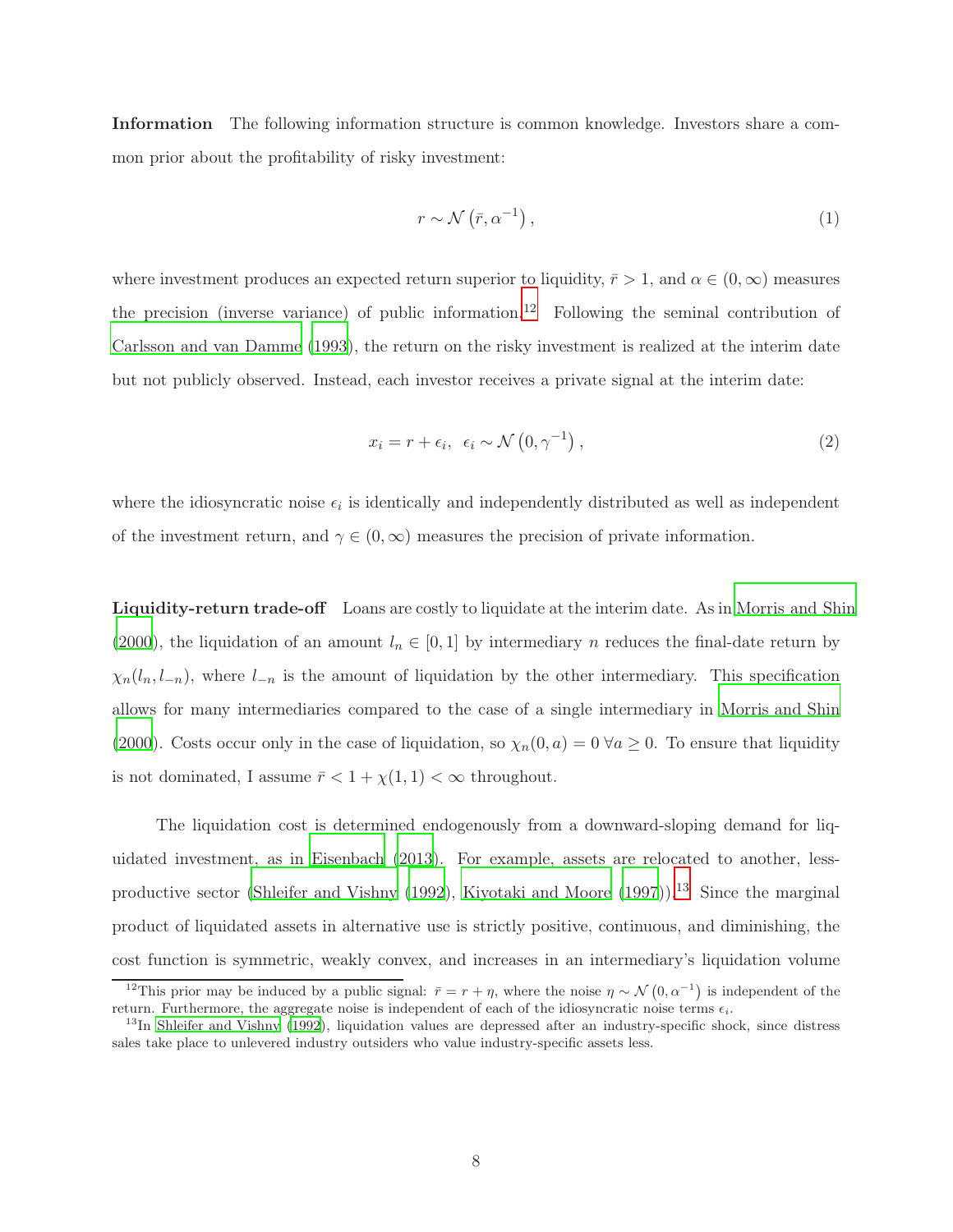**Information** The following information structure is common knowledge. Investors share a common prior about the profitability of risky investment:

$$r \sim \mathcal{N}\left(\bar{r}, \alpha^{-1}\right), \tag{1}$$

where investment produces an expected return superior to liquidity, $\bar{r} > 1$, and $\alpha \in (0, \infty)$ measures the precision (inverse variance) of public information.[12] Following the seminal contribution of Carlsson and van Damme (1993), the return on the risky investment is realized at the interim date but not publicly observed. Instead, each investor receives a private signal at the interim date:

$$x_i = r + \epsilon_i, \;\; \epsilon_i \sim \mathcal{N}\left(0, \gamma^{-1}\right), \tag{2}$$

where the idiosyncratic noise $\epsilon_i$ is identically and independently distributed as well as independent of the investment return, and $\gamma \in (0, \infty)$ measures the precision of private information.

**Liquidity-return trade-off** Loans are costly to liquidate at the interim date. As in Morris and Shin (2000), the liquidation of an amount $l_n \in [0, 1]$ by intermediary $n$ reduces the final-date return by $\chi_n(l_n, l_{-n})$, where $l_{-n}$ is the amount of liquidation by the other intermediary. This specification allows for many intermediaries compared to the case of a single intermediary in Morris and Shin (2000). Costs occur only in the case of liquidation, so $\chi_n(0, a) = 0 \; \forall a \geq 0$. To ensure that liquidity is not dominated, I assume $\bar{r} < 1 + \chi(1, 1) < \infty$ throughout.

The liquidation cost is determined endogenously from a downward-sloping demand for liquidated investment, as in Eisenbach (2013). For example, assets are relocated to another, less-productive sector (Shleifer and Vishny (1992), Kiyotaki and Moore (1997)).[13] Since the marginal product of liquidated assets in alternative use is strictly positive, continuous, and diminishing, the cost function is symmetric, weakly convex, and increases in an intermediary's liquidation volume

[12] This prior may be induced by a public signal: $\bar{r} = r + \eta$, where the noise $\eta \sim \mathcal{N}\left(0, \alpha^{-1}\right)$ is independent of the return. Furthermore, the aggregate noise is independent of each of the idiosyncratic noise terms $\epsilon_i$.

[13] In Shleifer and Vishny (1992), liquidation values are depressed after an industry-specific shock, since distress sales take place to unlevered industry outsiders who value industry-specific assets less.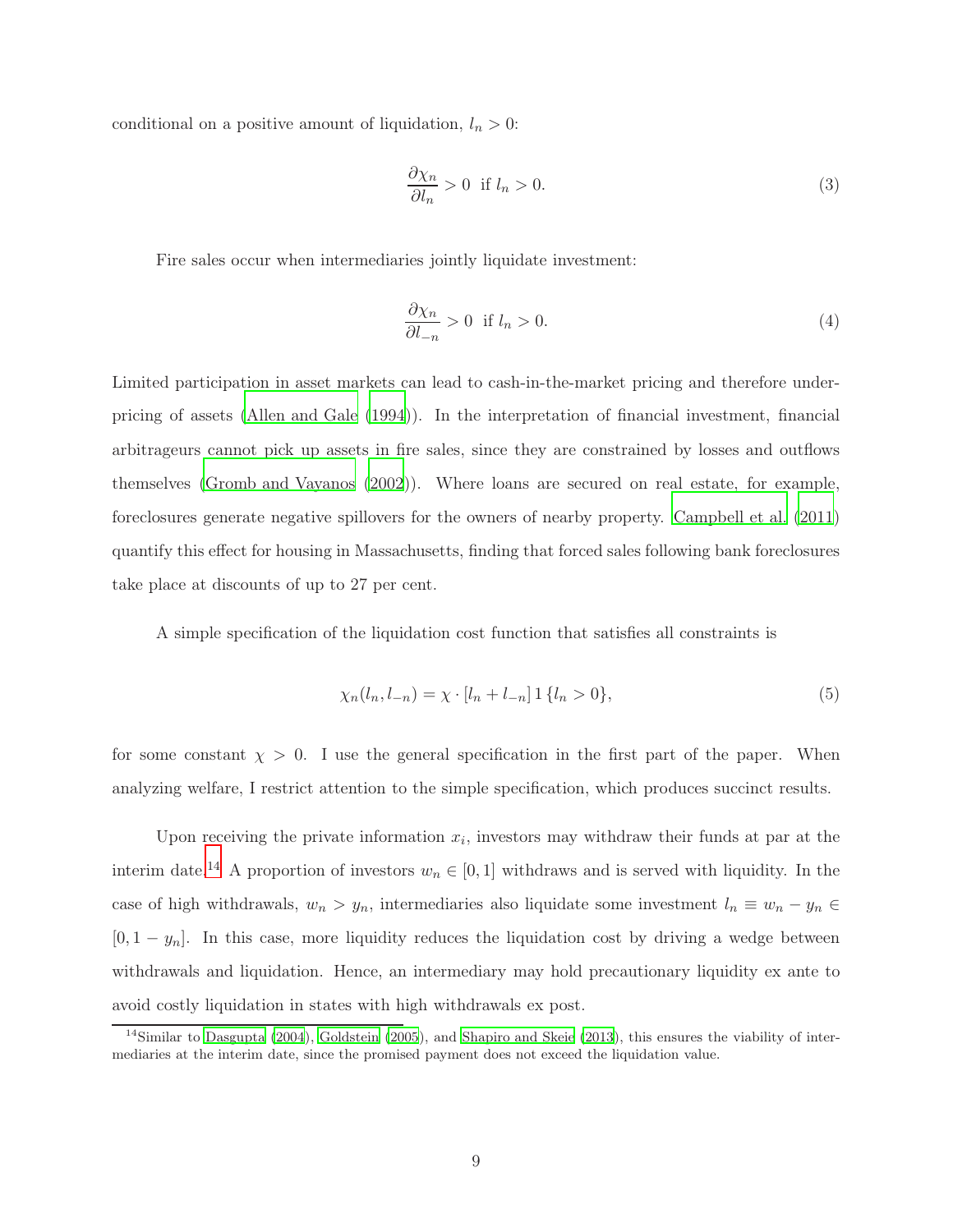conditional on a positive amount of liquidation, $l_n > 0$:

$$\frac{\partial \chi_n}{\partial l_n} > 0 \text{ if } l_n > 0. \tag{3}$$

Fire sales occur when intermediaries jointly liquidate investment:

$$\frac{\partial \chi_n}{\partial l_{-n}} > 0 \text{ if } l_n > 0. \tag{4}$$

Limited participation in asset markets can lead to cash-in-the-market pricing and therefore underpricing of assets (Allen and Gale (1994)). In the interpretation of financial investment, financial arbitrageurs cannot pick up assets in fire sales, since they are constrained by losses and outflows themselves (Gromb and Vayanos (2002)). Where loans are secured on real estate, for example, foreclosures generate negative spillovers for the owners of nearby property. Campbell et al. (2011) quantify this effect for housing in Massachusetts, finding that forced sales following bank foreclosures take place at discounts of up to 27 per cent.

A simple specification of the liquidation cost function that satisfies all constraints is

$$\chi_n(l_n, l_{-n}) = \chi \cdot [l_n + l_{-n}] \, 1\{l_n > 0\}, \tag{5}$$

for some constant $\chi > 0$. I use the general specification in the first part of the paper. When analyzing welfare, I restrict attention to the simple specification, which produces succinct results.

Upon receiving the private information $x_i$, investors may withdraw their funds at par at the interim date.[14] A proportion of investors $w_n \in [0, 1]$ withdraws and is served with liquidity. In the case of high withdrawals, $w_n > y_n$, intermediaries also liquidate some investment $l_n \equiv w_n - y_n \in [0, 1 - y_n]$. In this case, more liquidity reduces the liquidation cost by driving a wedge between withdrawals and liquidation. Hence, an intermediary may hold precautionary liquidity ex ante to avoid costly liquidation in states with high withdrawals ex post.

[14] Similar to Dasgupta (2004), Goldstein (2005), and Shapiro and Skeie (2013), this ensures the viability of intermediaries at the interim date, since the promised payment does not exceed the liquidation value.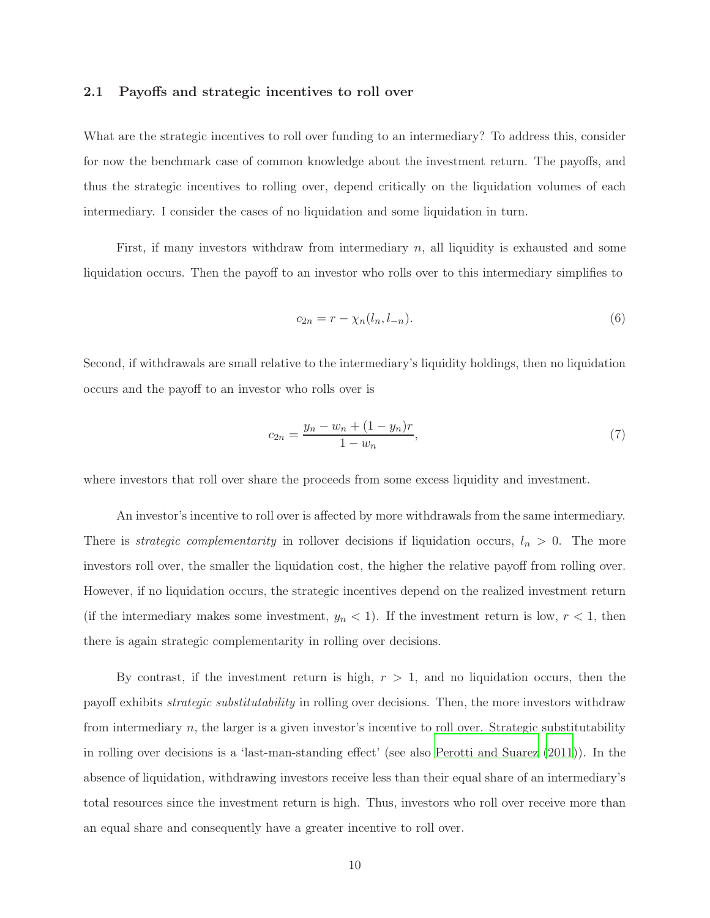### 2.1 Payoffs and strategic incentives to roll over

What are the strategic incentives to roll over funding to an intermediary? To address this, consider for now the benchmark case of common knowledge about the investment return. The payoffs, and thus the strategic incentives to rolling over, depend critically on the liquidation volumes of each intermediary. I consider the cases of no liquidation and some liquidation in turn.

First, if many investors withdraw from intermediary $n$, all liquidity is exhausted and some liquidation occurs. Then the payoff to an investor who rolls over to this intermediary simplifies to

$$c_{2n} = r - \chi_n(l_n, l_{-n}). \tag{6}$$

Second, if withdrawals are small relative to the intermediary's liquidity holdings, then no liquidation occurs and the payoff to an investor who rolls over is

$$c_{2n} = \frac{y_n - w_n + (1 - y_n)r}{1 - w_n}, \tag{7}$$

where investors that roll over share the proceeds from some excess liquidity and investment.

An investor's incentive to roll over is affected by more withdrawals from the same intermediary. There is *strategic complementarity* in rollover decisions if liquidation occurs, $l_n > 0$. The more investors roll over, the smaller the liquidation cost, the higher the relative payoff from rolling over. However, if no liquidation occurs, the strategic incentives depend on the realized investment return (if the intermediary makes some investment, $y_n < 1$). If the investment return is low, $r < 1$, then there is again strategic complementarity in rolling over decisions.

By contrast, if the investment return is high, $r > 1$, and no liquidation occurs, then the payoff exhibits *strategic substitutability* in rolling over decisions. Then, the more investors withdraw from intermediary $n$, the larger is a given investor's incentive to roll over. Strategic substitutability in rolling over decisions is a 'last-man-standing effect' (see also Perotti and Suarez (2011)). In the absence of liquidation, withdrawing investors receive less than their equal share of an intermediary's total resources since the investment return is high. Thus, investors who roll over receive more than an equal share and consequently have a greater incentive to roll over.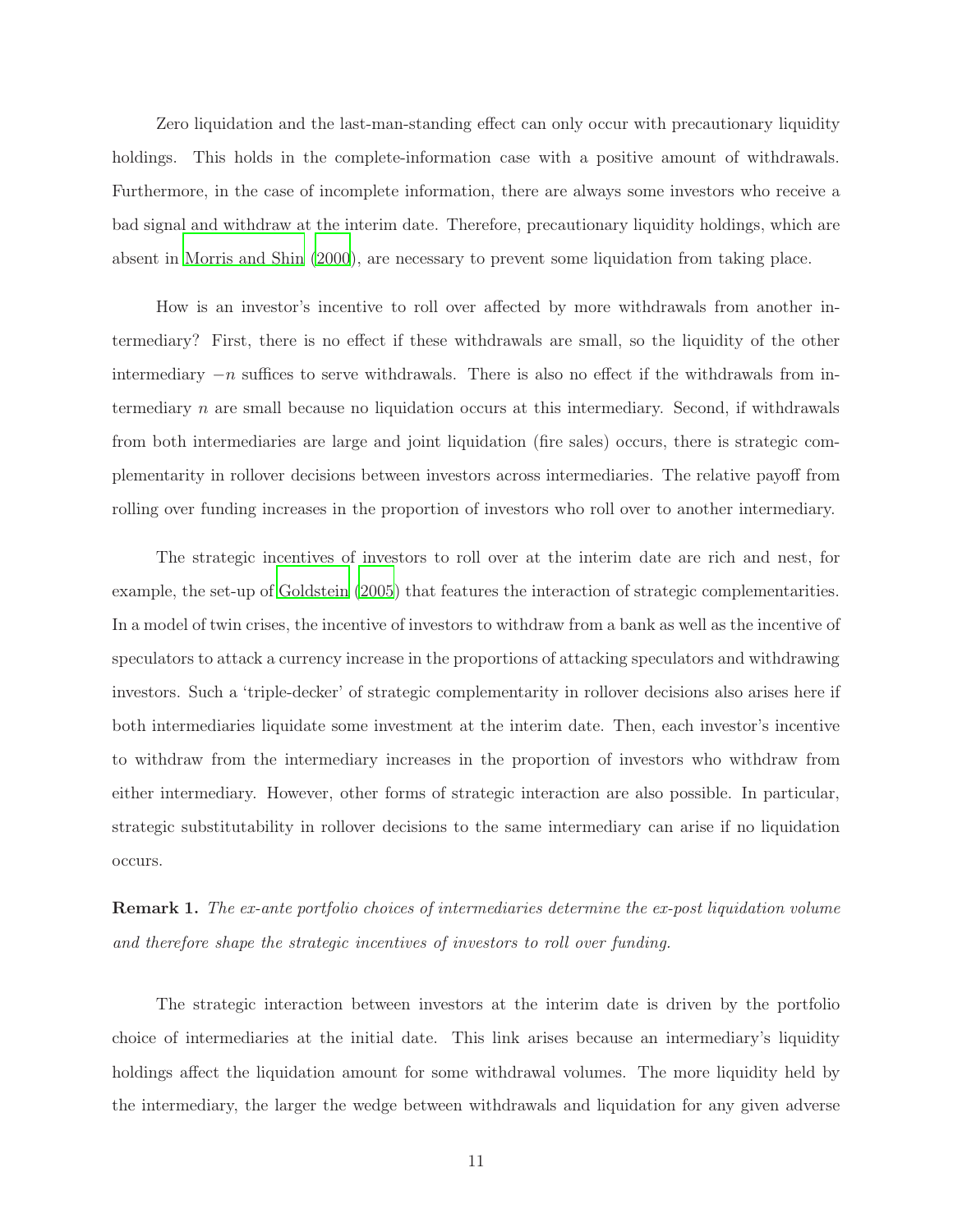Zero liquidation and the last-man-standing effect can only occur with precautionary liquidity holdings. This holds in the complete-information case with a positive amount of withdrawals. Furthermore, in the case of incomplete information, there are always some investors who receive a bad signal and withdraw at the interim date. Therefore, precautionary liquidity holdings, which are absent in Morris and Shin (2000), are necessary to prevent some liquidation from taking place.

How is an investor's incentive to roll over affected by more withdrawals from another intermediary? First, there is no effect if these withdrawals are small, so the liquidity of the other intermediary $-n$ suffices to serve withdrawals. There is also no effect if the withdrawals from intermediary $n$ are small because no liquidation occurs at this intermediary. Second, if withdrawals from both intermediaries are large and joint liquidation (fire sales) occurs, there is strategic complementarity in rollover decisions between investors across intermediaries. The relative payoff from rolling over funding increases in the proportion of investors who roll over to another intermediary.

The strategic incentives of investors to roll over at the interim date are rich and nest, for example, the set-up of Goldstein (2005) that features the interaction of strategic complementarities. In a model of twin crises, the incentive of investors to withdraw from a bank as well as the incentive of speculators to attack a currency increase in the proportions of attacking speculators and withdrawing investors. Such a 'triple-decker' of strategic complementarity in rollover decisions also arises here if both intermediaries liquidate some investment at the interim date. Then, each investor's incentive to withdraw from the intermediary increases in the proportion of investors who withdraw from either intermediary. However, other forms of strategic interaction are also possible. In particular, strategic substitutability in rollover decisions to the same intermediary can arise if no liquidation occurs.

**Remark 1.** *The ex-ante portfolio choices of intermediaries determine the ex-post liquidation volume and therefore shape the strategic incentives of investors to roll over funding.*

The strategic interaction between investors at the interim date is driven by the portfolio choice of intermediaries at the initial date. This link arises because an intermediary's liquidity holdings affect the liquidation amount for some withdrawal volumes. The more liquidity held by the intermediary, the larger the wedge between withdrawals and liquidation for any given adverse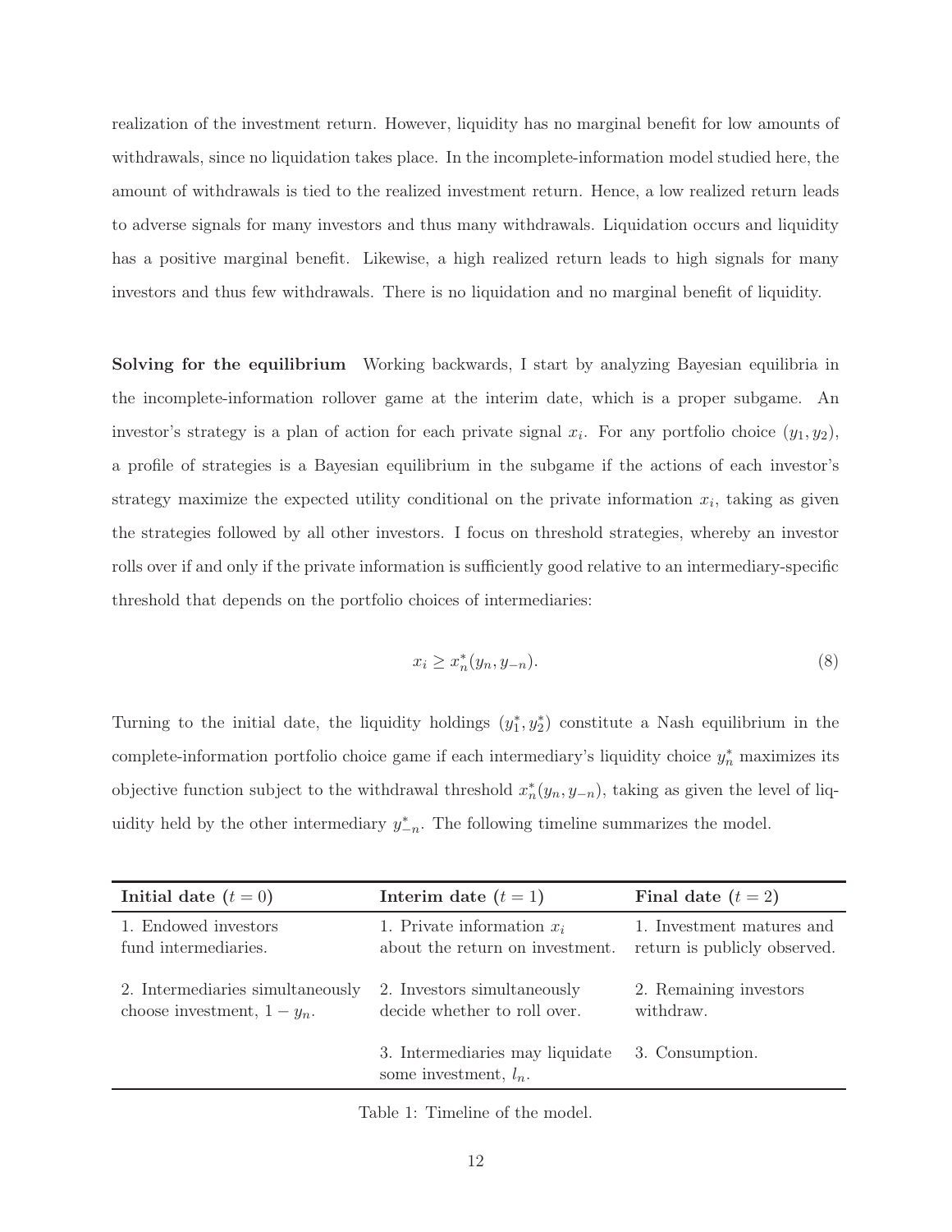realization of the investment return. However, liquidity has no marginal benefit for low amounts of withdrawals, since no liquidation takes place. In the incomplete-information model studied here, the amount of withdrawals is tied to the realized investment return. Hence, a low realized return leads to adverse signals for many investors and thus many withdrawals. Liquidation occurs and liquidity has a positive marginal benefit. Likewise, a high realized return leads to high signals for many investors and thus few withdrawals. There is no liquidation and no marginal benefit of liquidity.

**Solving for the equilibrium** Working backwards, I start by analyzing Bayesian equilibria in the incomplete-information rollover game at the interim date, which is a proper subgame. An investor's strategy is a plan of action for each private signal $x_i$. For any portfolio choice $(y_1, y_2)$, a profile of strategies is a Bayesian equilibrium in the subgame if the actions of each investor's strategy maximize the expected utility conditional on the private information $x_i$, taking as given the strategies followed by all other investors. I focus on threshold strategies, whereby an investor rolls over if and only if the private information is sufficiently good relative to an intermediary-specific threshold that depends on the portfolio choices of intermediaries:

$$x_i \geq x_n^*(y_n, y_{-n}). \tag{8}$$

Turning to the initial date, the liquidity holdings $(y_1^*, y_2^*)$ constitute a Nash equilibrium in the complete-information portfolio choice game if each intermediary's liquidity choice $y_n^*$ maximizes its objective function subject to the withdrawal threshold $x_n^*(y_n, y_{-n})$, taking as given the level of liquidity held by the other intermediary $y_{-n}^*$. The following timeline summarizes the model.

| **Initial date ($t = 0$)** | **Interim date ($t = 1$)** | **Final date ($t = 2$)** |
|---|---|---|
| 1. Endowed investors fund intermediaries. | 1. Private information $x_i$ about the return on investment. | 1. Investment matures and return is publicly observed. |
| 2. Intermediaries simultaneously choose investment, $1 - y_n$. | 2. Investors simultaneously decide whether to roll over. | 2. Remaining investors withdraw. |
| | 3. Intermediaries may liquidate some investment, $l_n$. | 3. Consumption. |

Table 1: Timeline of the model.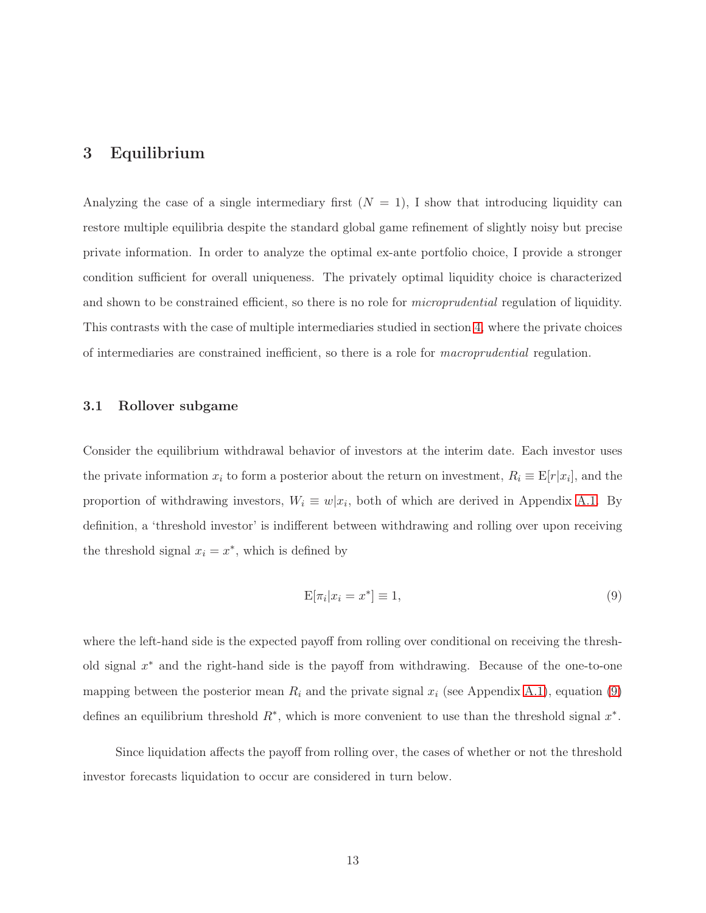## 3 Equilibrium

Analyzing the case of a single intermediary first ($N = 1$), I show that introducing liquidity can restore multiple equilibria despite the standard global game refinement of slightly noisy but precise private information. In order to analyze the optimal ex-ante portfolio choice, I provide a stronger condition sufficient for overall uniqueness. The privately optimal liquidity choice is characterized and shown to be constrained efficient, so there is no role for *microprudential* regulation of liquidity. This contrasts with the case of multiple intermediaries studied in section 4, where the private choices of intermediaries are constrained inefficient, so there is a role for *macroprudential* regulation.

### 3.1 Rollover subgame

Consider the equilibrium withdrawal behavior of investors at the interim date. Each investor uses the private information $x_i$ to form a posterior about the return on investment, $R_i \equiv \mathrm{E}[r|x_i]$, and the proportion of withdrawing investors, $W_i \equiv w|x_i$, both of which are derived in Appendix A.1. By definition, a 'threshold investor' is indifferent between withdrawing and rolling over upon receiving the threshold signal $x_i = x^*$, which is defined by

$$\mathrm{E}[\pi_i|x_i = x^*] \equiv 1, \tag{9}$$

where the left-hand side is the expected payoff from rolling over conditional on receiving the threshold signal $x^*$ and the right-hand side is the payoff from withdrawing. Because of the one-to-one mapping between the posterior mean $R_i$ and the private signal $x_i$ (see Appendix A.1), equation (9) defines an equilibrium threshold $R^*$, which is more convenient to use than the threshold signal $x^*$.

Since liquidation affects the payoff from rolling over, the cases of whether or not the threshold investor forecasts liquidation to occur are considered in turn below.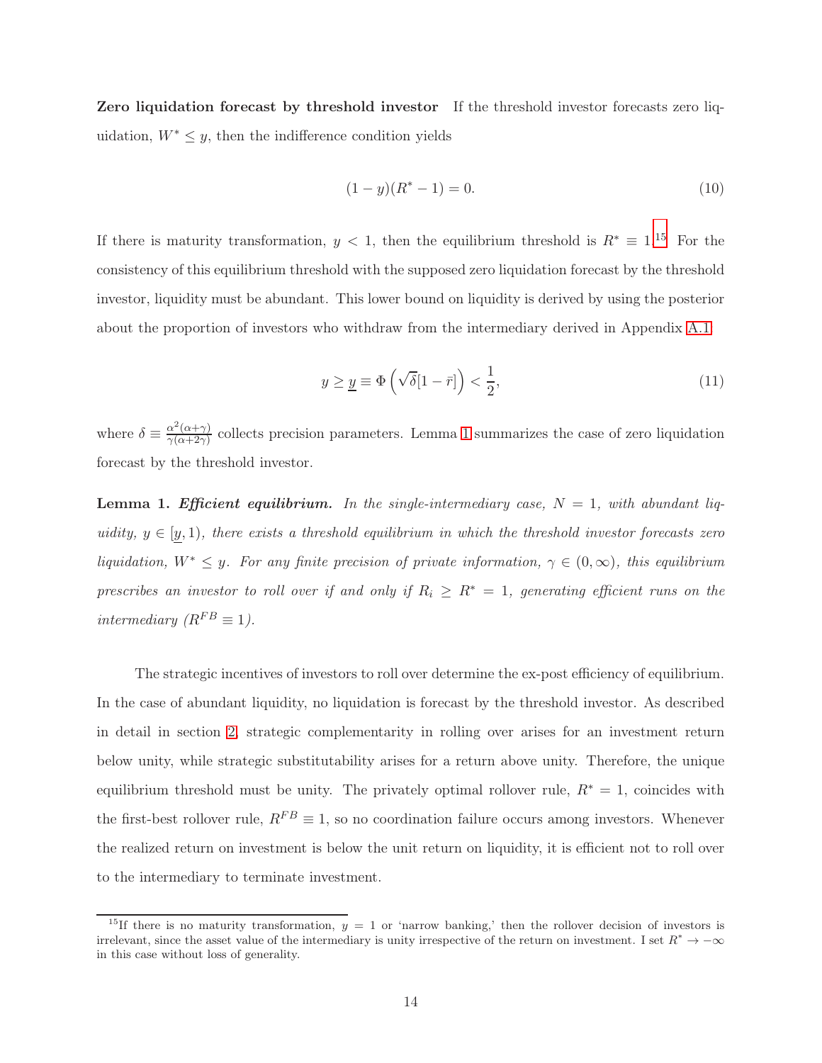**Zero liquidation forecast by threshold investor** If the threshold investor forecasts zero liquidation, $W^* \leq y$, then the indifference condition yields

$$(1-y)(R^*-1) = 0. \tag{10}$$

If there is maturity transformation, $y < 1$, then the equilibrium threshold is $R^* \equiv 1$.[15] For the consistency of this equilibrium threshold with the supposed zero liquidation forecast by the threshold investor, liquidity must be abundant. This lower bound on liquidity is derived by using the posterior about the proportion of investors who withdraw from the intermediary derived in Appendix A.1

$$y \geq \underline{y} \equiv \Phi\left(\sqrt{\delta}[1-\bar{r}]\right) < \frac{1}{2}, \tag{11}$$

where $\delta \equiv \frac{\alpha^2(\alpha+\gamma)}{\gamma(\alpha+2\gamma)}$ collects precision parameters. Lemma 1 summarizes the case of zero liquidation forecast by the threshold investor.

**Lemma 1.** ***Efficient equilibrium.*** *In the single-intermediary case, $N = 1$, with abundant liquidity, $y \in [\underline{y}, 1)$, there exists a threshold equilibrium in which the threshold investor forecasts zero liquidation, $W^* \leq y$. For any finite precision of private information, $\gamma \in (0, \infty)$, this equilibrium prescribes an investor to roll over if and only if $R_i \geq R^* = 1$, generating efficient runs on the intermediary ($R^{FB} \equiv 1$).*

The strategic incentives of investors to roll over determine the ex-post efficiency of equilibrium. In the case of abundant liquidity, no liquidation is forecast by the threshold investor. As described in detail in section 2, strategic complementarity in rolling over arises for an investment return below unity, while strategic substitutability arises for a return above unity. Therefore, the unique equilibrium threshold must be unity. The privately optimal rollover rule, $R^* = 1$, coincides with the first-best rollover rule, $R^{FB} \equiv 1$, so no coordination failure occurs among investors. Whenever the realized return on investment is below the unit return on liquidity, it is efficient not to roll over to the intermediary to terminate investment.

[15] If there is no maturity transformation, $y = 1$ or 'narrow banking,' then the rollover decision of investors is irrelevant, since the asset value of the intermediary is unity irrespective of the return on investment. I set $R^* \to -\infty$ in this case without loss of generality.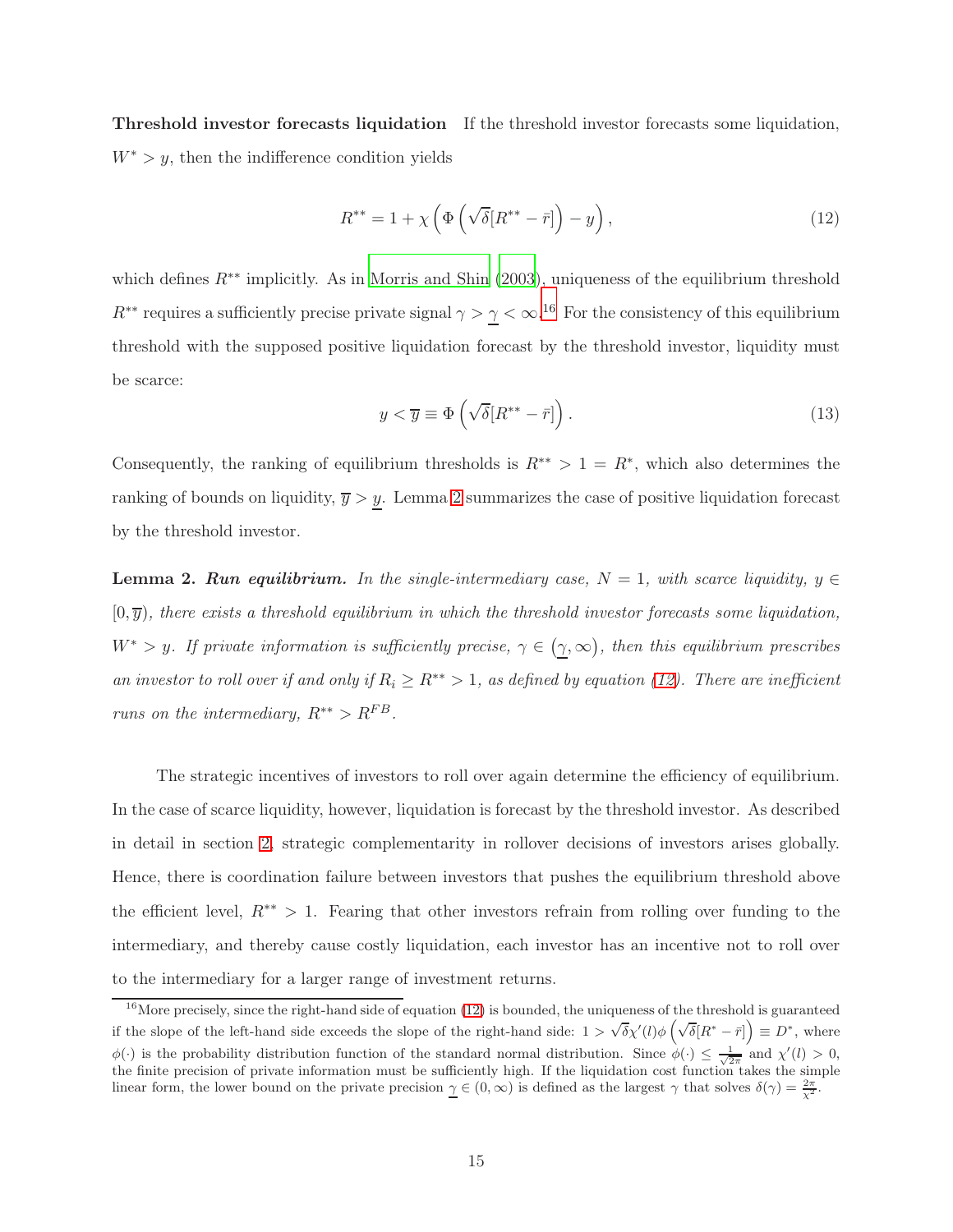**Threshold investor forecasts liquidation** If the threshold investor forecasts some liquidation, $W^* > y$, then the indifference condition yields

$$R^{**} = 1 + \chi\left(\Phi\left(\sqrt{\delta}[R^{**} - \bar{r}]\right) - y\right), \tag{12}$$

which defines $R^{**}$ implicitly. As in Morris and Shin (2003), uniqueness of the equilibrium threshold $R^{**}$ requires a sufficiently precise private signal $\gamma > \underline{\gamma} < \infty$.[16] For the consistency of this equilibrium threshold with the supposed positive liquidation forecast by the threshold investor, liquidity must be scarce:

$$y < \overline{y} \equiv \Phi\left(\sqrt{\delta}[R^{**} - \bar{r}]\right). \tag{13}$$

Consequently, the ranking of equilibrium thresholds is $R^{**} > 1 = R^*$, which also determines the ranking of bounds on liquidity, $\overline{y} > \underline{y}$. Lemma 2 summarizes the case of positive liquidation forecast by the threshold investor.

**Lemma 2.** ***Run equilibrium.*** *In the single-intermediary case, $N = 1$, with scarce liquidity, $y \in [0, \overline{y})$, there exists a threshold equilibrium in which the threshold investor forecasts some liquidation, $W^* > y$. If private information is sufficiently precise, $\gamma \in (\underline{\gamma}, \infty)$, then this equilibrium prescribes an investor to roll over if and only if $R_i \geq R^{**} > 1$, as defined by equation (12). There are inefficient runs on the intermediary, $R^{**} > R^{FB}$.*

The strategic incentives of investors to roll over again determine the efficiency of equilibrium. In the case of scarce liquidity, however, liquidation is forecast by the threshold investor. As described in detail in section 2, strategic complementarity in rollover decisions of investors arises globally. Hence, there is coordination failure between investors that pushes the equilibrium threshold above the efficient level, $R^{**} > 1$. Fearing that other investors refrain from rolling over funding to the intermediary, and thereby cause costly liquidation, each investor has an incentive not to roll over to the intermediary for a larger range of investment returns.

[16] More precisely, since the right-hand side of equation (12) is bounded, the uniqueness of the threshold is guaranteed if the slope of the left-hand side exceeds the slope of the right-hand side: $1 > \sqrt{\delta}\chi'(l)\phi\left(\sqrt{\delta}[R^* - \bar{r}]\right) \equiv D^*$, where $\phi(\cdot)$ is the probability distribution function of the standard normal distribution. Since $\phi(\cdot) \leq \frac{1}{\sqrt{2\pi}}$ and $\chi'(l) > 0$, the finite precision of private information must be sufficiently high. If the liquidation cost function takes the simple linear form, the lower bound on the private precision $\underline{\gamma} \in (0, \infty)$ is defined as the largest $\gamma$ that solves $\delta(\gamma) = \frac{2\pi}{\chi^2}$.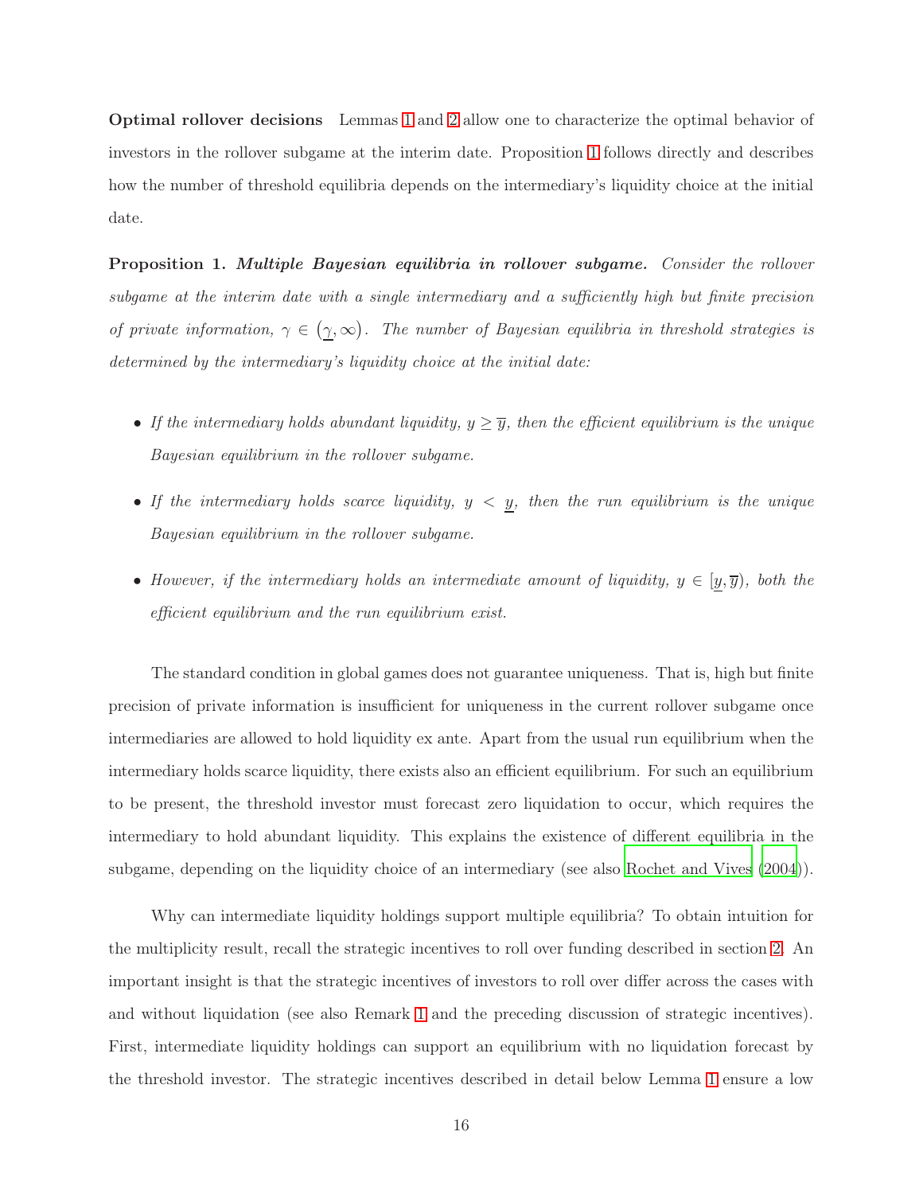**Optimal rollover decisions** Lemmas 1 and 2 allow one to characterize the optimal behavior of investors in the rollover subgame at the interim date. Proposition 1 follows directly and describes how the number of threshold equilibria depends on the intermediary's liquidity choice at the initial date.

**Proposition 1.** ***Multiple Bayesian equilibria in rollover subgame.*** *Consider the rollover subgame at the interim date with a single intermediary and a sufficiently high but finite precision of private information, $\gamma \in (\underline{\gamma}, \infty)$. The number of Bayesian equilibria in threshold strategies is determined by the intermediary's liquidity choice at the initial date:*

- *If the intermediary holds abundant liquidity, $y \geq \overline{y}$, then the efficient equilibrium is the unique Bayesian equilibrium in the rollover subgame.*
- *If the intermediary holds scarce liquidity, $y < \underline{y}$, then the run equilibrium is the unique Bayesian equilibrium in the rollover subgame.*
- *However, if the intermediary holds an intermediate amount of liquidity, $y \in [\underline{y}, \overline{y})$, both the efficient equilibrium and the run equilibrium exist.*

The standard condition in global games does not guarantee uniqueness. That is, high but finite precision of private information is insufficient for uniqueness in the current rollover subgame once intermediaries are allowed to hold liquidity ex ante. Apart from the usual run equilibrium when the intermediary holds scarce liquidity, there exists also an efficient equilibrium. For such an equilibrium to be present, the threshold investor must forecast zero liquidation to occur, which requires the intermediary to hold abundant liquidity. This explains the existence of different equilibria in the subgame, depending on the liquidity choice of an intermediary (see also Rochet and Vives (2004)).

Why can intermediate liquidity holdings support multiple equilibria? To obtain intuition for the multiplicity result, recall the strategic incentives to roll over funding described in section 2. An important insight is that the strategic incentives of investors to roll over differ across the cases with and without liquidation (see also Remark 1 and the preceding discussion of strategic incentives). First, intermediate liquidity holdings can support an equilibrium with no liquidation forecast by the threshold investor. The strategic incentives described in detail below Lemma 1 ensure a low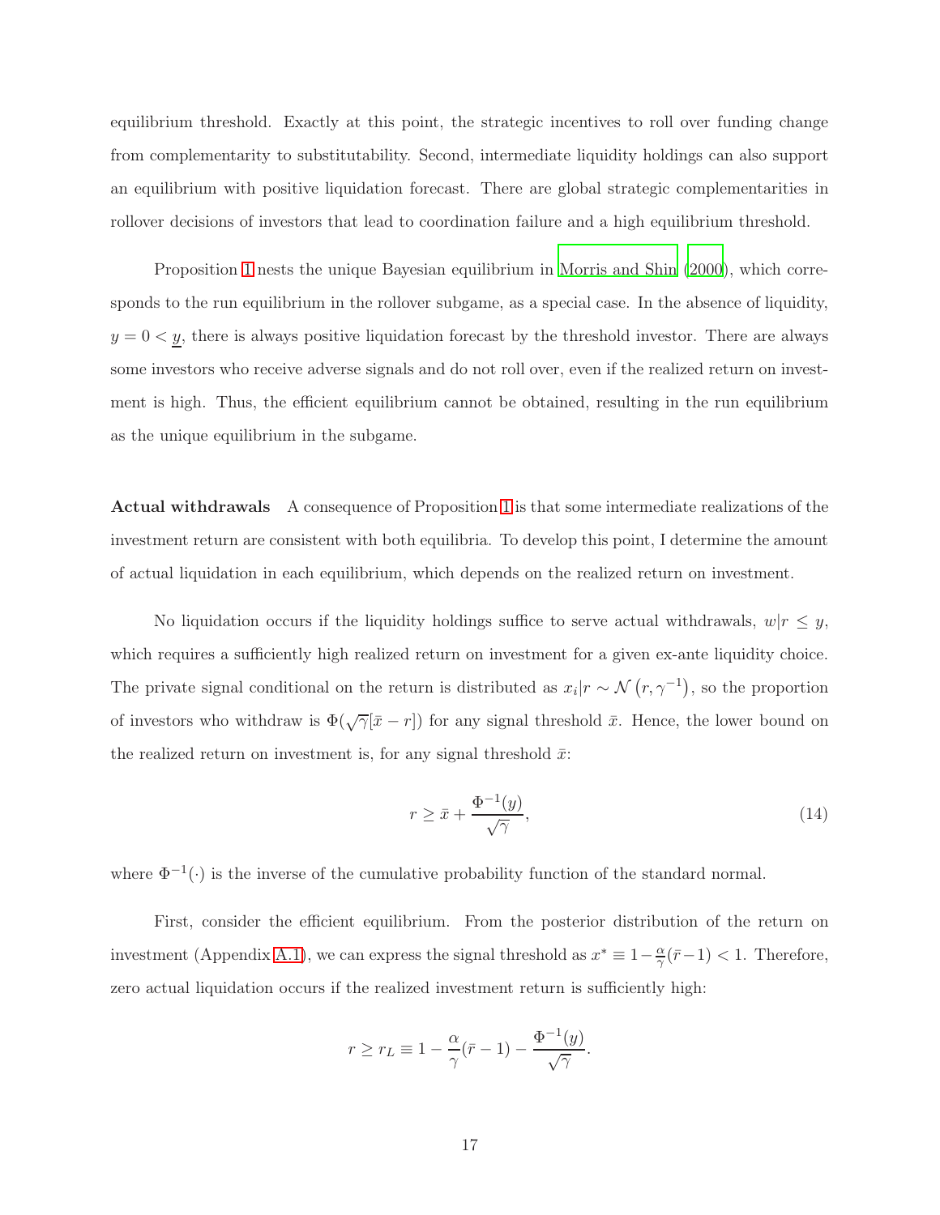equilibrium threshold. Exactly at this point, the strategic incentives to roll over funding change from complementarity to substitutability. Second, intermediate liquidity holdings can also support an equilibrium with positive liquidation forecast. There are global strategic complementarities in rollover decisions of investors that lead to coordination failure and a high equilibrium threshold.

Proposition 1 nests the unique Bayesian equilibrium in Morris and Shin (2000), which corresponds to the run equilibrium in the rollover subgame, as a special case. In the absence of liquidity, $y = 0 < \underline{y}$, there is always positive liquidation forecast by the threshold investor. There are always some investors who receive adverse signals and do not roll over, even if the realized return on investment is high. Thus, the efficient equilibrium cannot be obtained, resulting in the run equilibrium as the unique equilibrium in the subgame.

**Actual withdrawals** A consequence of Proposition 1 is that some intermediate realizations of the investment return are consistent with both equilibria. To develop this point, I determine the amount of actual liquidation in each equilibrium, which depends on the realized return on investment.

No liquidation occurs if the liquidity holdings suffice to serve actual withdrawals, $w|r \leq y$, which requires a sufficiently high realized return on investment for a given ex-ante liquidity choice. The private signal conditional on the return is distributed as $x_i|r \sim \mathcal{N}\left(r, \gamma^{-1}\right)$, so the proportion of investors who withdraw is $\Phi(\sqrt{\gamma}[\bar{x} - r])$ for any signal threshold $\bar{x}$. Hence, the lower bound on the realized return on investment is, for any signal threshold $\bar{x}$:

$$r \geq \bar{x} + \frac{\Phi^{-1}(y)}{\sqrt{\gamma}}, \tag{14}$$

where $\Phi^{-1}(\cdot)$ is the inverse of the cumulative probability function of the standard normal.

First, consider the efficient equilibrium. From the posterior distribution of the return on investment (Appendix A.1), we can express the signal threshold as $x^* \equiv 1 - \frac{\alpha}{\gamma}(\bar{r} - 1) < 1$. Therefore, zero actual liquidation occurs if the realized investment return is sufficiently high:

$$r \geq r_L \equiv 1 - \frac{\alpha}{\gamma}(\bar{r} - 1) - \frac{\Phi^{-1}(y)}{\sqrt{\gamma}}.$$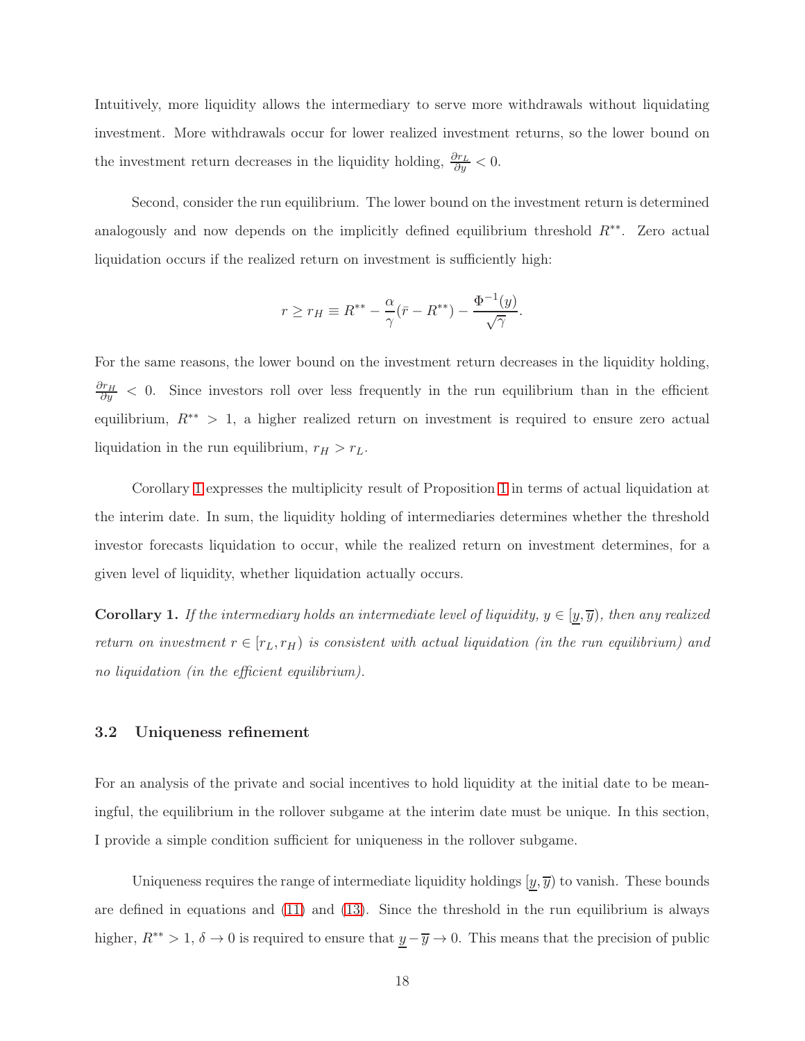Intuitively, more liquidity allows the intermediary to serve more withdrawals without liquidating investment. More withdrawals occur for lower realized investment returns, so the lower bound on the investment return decreases in the liquidity holding, $\frac{\partial r_L}{\partial y} < 0$.

Second, consider the run equilibrium. The lower bound on the investment return is determined analogously and now depends on the implicitly defined equilibrium threshold $R^{**}$. Zero actual liquidation occurs if the realized return on investment is sufficiently high:

$$r \geq r_H \equiv R^{**} - \frac{\alpha}{\gamma}(\bar{r} - R^{**}) - \frac{\Phi^{-1}(y)}{\sqrt{\gamma}}.$$

For the same reasons, the lower bound on the investment return decreases in the liquidity holding, $\frac{\partial r_H}{\partial y} < 0$. Since investors roll over less frequently in the run equilibrium than in the efficient equilibrium, $R^{**} > 1$, a higher realized return on investment is required to ensure zero actual liquidation in the run equilibrium, $r_H > r_L$.

Corollary 1 expresses the multiplicity result of Proposition 1 in terms of actual liquidation at the interim date. In sum, the liquidity holding of intermediaries determines whether the threshold investor forecasts liquidation to occur, while the realized return on investment determines, for a given level of liquidity, whether liquidation actually occurs.

**Corollary 1.** *If the intermediary holds an intermediate level of liquidity, $y \in [\underline{y}, \overline{y})$, then any realized return on investment $r \in [r_L, r_H)$ is consistent with actual liquidation (in the run equilibrium) and no liquidation (in the efficient equilibrium).*

### 3.2 Uniqueness refinement

For an analysis of the private and social incentives to hold liquidity at the initial date to be meaningful, the equilibrium in the rollover subgame at the interim date must be unique. In this section, I provide a simple condition sufficient for uniqueness in the rollover subgame.

Uniqueness requires the range of intermediate liquidity holdings $[\underline{y}, \overline{y})$ to vanish. These bounds are defined in equations and (11) and (13). Since the threshold in the run equilibrium is always higher, $R^{**} > 1$, $\delta \to 0$ is required to ensure that $\underline{y} - \overline{y} \to 0$. This means that the precision of public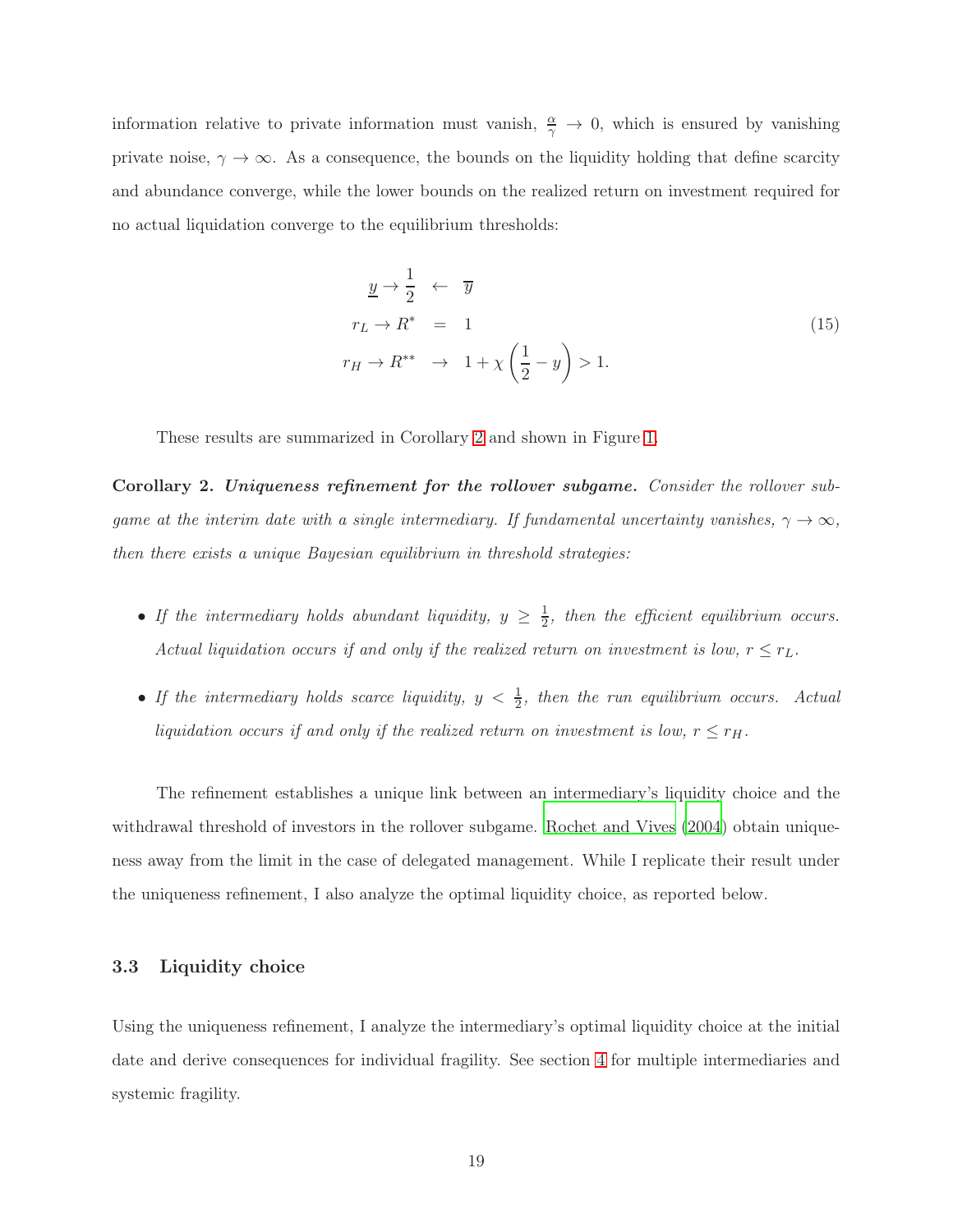information relative to private information must vanish, $\frac{\alpha}{\gamma} \to 0$, which is ensured by vanishing private noise, $\gamma \to \infty$. As a consequence, the bounds on the liquidity holding that define scarcity and abundance converge, while the lower bounds on the realized return on investment required for no actual liquidation converge to the equilibrium thresholds:

$$
\begin{aligned}
\underline{y} \to \frac{1}{2} \quad &\leftarrow \quad \overline{y} \\
r_L \to R^* \quad &= \quad 1 \\
r_H \to R^{**} \quad &\to \quad 1 + \chi\left(\frac{1}{2} - y\right) > 1.
\end{aligned}
\tag{15}
$$

These results are summarized in Corollary 2 and shown in Figure 1.

**Corollary 2.** ***Uniqueness refinement for the rollover subgame.*** *Consider the rollover subgame at the interim date with a single intermediary. If fundamental uncertainty vanishes, $\gamma \to \infty$, then there exists a unique Bayesian equilibrium in threshold strategies:*

- *If the intermediary holds abundant liquidity, $y \geq \frac{1}{2}$, then the efficient equilibrium occurs. Actual liquidation occurs if and only if the realized return on investment is low, $r \leq r_L$.*
- *If the intermediary holds scarce liquidity, $y < \frac{1}{2}$, then the run equilibrium occurs. Actual liquidation occurs if and only if the realized return on investment is low, $r \leq r_H$.*

The refinement establishes a unique link between an intermediary's liquidity choice and the withdrawal threshold of investors in the rollover subgame. Rochet and Vives (2004) obtain uniqueness away from the limit in the case of delegated management. While I replicate their result under the uniqueness refinement, I also analyze the optimal liquidity choice, as reported below.

### 3.3 Liquidity choice

Using the uniqueness refinement, I analyze the intermediary's optimal liquidity choice at the initial date and derive consequences for individual fragility. See section 4 for multiple intermediaries and systemic fragility.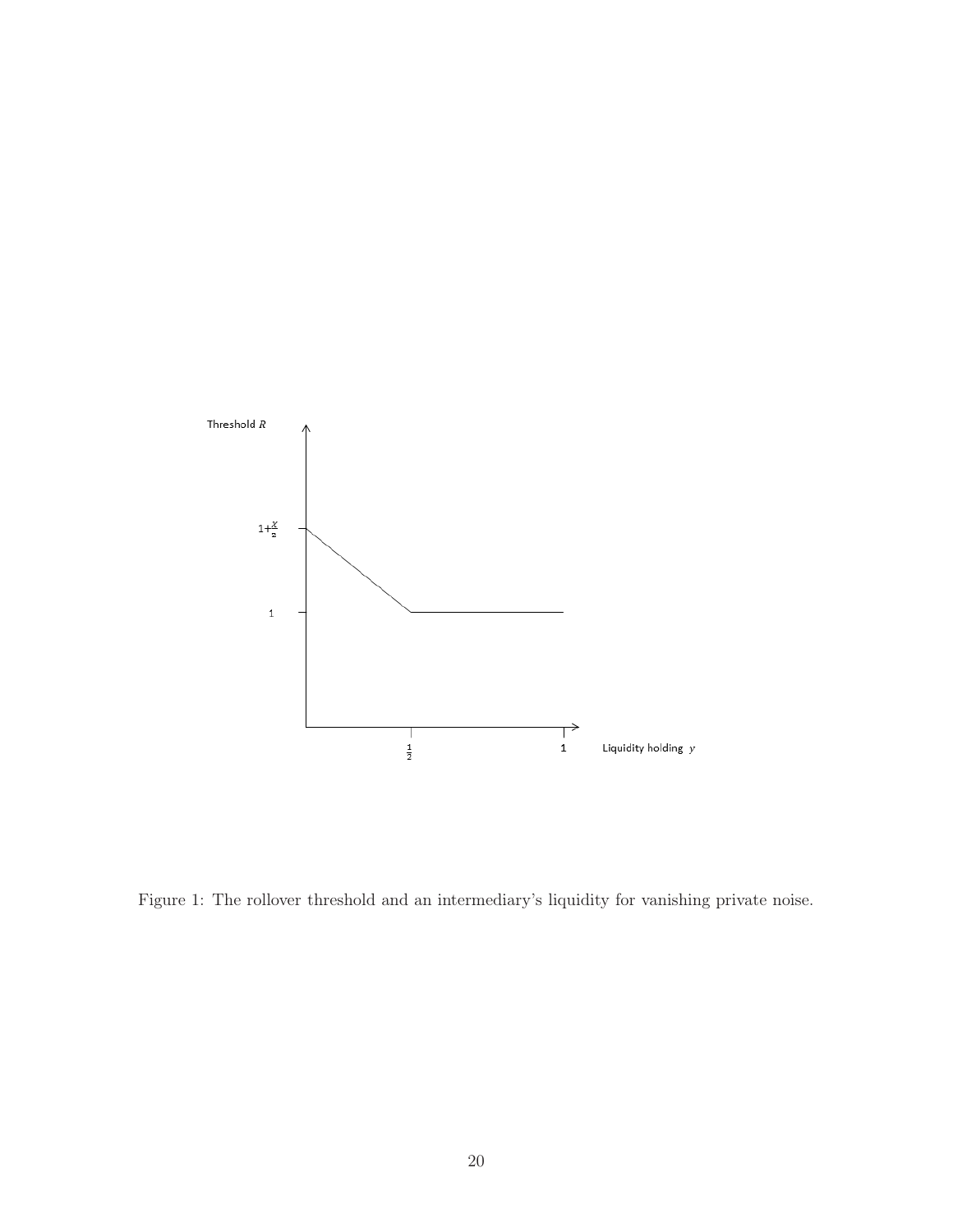Figure 1: The rollover threshold and an intermediary's liquidity for vanishing private noise.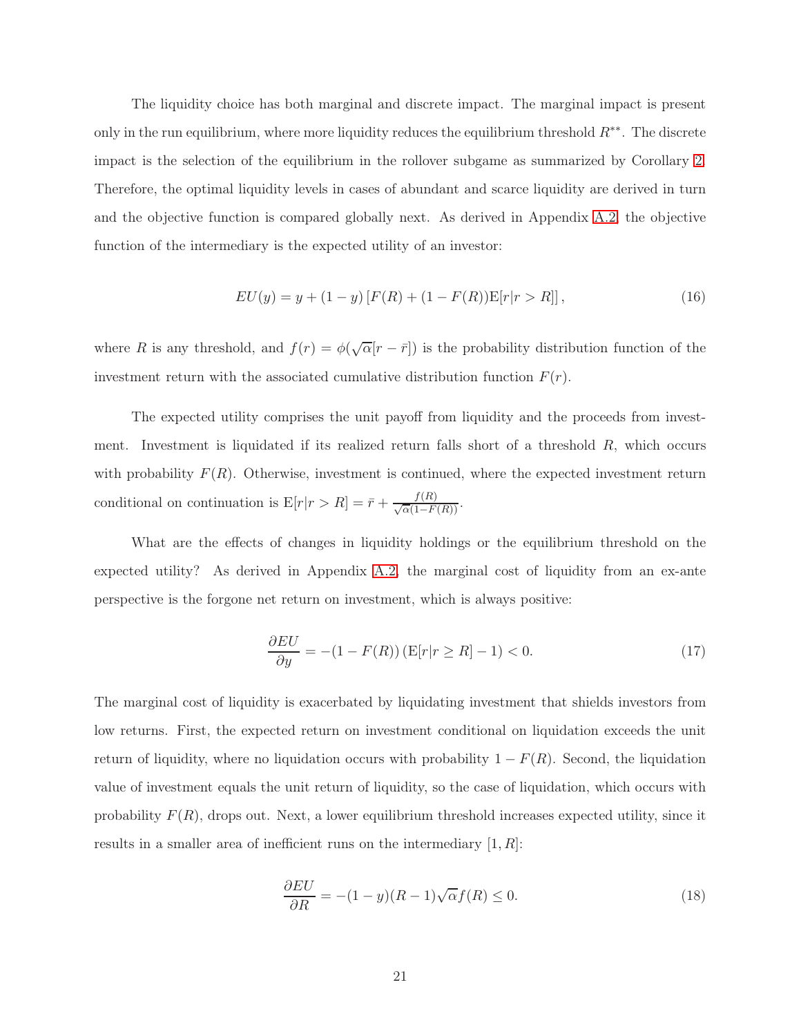The liquidity choice has both marginal and discrete impact. The marginal impact is present only in the run equilibrium, where more liquidity reduces the equilibrium threshold $R^{**}$. The discrete impact is the selection of the equilibrium in the rollover subgame as summarized by Corollary 2. Therefore, the optimal liquidity levels in cases of abundant and scarce liquidity are derived in turn and the objective function is compared globally next. As derived in Appendix A.2, the objective function of the intermediary is the expected utility of an investor:

$$EU(y) = y + (1-y)\left[F(R) + (1-F(R))\mathrm{E}[r|r > R]\right], \tag{16}$$

where $R$ is any threshold, and $f(r) = \phi(\sqrt{\alpha}[r - \bar{r}])$ is the probability distribution function of the investment return with the associated cumulative distribution function $F(r)$.

The expected utility comprises the unit payoff from liquidity and the proceeds from investment. Investment is liquidated if its realized return falls short of a threshold $R$, which occurs with probability $F(R)$. Otherwise, investment is continued, where the expected investment return conditional on continuation is $\mathrm{E}[r|r > R] = \bar{r} + \frac{f(R)}{\sqrt{\alpha}(1-F(R))}$.

What are the effects of changes in liquidity holdings or the equilibrium threshold on the expected utility? As derived in Appendix A.2, the marginal cost of liquidity from an ex-ante perspective is the forgone net return on investment, which is always positive:

$$\frac{\partial EU}{\partial y} = -(1-F(R))\left(\mathrm{E}[r|r \geq R] - 1\right) < 0. \tag{17}$$

The marginal cost of liquidity is exacerbated by liquidating investment that shields investors from low returns. First, the expected return on investment conditional on liquidation exceeds the unit return of liquidity, where no liquidation occurs with probability $1 - F(R)$. Second, the liquidation value of investment equals the unit return of liquidity, so the case of liquidation, which occurs with probability $F(R)$, drops out. Next, a lower equilibrium threshold increases expected utility, since it results in a smaller area of inefficient runs on the intermediary $[1, R]$:

$$\frac{\partial EU}{\partial R} = -(1-y)(R-1)\sqrt{\alpha}f(R) \leq 0. \tag{18}$$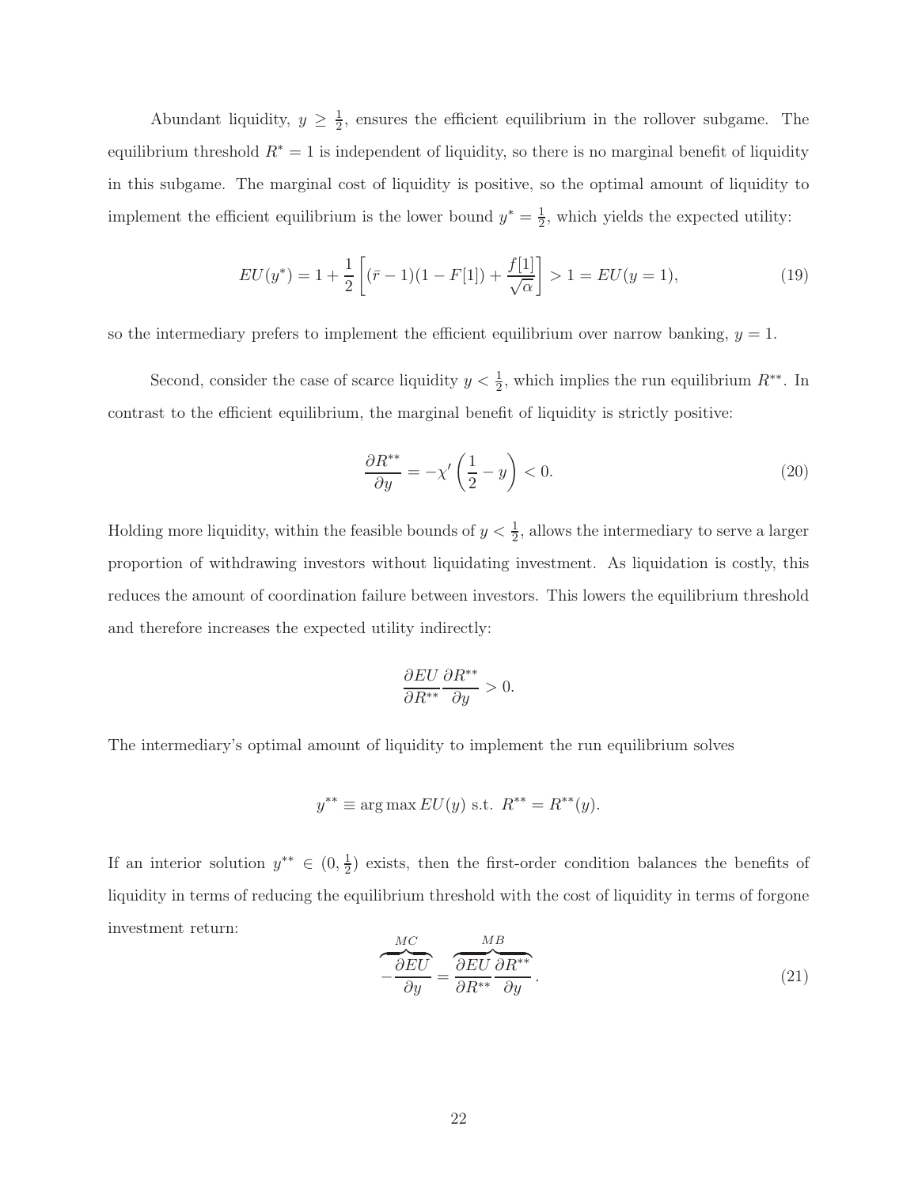Abundant liquidity, $y \geq \frac{1}{2}$, ensures the efficient equilibrium in the rollover subgame. The equilibrium threshold $R^* = 1$ is independent of liquidity, so there is no marginal benefit of liquidity in this subgame. The marginal cost of liquidity is positive, so the optimal amount of liquidity to implement the efficient equilibrium is the lower bound $y^* = \frac{1}{2}$, which yields the expected utility:

$$EU(y^*) = 1 + \frac{1}{2}\left[(\bar{r} - 1)(1 - F[1]) + \frac{f[1]}{\sqrt{\alpha}}\right] > 1 = EU(y = 1), \tag{19}$$

so the intermediary prefers to implement the efficient equilibrium over narrow banking, $y = 1$.

Second, consider the case of scarce liquidity $y < \frac{1}{2}$, which implies the run equilibrium $R^{**}$. In contrast to the efficient equilibrium, the marginal benefit of liquidity is strictly positive:

$$\frac{\partial R^{**}}{\partial y} = -\chi'\left(\frac{1}{2} - y\right) < 0. \tag{20}$$

Holding more liquidity, within the feasible bounds of $y < \frac{1}{2}$, allows the intermediary to serve a larger proportion of withdrawing investors without liquidating investment. As liquidation is costly, this reduces the amount of coordination failure between investors. This lowers the equilibrium threshold and therefore increases the expected utility indirectly:

$$\frac{\partial EU}{\partial R^{**}}\frac{\partial R^{**}}{\partial y} > 0.$$

The intermediary's optimal amount of liquidity to implement the run equilibrium solves

$$y^{**} \equiv \arg\max EU(y) \text{ s.t. } R^{**} = R^{**}(y).$$

If an interior solution $y^{**} \in (0, \frac{1}{2})$ exists, then the first-order condition balances the benefits of liquidity in terms of reducing the equilibrium threshold with the cost of liquidity in terms of forgone investment return:

$$\overbrace{-\frac{\partial EU}{\partial y}}^{MC} = \overbrace{\frac{\partial EU}{\partial R^{**}}\frac{\partial R^{**}}{\partial y}}^{MB}. \tag{21}$$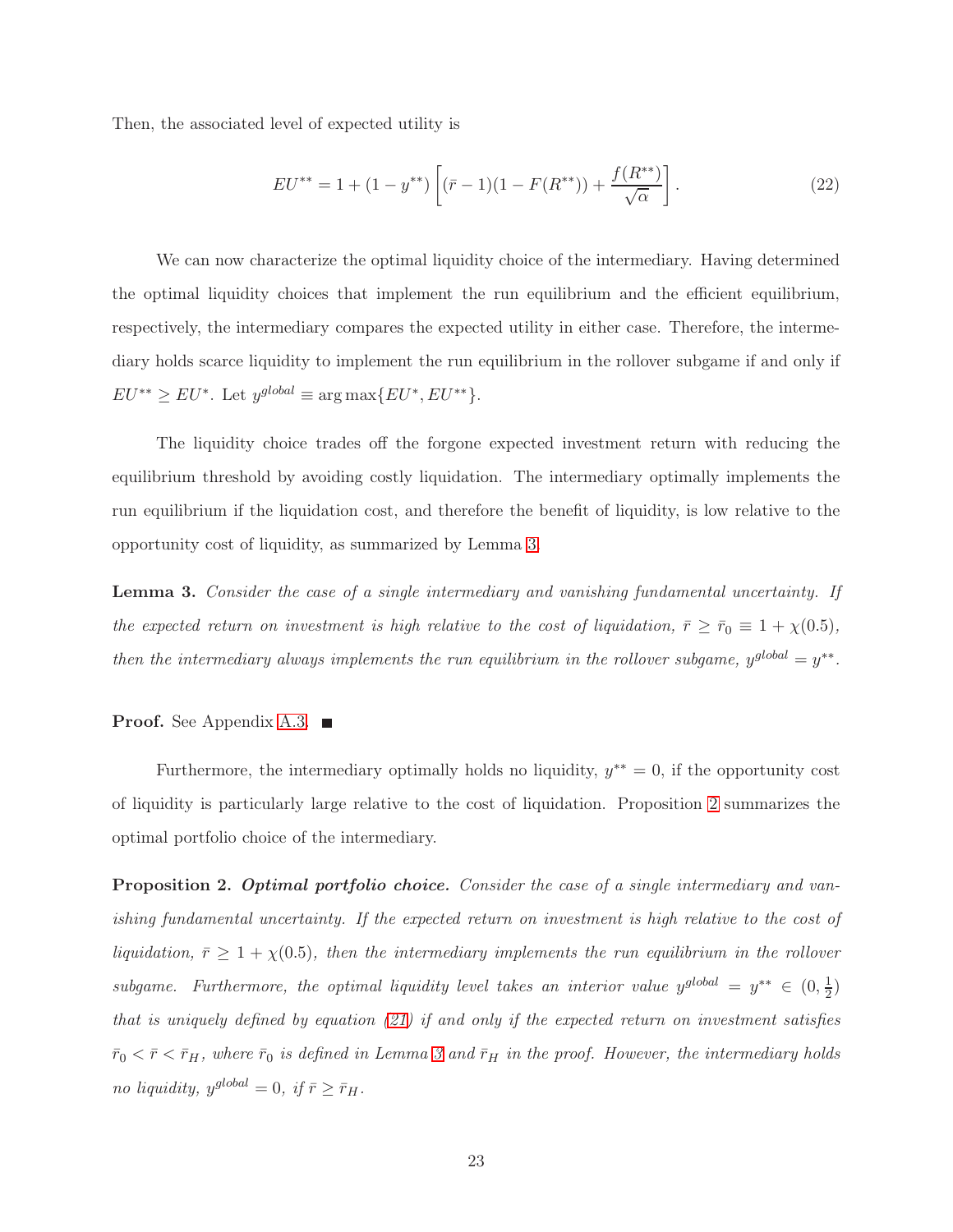Then, the associated level of expected utility is

$$EU^{**} = 1 + (1 - y^{**}) \left[ (\bar{r} - 1)(1 - F(R^{**})) + \frac{f(R^{**})}{\sqrt{\alpha}} \right]. \tag{22}$$

We can now characterize the optimal liquidity choice of the intermediary. Having determined the optimal liquidity choices that implement the run equilibrium and the efficient equilibrium, respectively, the intermediary compares the expected utility in either case. Therefore, the intermediary holds scarce liquidity to implement the run equilibrium in the rollover subgame if and only if $EU^{**} \geq EU^{*}$. Let $y^{global} \equiv \arg\max\{EU^{*}, EU^{**}\}$.

The liquidity choice trades off the forgone expected investment return with reducing the equilibrium threshold by avoiding costly liquidation. The intermediary optimally implements the run equilibrium if the liquidation cost, and therefore the benefit of liquidity, is low relative to the opportunity cost of liquidity, as summarized by Lemma 3.

**Lemma 3.** *Consider the case of a single intermediary and vanishing fundamental uncertainty. If the expected return on investment is high relative to the cost of liquidation, $\bar{r} \geq \bar{r}_0 \equiv 1 + \chi(0.5)$, then the intermediary always implements the run equilibrium in the rollover subgame, $y^{global} = y^{**}$.*

**Proof.** See Appendix A.3. ■

Furthermore, the intermediary optimally holds no liquidity, $y^{**} = 0$, if the opportunity cost of liquidity is particularly large relative to the cost of liquidation. Proposition 2 summarizes the optimal portfolio choice of the intermediary.

**Proposition 2.** ***Optimal portfolio choice.*** *Consider the case of a single intermediary and vanishing fundamental uncertainty. If the expected return on investment is high relative to the cost of liquidation, $\bar{r} \geq 1 + \chi(0.5)$, then the intermediary implements the run equilibrium in the rollover subgame. Furthermore, the optimal liquidity level takes an interior value $y^{global} = y^{**} \in (0, \frac{1}{2})$ that is uniquely defined by equation (21) if and only if the expected return on investment satisfies $\bar{r}_0 < \bar{r} < \bar{r}_H$, where $\bar{r}_0$ is defined in Lemma 3 and $\bar{r}_H$ in the proof. However, the intermediary holds no liquidity, $y^{global} = 0$, if $\bar{r} \geq \bar{r}_H$.*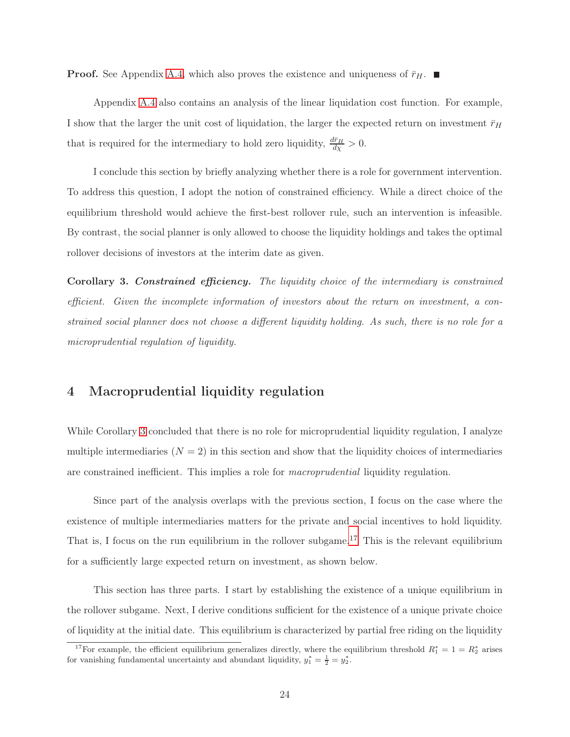**Proof.** See Appendix A.4, which also proves the existence and uniqueness of $\bar{r}_H$. ■

Appendix A.4 also contains an analysis of the linear liquidation cost function. For example, I show that the larger the unit cost of liquidation, the larger the expected return on investment $\bar{r}_H$ that is required for the intermediary to hold zero liquidity, $\frac{d\bar{r}_H}{d\chi} > 0$.

I conclude this section by briefly analyzing whether there is a role for government intervention. To address this question, I adopt the notion of constrained efficiency. While a direct choice of the equilibrium threshold would achieve the first-best rollover rule, such an intervention is infeasible. By contrast, the social planner is only allowed to choose the liquidity holdings and takes the optimal rollover decisions of investors at the interim date as given.

**Corollary 3.** ***Constrained efficiency.*** *The liquidity choice of the intermediary is constrained efficient. Given the incomplete information of investors about the return on investment, a constrained social planner does not choose a different liquidity holding. As such, there is no role for a microprudential regulation of liquidity.*

# 4 Macroprudential liquidity regulation

While Corollary 3 concluded that there is no role for microprudential liquidity regulation, I analyze multiple intermediaries ($N = 2$) in this section and show that the liquidity choices of intermediaries are constrained inefficient. This implies a role for *macroprudential* liquidity regulation.

Since part of the analysis overlaps with the previous section, I focus on the case where the existence of multiple intermediaries matters for the private and social incentives to hold liquidity. That is, I focus on the run equilibrium in the rollover subgame.[17] This is the relevant equilibrium for a sufficiently large expected return on investment, as shown below.

This section has three parts. I start by establishing the existence of a unique equilibrium in the rollover subgame. Next, I derive conditions sufficient for the existence of a unique private choice of liquidity at the initial date. This equilibrium is characterized by partial free riding on the liquidity

[17] For example, the efficient equilibrium generalizes directly, where the equilibrium threshold $R_1^* = 1 = R_2^*$ arises for vanishing fundamental uncertainty and abundant liquidity, $y_1^* = \frac{1}{2} = y_2^*$.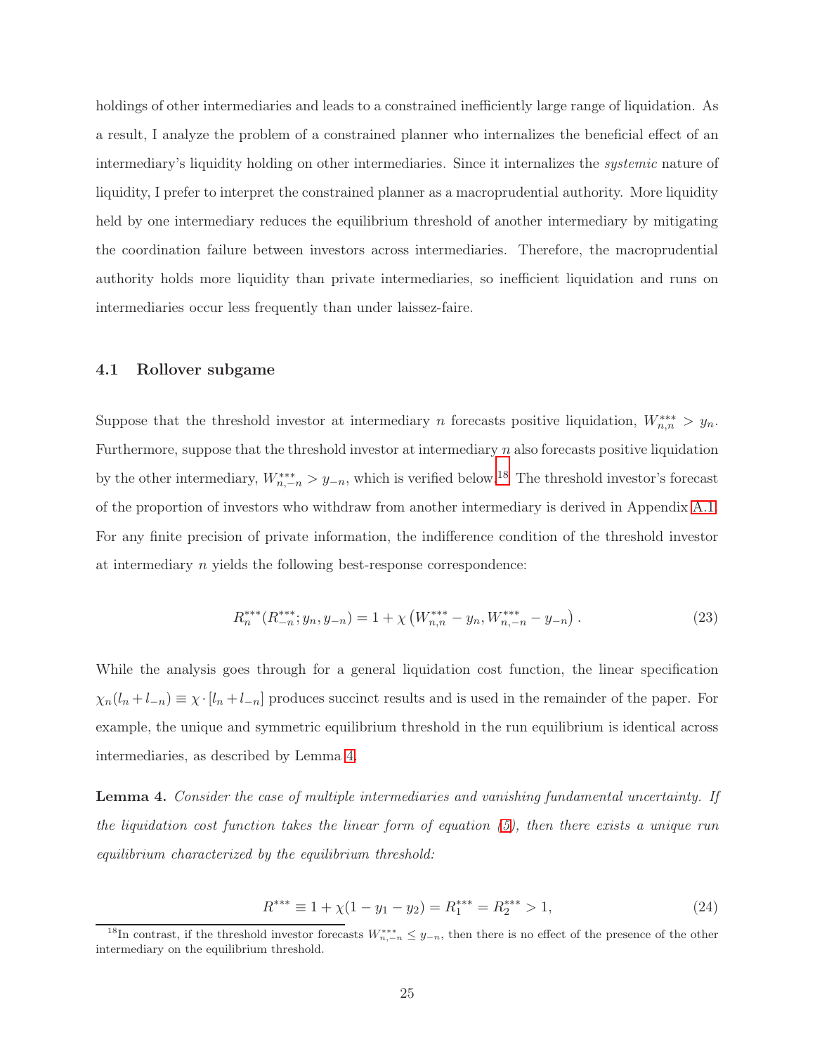holdings of other intermediaries and leads to a constrained inefficiently large range of liquidation. As a result, I analyze the problem of a constrained planner who internalizes the beneficial effect of an intermediary's liquidity holding on other intermediaries. Since it internalizes the *systemic* nature of liquidity, I prefer to interpret the constrained planner as a macroprudential authority. More liquidity held by one intermediary reduces the equilibrium threshold of another intermediary by mitigating the coordination failure between investors across intermediaries. Therefore, the macroprudential authority holds more liquidity than private intermediaries, so inefficient liquidation and runs on intermediaries occur less frequently than under laissez-faire.

### 4.1 Rollover subgame

Suppose that the threshold investor at intermediary $n$ forecasts positive liquidation, $W^{***}_{n,n} > y_n$. Furthermore, suppose that the threshold investor at intermediary $n$ also forecasts positive liquidation by the other intermediary, $W^{***}_{n,-n} > y_{-n}$, which is verified below.[18] The threshold investor's forecast of the proportion of investors who withdraw from another intermediary is derived in Appendix A.1. For any finite precision of private information, the indifference condition of the threshold investor at intermediary $n$ yields the following best-response correspondence:

$$R^{***}_n(R^{***}_{-n}; y_n, y_{-n}) = 1 + \chi\left(W^{***}_{n,n} - y_n, W^{***}_{n,-n} - y_{-n}\right). \tag{23}$$

While the analysis goes through for a general liquidation cost function, the linear specification $\chi_n(l_n + l_{-n}) \equiv \chi \cdot [l_n + l_{-n}]$ produces succinct results and is used in the remainder of the paper. For example, the unique and symmetric equilibrium threshold in the run equilibrium is identical across intermediaries, as described by Lemma 4.

**Lemma 4.** *Consider the case of multiple intermediaries and vanishing fundamental uncertainty. If the liquidation cost function takes the linear form of equation (5), then there exists a unique run equilibrium characterized by the equilibrium threshold:*

$$R^{***} \equiv 1 + \chi(1 - y_1 - y_2) = R^{***}_1 = R^{***}_2 > 1, \tag{24}$$

[18] In contrast, if the threshold investor forecasts $W^{***}_{n,-n} \leq y_{-n}$, then there is no effect of the presence of the other intermediary on the equilibrium threshold.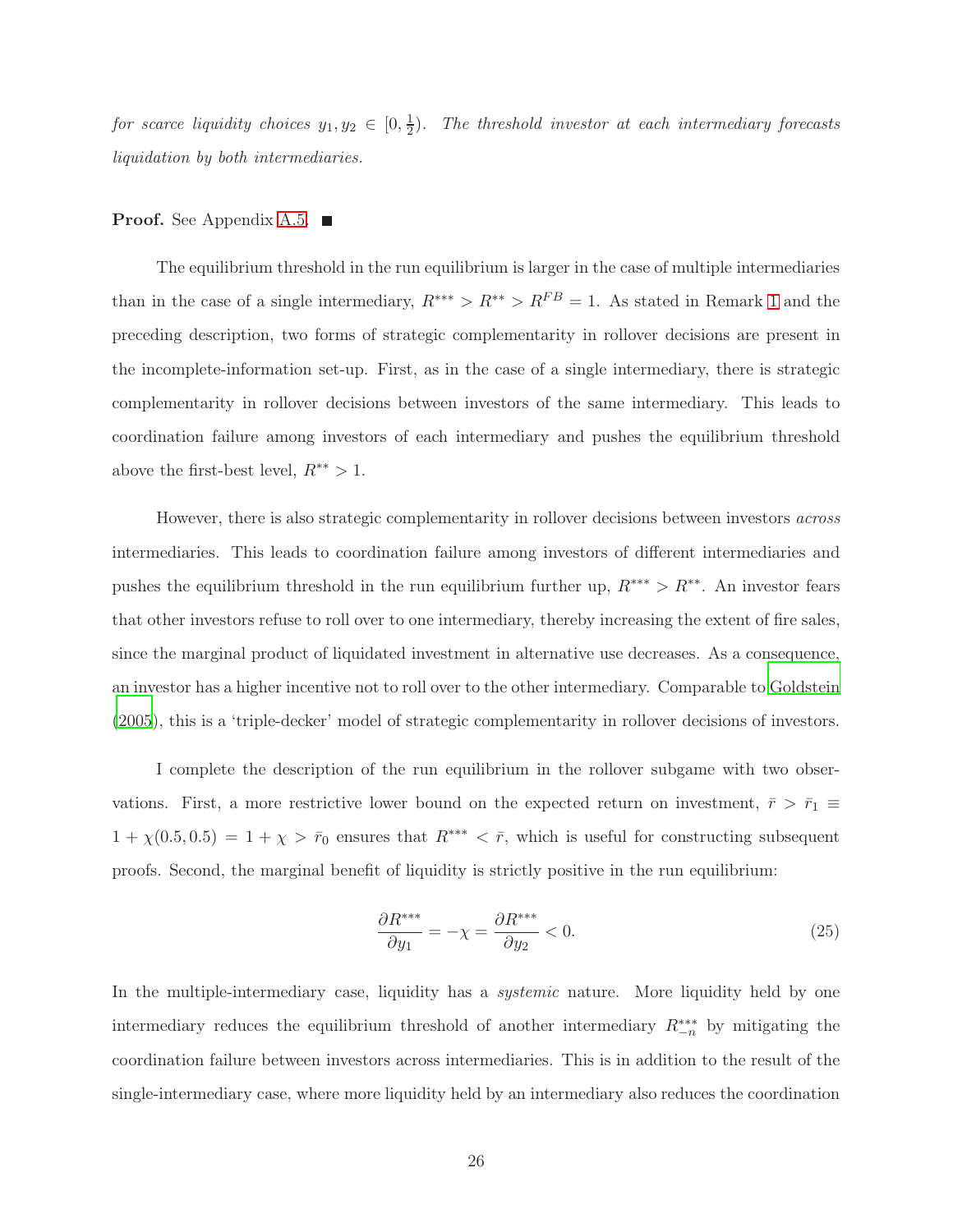*for scarce liquidity choices $y_1, y_2 \in [0, \frac{1}{2})$. The threshold investor at each intermediary forecasts liquidation by both intermediaries.*

**Proof.** See Appendix A.5. ■

The equilibrium threshold in the run equilibrium is larger in the case of multiple intermediaries than in the case of a single intermediary, $R^{***} > R^{**} > R^{FB} = 1$. As stated in Remark 1 and the preceding description, two forms of strategic complementarity in rollover decisions are present in the incomplete-information set-up. First, as in the case of a single intermediary, there is strategic complementarity in rollover decisions between investors of the same intermediary. This leads to coordination failure among investors of each intermediary and pushes the equilibrium threshold above the first-best level, $R^{**} > 1$.

However, there is also strategic complementarity in rollover decisions between investors *across* intermediaries. This leads to coordination failure among investors of different intermediaries and pushes the equilibrium threshold in the run equilibrium further up, $R^{***} > R^{**}$. An investor fears that other investors refuse to roll over to one intermediary, thereby increasing the extent of fire sales, since the marginal product of liquidated investment in alternative use decreases. As a consequence, an investor has a higher incentive not to roll over to the other intermediary. Comparable to Goldstein (2005), this is a 'triple-decker' model of strategic complementarity in rollover decisions of investors.

I complete the description of the run equilibrium in the rollover subgame with two observations. First, a more restrictive lower bound on the expected return on investment, $\bar{r} > \bar{r}_1 \equiv 1 + \chi(0.5, 0.5) = 1 + \chi > \bar{r}_0$ ensures that $R^{***} < \bar{r}$, which is useful for constructing subsequent proofs. Second, the marginal benefit of liquidity is strictly positive in the run equilibrium:

$$\frac{\partial R^{***}}{\partial y_1} = -\chi = \frac{\partial R^{***}}{\partial y_2} < 0. \tag{25}$$

In the multiple-intermediary case, liquidity has a *systemic* nature. More liquidity held by one intermediary reduces the equilibrium threshold of another intermediary $R^{***}_{-n}$ by mitigating the coordination failure between investors across intermediaries. This is in addition to the result of the single-intermediary case, where more liquidity held by an intermediary also reduces the coordination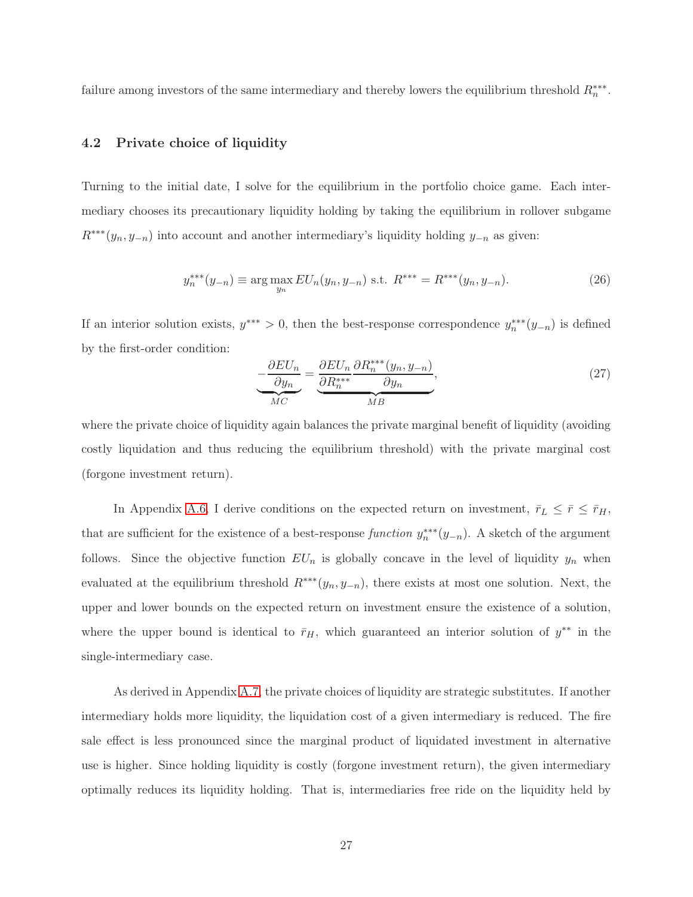failure among investors of the same intermediary and thereby lowers the equilibrium threshold $R_n^{***}$.

### 4.2 Private choice of liquidity

Turning to the initial date, I solve for the equilibrium in the portfolio choice game. Each intermediary chooses its precautionary liquidity holding by taking the equilibrium in rollover subgame $R^{***}(y_n, y_{-n})$ into account and another intermediary's liquidity holding $y_{-n}$ as given:

$$y_n^{***}(y_{-n}) \equiv \arg\max_{y_n} EU_n(y_n, y_{-n}) \text{ s.t. } R^{***} = R^{***}(y_n, y_{-n}). \tag{26}$$

If an interior solution exists, $y^{***} > 0$, then the best-response correspondence $y_n^{***}(y_{-n})$ is defined by the first-order condition:

$$\underbrace{-\frac{\partial EU_n}{\partial y_n}}_{MC} = \underbrace{\frac{\partial EU_n}{\partial R_n^{***}} \frac{\partial R_n^{***}(y_n, y_{-n})}{\partial y_n}}_{MB}, \tag{27}$$

where the private choice of liquidity again balances the private marginal benefit of liquidity (avoiding costly liquidation and thus reducing the equilibrium threshold) with the private marginal cost (forgone investment return).

In Appendix A.6, I derive conditions on the expected return on investment, $\bar{r}_L \leq \bar{r} \leq \bar{r}_H$, that are sufficient for the existence of a best-response *function* $y_n^{***}(y_{-n})$. A sketch of the argument follows. Since the objective function $EU_n$ is globally concave in the level of liquidity $y_n$ when evaluated at the equilibrium threshold $R^{***}(y_n, y_{-n})$, there exists at most one solution. Next, the upper and lower bounds on the expected return on investment ensure the existence of a solution, where the upper bound is identical to $\bar{r}_H$, which guaranteed an interior solution of $y^{**}$ in the single-intermediary case.

As derived in Appendix A.7, the private choices of liquidity are strategic substitutes. If another intermediary holds more liquidity, the liquidation cost of a given intermediary is reduced. The fire sale effect is less pronounced since the marginal product of liquidated investment in alternative use is higher. Since holding liquidity is costly (forgone investment return), the given intermediary optimally reduces its liquidity holding. That is, intermediaries free ride on the liquidity held by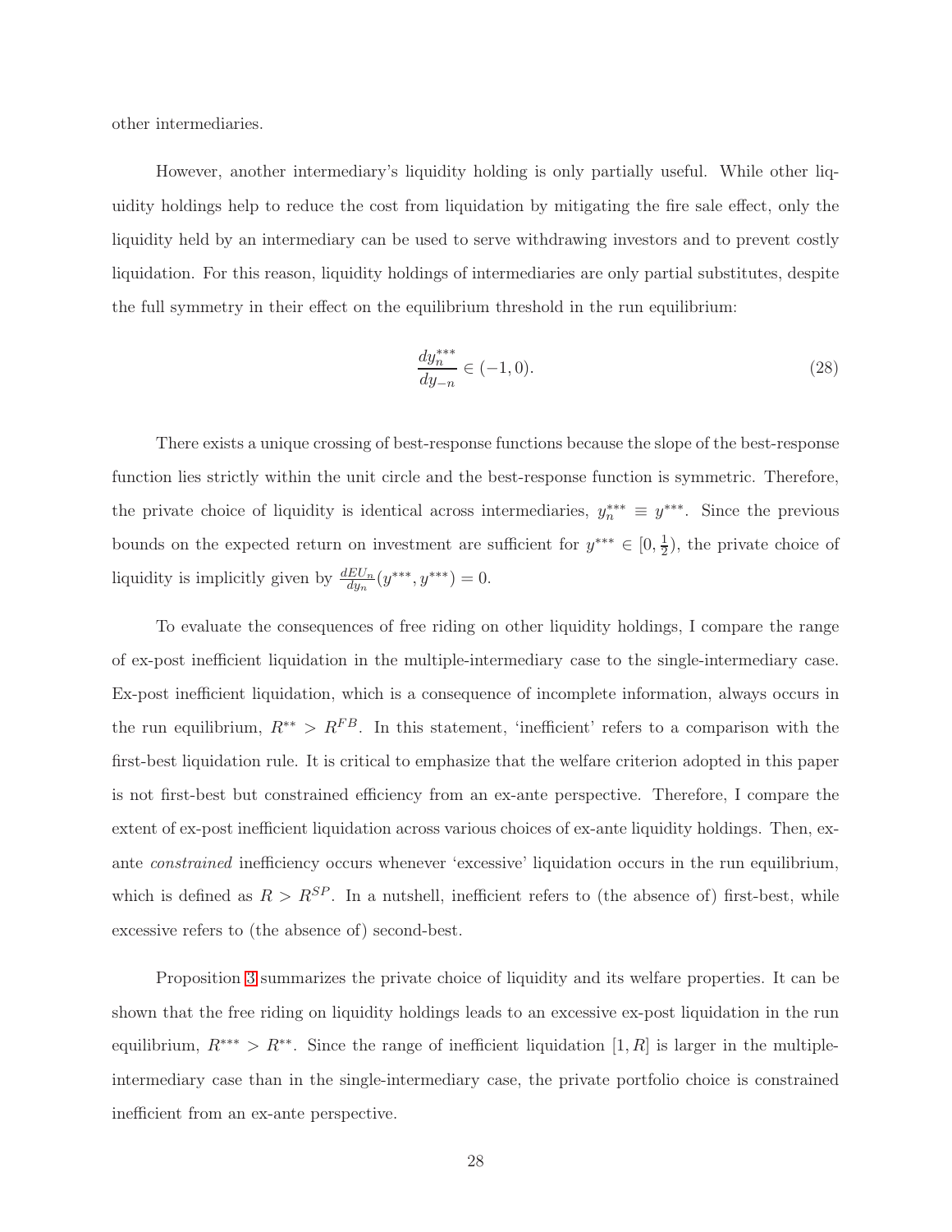other intermediaries.

However, another intermediary's liquidity holding is only partially useful. While other liquidity holdings help to reduce the cost from liquidation by mitigating the fire sale effect, only the liquidity held by an intermediary can be used to serve withdrawing investors and to prevent costly liquidation. For this reason, liquidity holdings of intermediaries are only partial substitutes, despite the full symmetry in their effect on the equilibrium threshold in the run equilibrium:

$$\frac{dy_n^{***}}{dy_{-n}} \in (-1, 0). \tag{28}$$

There exists a unique crossing of best-response functions because the slope of the best-response function lies strictly within the unit circle and the best-response function is symmetric. Therefore, the private choice of liquidity is identical across intermediaries, $y_n^{***} \equiv y^{***}$. Since the previous bounds on the expected return on investment are sufficient for $y^{***} \in [0, \frac{1}{2})$, the private choice of liquidity is implicitly given by $\frac{dEU_n}{dy_n}(y^{***}, y^{***}) = 0$.

To evaluate the consequences of free riding on other liquidity holdings, I compare the range of ex-post inefficient liquidation in the multiple-intermediary case to the single-intermediary case. Ex-post inefficient liquidation, which is a consequence of incomplete information, always occurs in the run equilibrium, $R^{**} > R^{FB}$. In this statement, 'inefficient' refers to a comparison with the first-best liquidation rule. It is critical to emphasize that the welfare criterion adopted in this paper is not first-best but constrained efficiency from an ex-ante perspective. Therefore, I compare the extent of ex-post inefficient liquidation across various choices of ex-ante liquidity holdings. Then, ex-ante *constrained* inefficiency occurs whenever 'excessive' liquidation occurs in the run equilibrium, which is defined as $R > R^{SP}$. In a nutshell, inefficient refers to (the absence of) first-best, while excessive refers to (the absence of) second-best.

Proposition 3 summarizes the private choice of liquidity and its welfare properties. It can be shown that the free riding on liquidity holdings leads to an excessive ex-post liquidation in the run equilibrium, $R^{***} > R^{**}$. Since the range of inefficient liquidation $[1, R]$ is larger in the multiple-intermediary case than in the single-intermediary case, the private portfolio choice is constrained inefficient from an ex-ante perspective.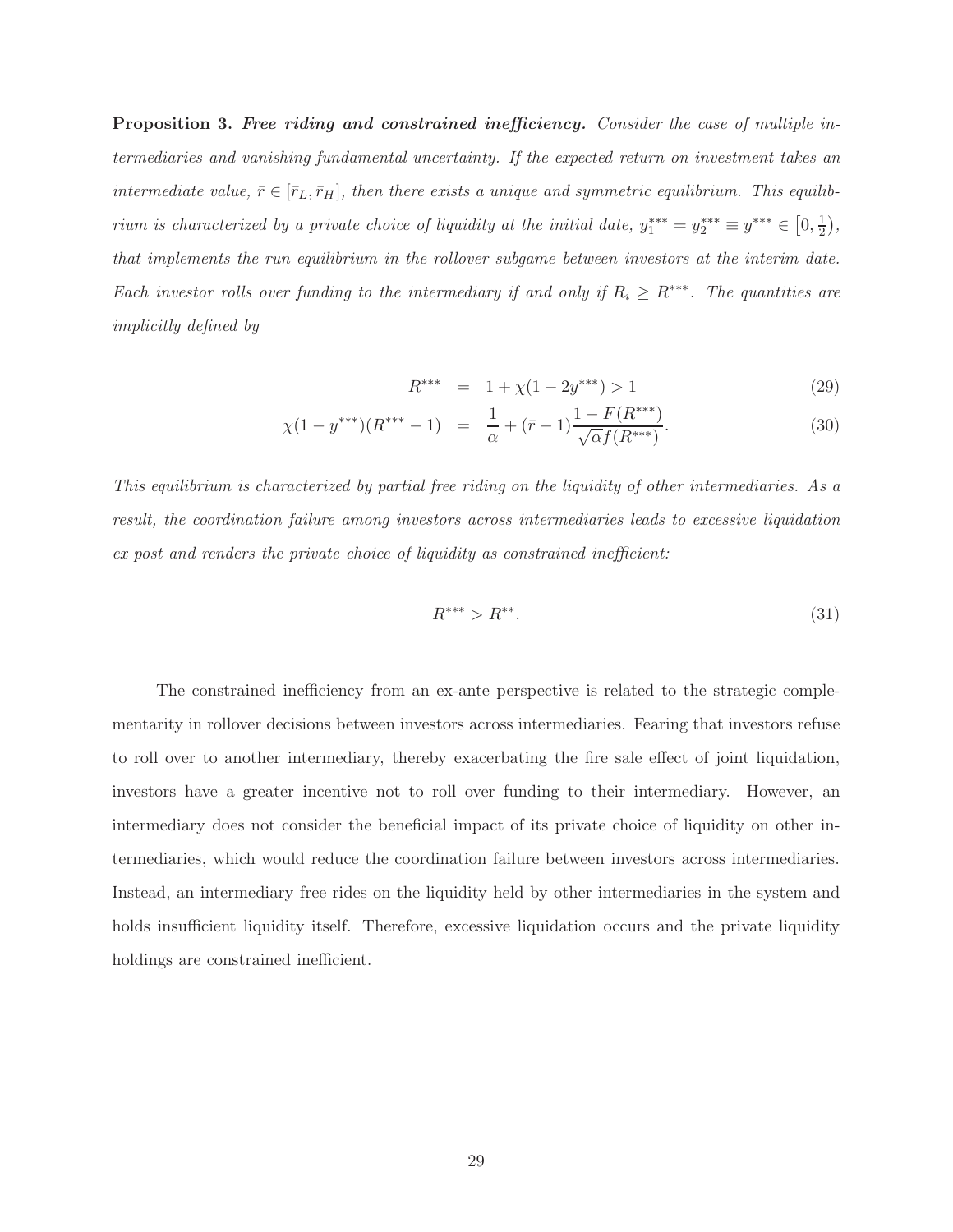**Proposition 3.** ***Free riding and constrained inefficiency.*** *Consider the case of multiple intermediaries and vanishing fundamental uncertainty. If the expected return on investment takes an intermediate value, $\bar{r} \in [\bar{r}_L, \bar{r}_H]$, then there exists a unique and symmetric equilibrium. This equilibrium is characterized by a private choice of liquidity at the initial date, $y_1^{***} = y_2^{***} \equiv y^{***} \in \left[0, \frac{1}{2}\right)$, that implements the run equilibrium in the rollover subgame between investors at the interim date. Each investor rolls over funding to the intermediary if and only if $R_i \geq R^{***}$. The quantities are implicitly defined by*

$$R^{***} = 1 + \chi(1 - 2y^{***}) > 1 \tag{29}$$

$$\chi(1 - y^{***})(R^{***} - 1) = \frac{1}{\alpha} + (\bar{r} - 1)\frac{1 - F(R^{***})}{\sqrt{\alpha} f(R^{***})}. \tag{30}$$

*This equilibrium is characterized by partial free riding on the liquidity of other intermediaries. As a result, the coordination failure among investors across intermediaries leads to excessive liquidation ex post and renders the private choice of liquidity as constrained inefficient:*

$$R^{***} > R^{**}. \tag{31}$$

The constrained inefficiency from an ex-ante perspective is related to the strategic complementarity in rollover decisions between investors across intermediaries. Fearing that investors refuse to roll over to another intermediary, thereby exacerbating the fire sale effect of joint liquidation, investors have a greater incentive not to roll over funding to their intermediary. However, an intermediary does not consider the beneficial impact of its private choice of liquidity on other intermediaries, which would reduce the coordination failure between investors across intermediaries. Instead, an intermediary free rides on the liquidity held by other intermediaries in the system and holds insufficient liquidity itself. Therefore, excessive liquidation occurs and the private liquidity holdings are constrained inefficient.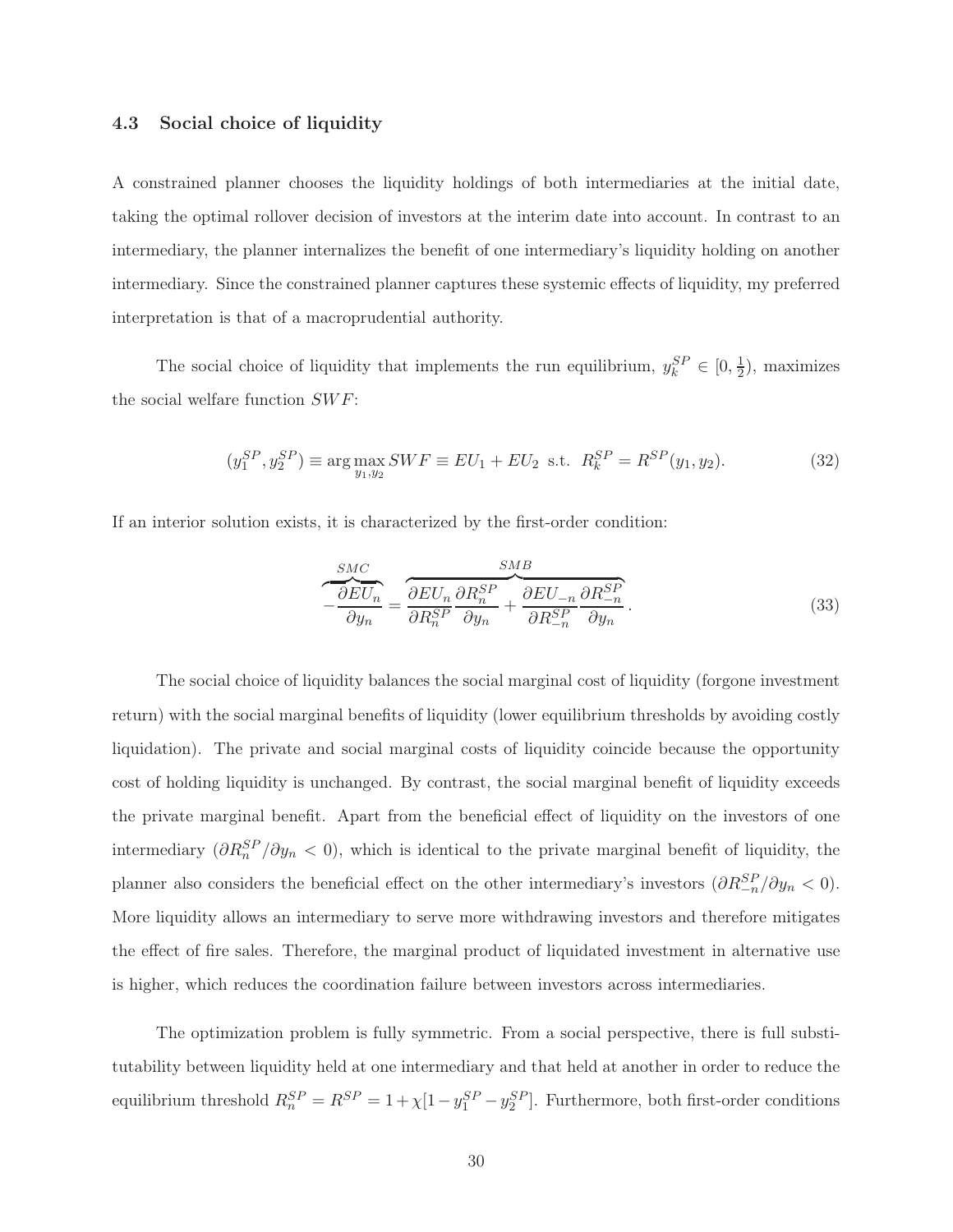### 4.3 Social choice of liquidity

A constrained planner chooses the liquidity holdings of both intermediaries at the initial date, taking the optimal rollover decision of investors at the interim date into account. In contrast to an intermediary, the planner internalizes the benefit of one intermediary's liquidity holding on another intermediary. Since the constrained planner captures these systemic effects of liquidity, my preferred interpretation is that of a macroprudential authority.

The social choice of liquidity that implements the run equilibrium, $y_k^{SP} \in [0, \frac{1}{2})$, maximizes the social welfare function $SWF$:

$$(y_1^{SP}, y_2^{SP}) \equiv \arg\max_{y_1, y_2} SWF \equiv EU_1 + EU_2 \text{ s.t. } R_k^{SP} = R^{SP}(y_1, y_2). \tag{32}$$

If an interior solution exists, it is characterized by the first-order condition:

$$\overbrace{-\frac{\partial EU_n}{\partial y_n}}^{SMC} = \overbrace{\frac{\partial EU_n}{\partial R_n^{SP}} \frac{\partial R_n^{SP}}{\partial y_n} + \frac{\partial EU_{-n}}{\partial R_{-n}^{SP}} \frac{\partial R_{-n}^{SP}}{\partial y_n}}^{SMB}. \tag{33}$$

The social choice of liquidity balances the social marginal cost of liquidity (forgone investment return) with the social marginal benefits of liquidity (lower equilibrium thresholds by avoiding costly liquidation). The private and social marginal costs of liquidity coincide because the opportunity cost of holding liquidity is unchanged. By contrast, the social marginal benefit of liquidity exceeds the private marginal benefit. Apart from the beneficial effect of liquidity on the investors of one intermediary ($\partial R_n^{SP}/\partial y_n < 0$), which is identical to the private marginal benefit of liquidity, the planner also considers the beneficial effect on the other intermediary's investors ($\partial R_{-n}^{SP}/\partial y_n < 0$). More liquidity allows an intermediary to serve more withdrawing investors and therefore mitigates the effect of fire sales. Therefore, the marginal product of liquidated investment in alternative use is higher, which reduces the coordination failure between investors across intermediaries.

The optimization problem is fully symmetric. From a social perspective, there is full substitutability between liquidity held at one intermediary and that held at another in order to reduce the equilibrium threshold $R_n^{SP} = R^{SP} = 1 + \chi[1 - y_1^{SP} - y_2^{SP}]$. Furthermore, both first-order conditions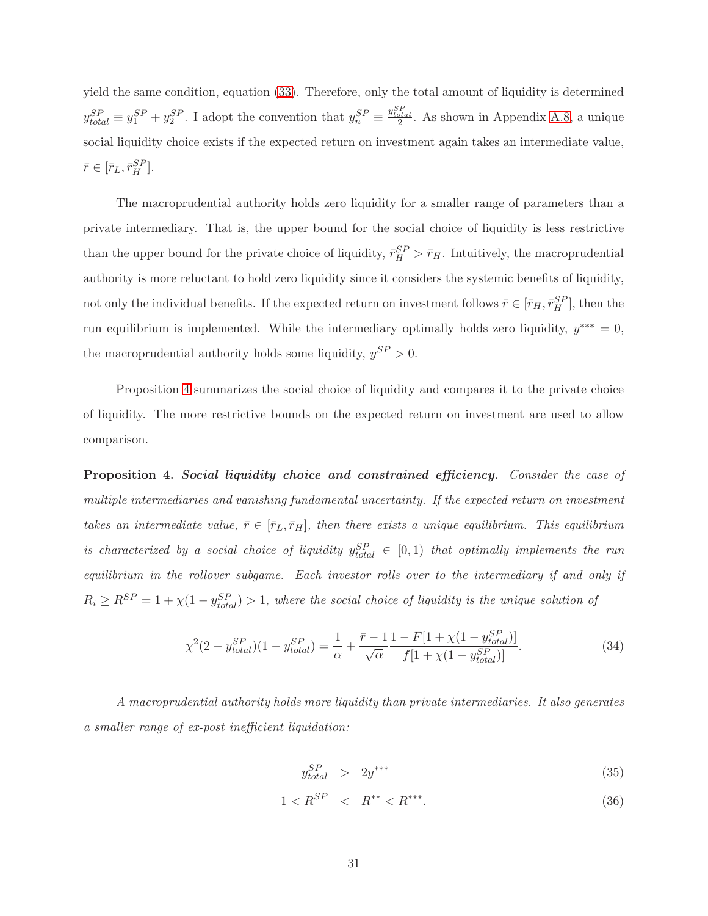yield the same condition, equation (33). Therefore, only the total amount of liquidity is determined $y_{total}^{SP} \equiv y_1^{SP} + y_2^{SP}$. I adopt the convention that $y_n^{SP} \equiv \frac{y_{total}^{SP}}{2}$. As shown in Appendix A.8, a unique social liquidity choice exists if the expected return on investment again takes an intermediate value, $\bar{r} \in [\bar{r}_L, \bar{r}_H^{SP}]$.

The macroprudential authority holds zero liquidity for a smaller range of parameters than a private intermediary. That is, the upper bound for the social choice of liquidity is less restrictive than the upper bound for the private choice of liquidity, $\bar{r}_H^{SP} > \bar{r}_H$. Intuitively, the macroprudential authority is more reluctant to hold zero liquidity since it considers the systemic benefits of liquidity, not only the individual benefits. If the expected return on investment follows $\bar{r} \in [\bar{r}_H, \bar{r}_H^{SP}]$, then the run equilibrium is implemented. While the intermediary optimally holds zero liquidity, $y^{***} = 0$, the macroprudential authority holds some liquidity, $y^{SP} > 0$.

Proposition 4 summarizes the social choice of liquidity and compares it to the private choice of liquidity. The more restrictive bounds on the expected return on investment are used to allow comparison.

**Proposition 4.** ***Social liquidity choice and constrained efficiency.*** *Consider the case of multiple intermediaries and vanishing fundamental uncertainty. If the expected return on investment takes an intermediate value, $\bar{r} \in [\bar{r}_L, \bar{r}_H]$, then there exists a unique equilibrium. This equilibrium is characterized by a social choice of liquidity $y_{total}^{SP} \in [0, 1)$ that optimally implements the run equilibrium in the rollover subgame. Each investor rolls over to the intermediary if and only if $R_i \geq R^{SP} = 1 + \chi(1 - y_{total}^{SP}) > 1$, where the social choice of liquidity is the unique solution of*

$$\chi^2(2 - y_{total}^{SP})(1 - y_{total}^{SP}) = \frac{1}{\alpha} + \frac{\bar{r} - 1}{\sqrt{\alpha}} \frac{1 - F[1 + \chi(1 - y_{total}^{SP})]}{f[1 + \chi(1 - y_{total}^{SP})]}. \tag{34}$$

*A macroprudential authority holds more liquidity than private intermediaries. It also generates a smaller range of ex-post inefficient liquidation:*

$$y_{total}^{SP} > 2y^{***} \tag{35}$$

$$1 < R^{SP} < R^{**} < R^{***}. \tag{36}$$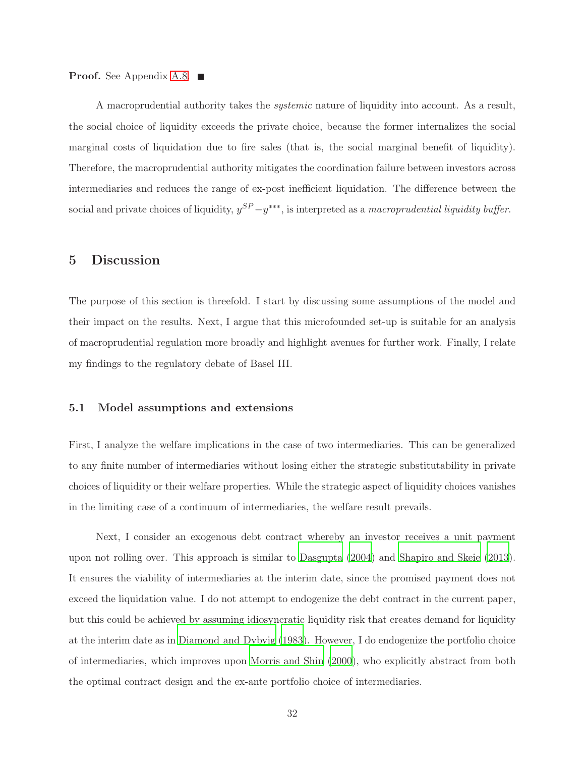**Proof.** See Appendix A.8. ■

A macroprudential authority takes the *systemic* nature of liquidity into account. As a result, the social choice of liquidity exceeds the private choice, because the former internalizes the social marginal costs of liquidation due to fire sales (that is, the social marginal benefit of liquidity). Therefore, the macroprudential authority mitigates the coordination failure between investors across intermediaries and reduces the range of ex-post inefficient liquidation. The difference between the social and private choices of liquidity, $y^{SP} - y^{***}$, is interpreted as a *macroprudential liquidity buffer*.

# 5 Discussion

The purpose of this section is threefold. I start by discussing some assumptions of the model and their impact on the results. Next, I argue that this microfounded set-up is suitable for an analysis of macroprudential regulation more broadly and highlight avenues for further work. Finally, I relate my findings to the regulatory debate of Basel III.

## 5.1 Model assumptions and extensions

First, I analyze the welfare implications in the case of two intermediaries. This can be generalized to any finite number of intermediaries without losing either the strategic substitutability in private choices of liquidity or their welfare properties. While the strategic aspect of liquidity choices vanishes in the limiting case of a continuum of intermediaries, the welfare result prevails.

Next, I consider an exogenous debt contract whereby an investor receives a unit payment upon not rolling over. This approach is similar to Dasgupta (2004) and Shapiro and Skeie (2013). It ensures the viability of intermediaries at the interim date, since the promised payment does not exceed the liquidation value. I do not attempt to endogenize the debt contract in the current paper, but this could be achieved by assuming idiosyncratic liquidity risk that creates demand for liquidity at the interim date as in Diamond and Dybvig (1983). However, I do endogenize the portfolio choice of intermediaries, which improves upon Morris and Shin (2000), who explicitly abstract from both the optimal contract design and the ex-ante portfolio choice of intermediaries.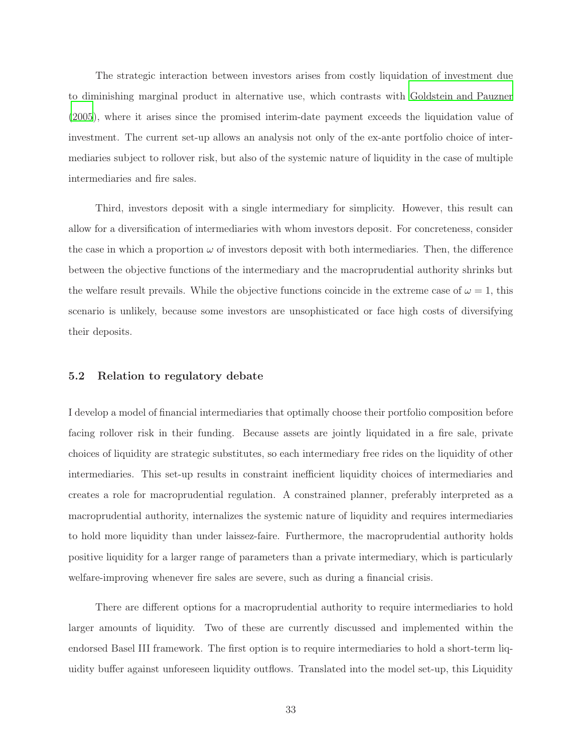The strategic interaction between investors arises from costly liquidation of investment due to diminishing marginal product in alternative use, which contrasts with Goldstein and Pauzner (2005), where it arises since the promised interim-date payment exceeds the liquidation value of investment. The current set-up allows an analysis not only of the ex-ante portfolio choice of intermediaries subject to rollover risk, but also of the systemic nature of liquidity in the case of multiple intermediaries and fire sales.

Third, investors deposit with a single intermediary for simplicity. However, this result can allow for a diversification of intermediaries with whom investors deposit. For concreteness, consider the case in which a proportion $\omega$ of investors deposit with both intermediaries. Then, the difference between the objective functions of the intermediary and the macroprudential authority shrinks but the welfare result prevails. While the objective functions coincide in the extreme case of $\omega = 1$, this scenario is unlikely, because some investors are unsophisticated or face high costs of diversifying their deposits.

### 5.2 Relation to regulatory debate

I develop a model of financial intermediaries that optimally choose their portfolio composition before facing rollover risk in their funding. Because assets are jointly liquidated in a fire sale, private choices of liquidity are strategic substitutes, so each intermediary free rides on the liquidity of other intermediaries. This set-up results in constraint inefficient liquidity choices of intermediaries and creates a role for macroprudential regulation. A constrained planner, preferably interpreted as a macroprudential authority, internalizes the systemic nature of liquidity and requires intermediaries to hold more liquidity than under laissez-faire. Furthermore, the macroprudential authority holds positive liquidity for a larger range of parameters than a private intermediary, which is particularly welfare-improving whenever fire sales are severe, such as during a financial crisis.

There are different options for a macroprudential authority to require intermediaries to hold larger amounts of liquidity. Two of these are currently discussed and implemented within the endorsed Basel III framework. The first option is to require intermediaries to hold a short-term liquidity buffer against unforeseen liquidity outflows. Translated into the model set-up, this Liquidity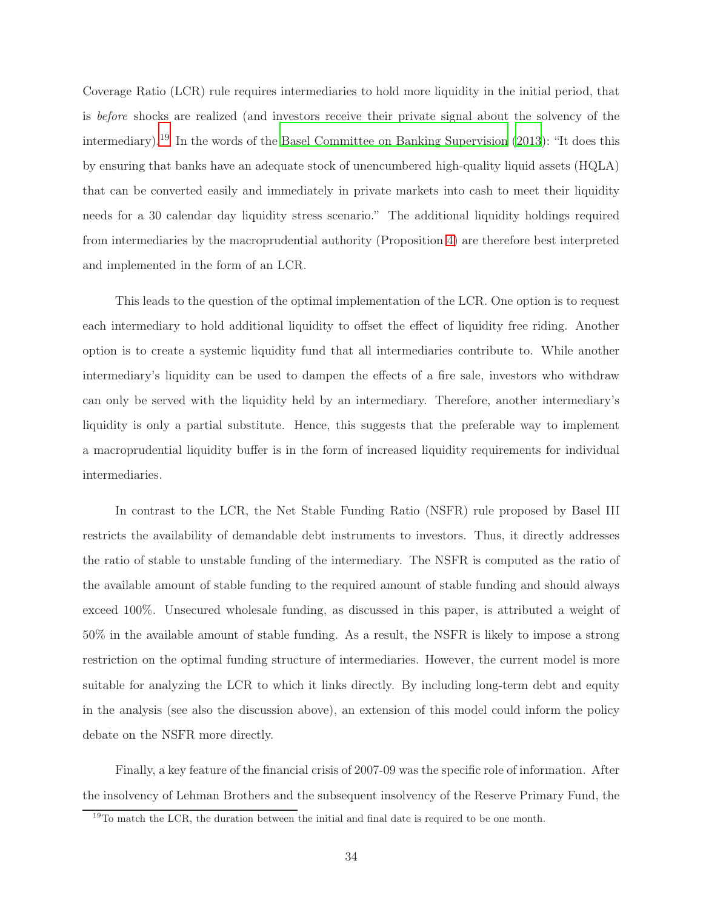Coverage Ratio (LCR) rule requires intermediaries to hold more liquidity in the initial period, that is *before* shocks are realized (and investors receive their private signal about the solvency of the intermediary).[19] In the words of the Basel Committee on Banking Supervision (2013): "It does this by ensuring that banks have an adequate stock of unencumbered high-quality liquid assets (HQLA) that can be converted easily and immediately in private markets into cash to meet their liquidity needs for a 30 calendar day liquidity stress scenario." The additional liquidity holdings required from intermediaries by the macroprudential authority (Proposition 4) are therefore best interpreted and implemented in the form of an LCR.

This leads to the question of the optimal implementation of the LCR. One option is to request each intermediary to hold additional liquidity to offset the effect of liquidity free riding. Another option is to create a systemic liquidity fund that all intermediaries contribute to. While another intermediary's liquidity can be used to dampen the effects of a fire sale, investors who withdraw can only be served with the liquidity held by an intermediary. Therefore, another intermediary's liquidity is only a partial substitute. Hence, this suggests that the preferable way to implement a macroprudential liquidity buffer is in the form of increased liquidity requirements for individual intermediaries.

In contrast to the LCR, the Net Stable Funding Ratio (NSFR) rule proposed by Basel III restricts the availability of demandable debt instruments to investors. Thus, it directly addresses the ratio of stable to unstable funding of the intermediary. The NSFR is computed as the ratio of the available amount of stable funding to the required amount of stable funding and should always exceed 100%. Unsecured wholesale funding, as discussed in this paper, is attributed a weight of 50% in the available amount of stable funding. As a result, the NSFR is likely to impose a strong restriction on the optimal funding structure of intermediaries. However, the current model is more suitable for analyzing the LCR to which it links directly. By including long-term debt and equity in the analysis (see also the discussion above), an extension of this model could inform the policy debate on the NSFR more directly.

Finally, a key feature of the financial crisis of 2007-09 was the specific role of information. After the insolvency of Lehman Brothers and the subsequent insolvency of the Reserve Primary Fund, the

[19] To match the LCR, the duration between the initial and final date is required to be one month.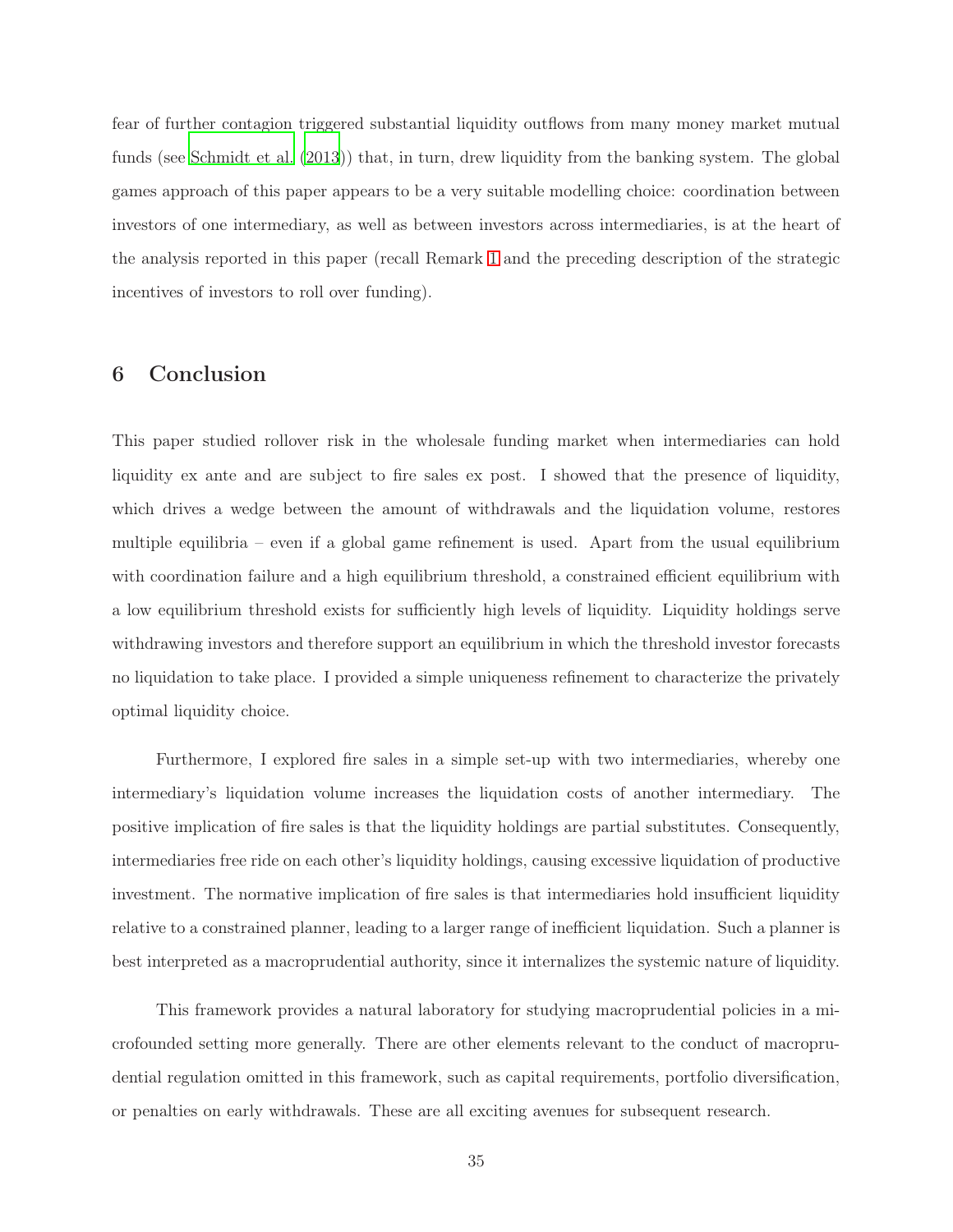fear of further contagion triggered substantial liquidity outflows from many money market mutual funds (see Schmidt et al. (2013)) that, in turn, drew liquidity from the banking system. The global games approach of this paper appears to be a very suitable modelling choice: coordination between investors of one intermediary, as well as between investors across intermediaries, is at the heart of the analysis reported in this paper (recall Remark 1 and the preceding description of the strategic incentives of investors to roll over funding).

## 6 Conclusion

This paper studied rollover risk in the wholesale funding market when intermediaries can hold liquidity ex ante and are subject to fire sales ex post. I showed that the presence of liquidity, which drives a wedge between the amount of withdrawals and the liquidation volume, restores multiple equilibria – even if a global game refinement is used. Apart from the usual equilibrium with coordination failure and a high equilibrium threshold, a constrained efficient equilibrium with a low equilibrium threshold exists for sufficiently high levels of liquidity. Liquidity holdings serve withdrawing investors and therefore support an equilibrium in which the threshold investor forecasts no liquidation to take place. I provided a simple uniqueness refinement to characterize the privately optimal liquidity choice.

Furthermore, I explored fire sales in a simple set-up with two intermediaries, whereby one intermediary's liquidation volume increases the liquidation costs of another intermediary. The positive implication of fire sales is that the liquidity holdings are partial substitutes. Consequently, intermediaries free ride on each other's liquidity holdings, causing excessive liquidation of productive investment. The normative implication of fire sales is that intermediaries hold insufficient liquidity relative to a constrained planner, leading to a larger range of inefficient liquidation. Such a planner is best interpreted as a macroprudential authority, since it internalizes the systemic nature of liquidity.

This framework provides a natural laboratory for studying macroprudential policies in a microfounded setting more generally. There are other elements relevant to the conduct of macroprudential regulation omitted in this framework, such as capital requirements, portfolio diversification, or penalties on early withdrawals. These are all exciting avenues for subsequent research.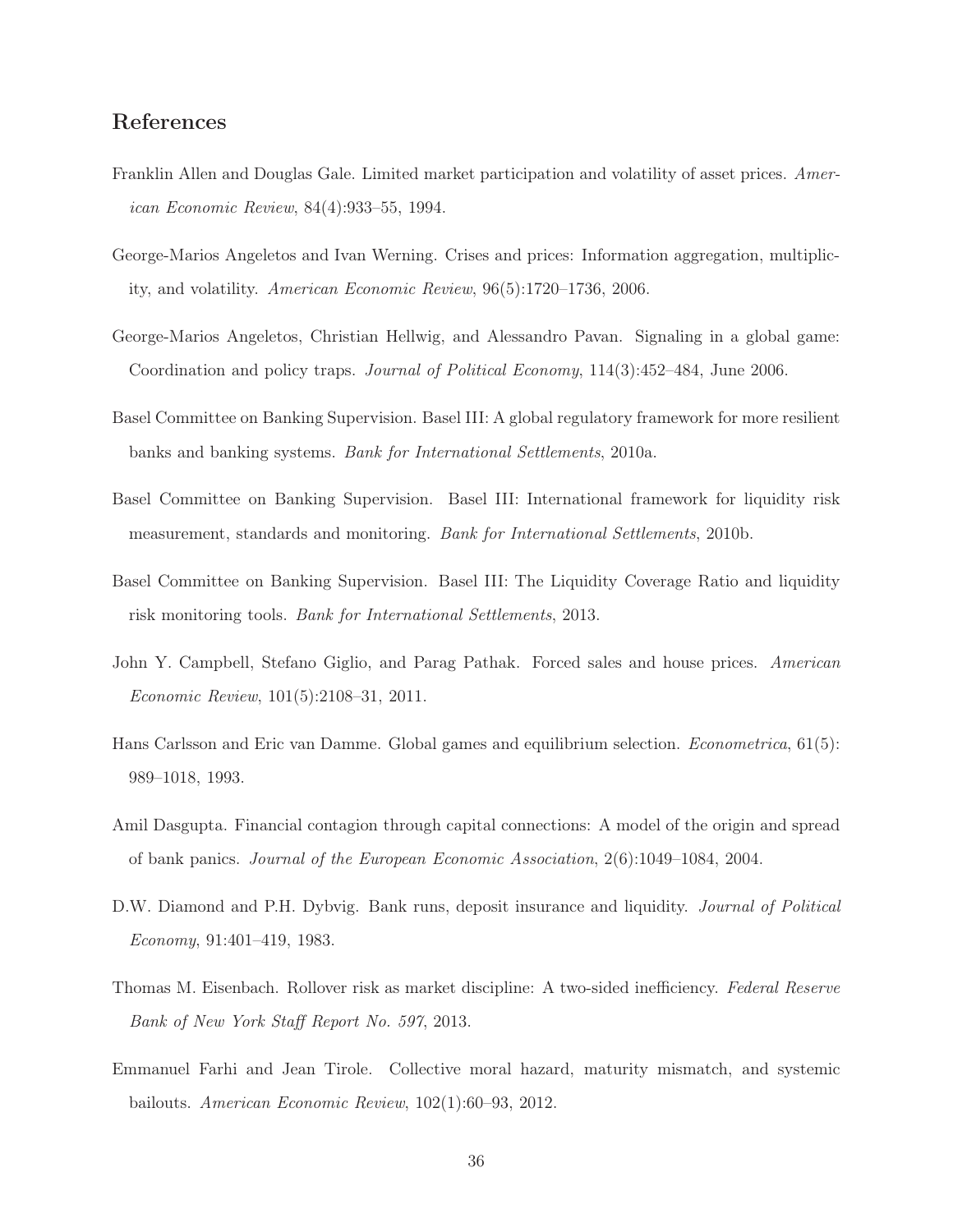## References

Franklin Allen and Douglas Gale. Limited market participation and volatility of asset prices. *American Economic Review*, 84(4):933–55, 1994.

George-Marios Angeletos and Ivan Werning. Crises and prices: Information aggregation, multiplicity, and volatility. *American Economic Review*, 96(5):1720–1736, 2006.

George-Marios Angeletos, Christian Hellwig, and Alessandro Pavan. Signaling in a global game: Coordination and policy traps. *Journal of Political Economy*, 114(3):452–484, June 2006.

Basel Committee on Banking Supervision. Basel III: A global regulatory framework for more resilient banks and banking systems. *Bank for International Settlements*, 2010a.

Basel Committee on Banking Supervision. Basel III: International framework for liquidity risk measurement, standards and monitoring. *Bank for International Settlements*, 2010b.

Basel Committee on Banking Supervision. Basel III: The Liquidity Coverage Ratio and liquidity risk monitoring tools. *Bank for International Settlements*, 2013.

John Y. Campbell, Stefano Giglio, and Parag Pathak. Forced sales and house prices. *American Economic Review*, 101(5):2108–31, 2011.

Hans Carlsson and Eric van Damme. Global games and equilibrium selection. *Econometrica*, 61(5): 989–1018, 1993.

Amil Dasgupta. Financial contagion through capital connections: A model of the origin and spread of bank panics. *Journal of the European Economic Association*, 2(6):1049–1084, 2004.

D.W. Diamond and P.H. Dybvig. Bank runs, deposit insurance and liquidity. *Journal of Political Economy*, 91:401–419, 1983.

Thomas M. Eisenbach. Rollover risk as market discipline: A two-sided inefficiency. *Federal Reserve Bank of New York Staff Report No. 597*, 2013.

Emmanuel Farhi and Jean Tirole. Collective moral hazard, maturity mismatch, and systemic bailouts. *American Economic Review*, 102(1):60–93, 2012.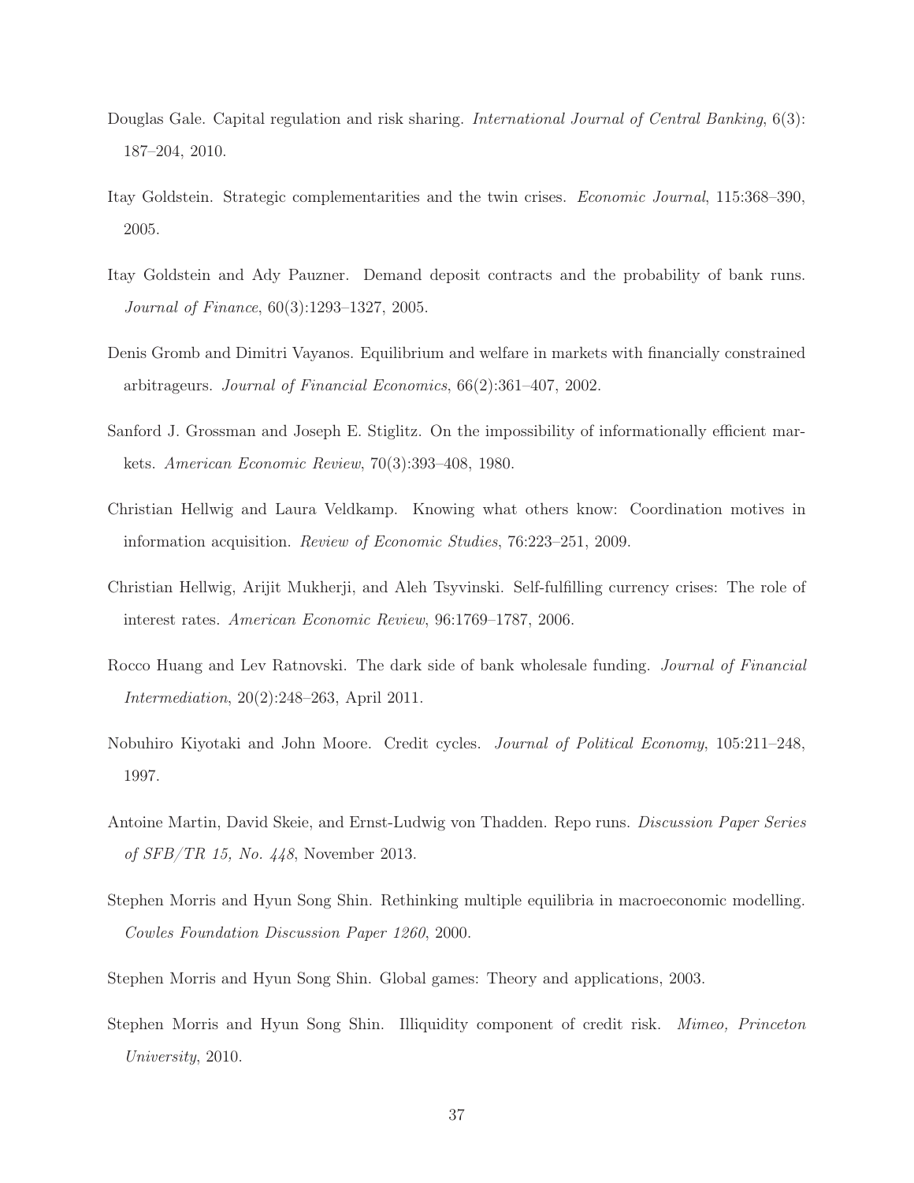Douglas Gale. Capital regulation and risk sharing. *International Journal of Central Banking*, 6(3): 187–204, 2010.

Itay Goldstein. Strategic complementarities and the twin crises. *Economic Journal*, 115:368–390, 2005.

Itay Goldstein and Ady Pauzner. Demand deposit contracts and the probability of bank runs. *Journal of Finance*, 60(3):1293–1327, 2005.

Denis Gromb and Dimitri Vayanos. Equilibrium and welfare in markets with financially constrained arbitrageurs. *Journal of Financial Economics*, 66(2):361–407, 2002.

Sanford J. Grossman and Joseph E. Stiglitz. On the impossibility of informationally efficient markets. *American Economic Review*, 70(3):393–408, 1980.

Christian Hellwig and Laura Veldkamp. Knowing what others know: Coordination motives in information acquisition. *Review of Economic Studies*, 76:223–251, 2009.

Christian Hellwig, Arijit Mukherji, and Aleh Tsyvinski. Self-fulfilling currency crises: The role of interest rates. *American Economic Review*, 96:1769–1787, 2006.

Rocco Huang and Lev Ratnovski. The dark side of bank wholesale funding. *Journal of Financial Intermediation*, 20(2):248–263, April 2011.

Nobuhiro Kiyotaki and John Moore. Credit cycles. *Journal of Political Economy*, 105:211–248, 1997.

Antoine Martin, David Skeie, and Ernst-Ludwig von Thadden. Repo runs. *Discussion Paper Series of SFB/TR 15, No. 448*, November 2013.

Stephen Morris and Hyun Song Shin. Rethinking multiple equilibria in macroeconomic modelling. *Cowles Foundation Discussion Paper 1260*, 2000.

Stephen Morris and Hyun Song Shin. Global games: Theory and applications, 2003.

Stephen Morris and Hyun Song Shin. Illiquidity component of credit risk. *Mimeo, Princeton University*, 2010.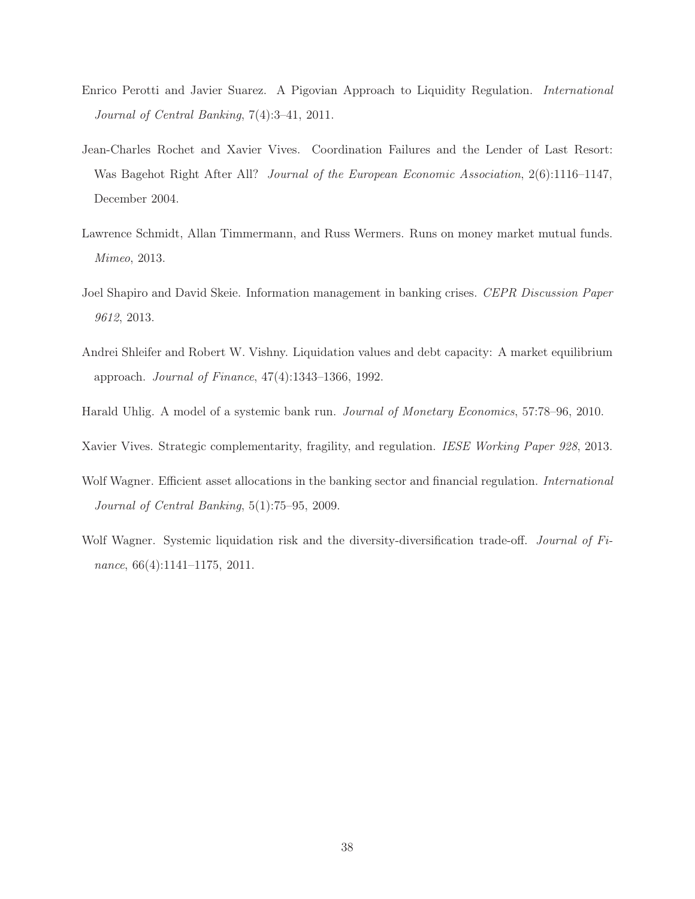Enrico Perotti and Javier Suarez. A Pigovian Approach to Liquidity Regulation. *International Journal of Central Banking*, 7(4):3–41, 2011.

Jean-Charles Rochet and Xavier Vives. Coordination Failures and the Lender of Last Resort: Was Bagehot Right After All? *Journal of the European Economic Association*, 2(6):1116–1147, December 2004.

Lawrence Schmidt, Allan Timmermann, and Russ Wermers. Runs on money market mutual funds. *Mimeo*, 2013.

Joel Shapiro and David Skeie. Information management in banking crises. *CEPR Discussion Paper 9612*, 2013.

Andrei Shleifer and Robert W. Vishny. Liquidation values and debt capacity: A market equilibrium approach. *Journal of Finance*, 47(4):1343–1366, 1992.

Harald Uhlig. A model of a systemic bank run. *Journal of Monetary Economics*, 57:78–96, 2010.

Xavier Vives. Strategic complementarity, fragility, and regulation. *IESE Working Paper 928*, 2013.

Wolf Wagner. Efficient asset allocations in the banking sector and financial regulation. *International Journal of Central Banking*, 5(1):75–95, 2009.

Wolf Wagner. Systemic liquidation risk and the diversity-diversification trade-off. *Journal of Finance*, 66(4):1141–1175, 2011.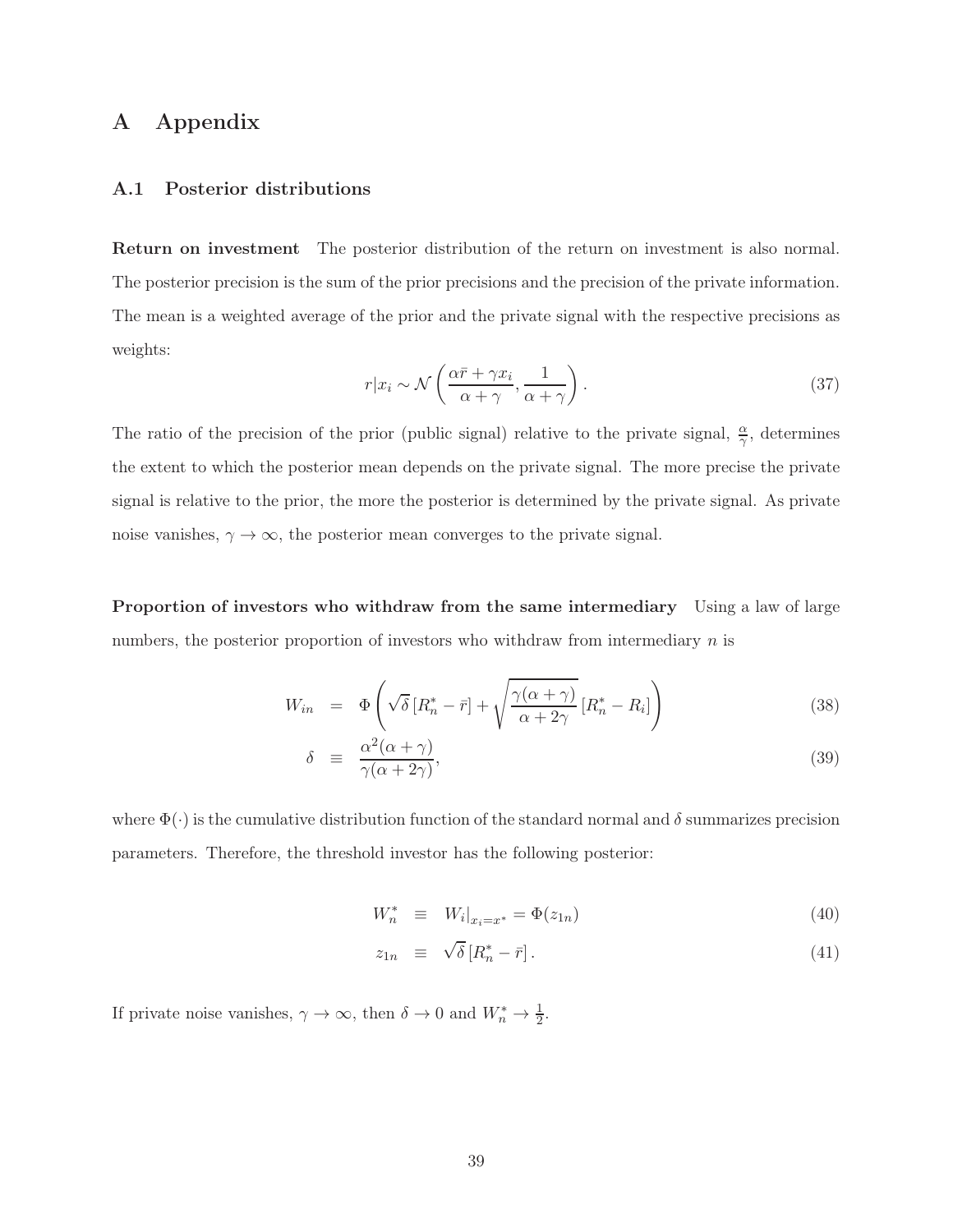# A Appendix

## A.1 Posterior distributions

**Return on investment** The posterior distribution of the return on investment is also normal. The posterior precision is the sum of the prior precisions and the precision of the private information. The mean is a weighted average of the prior and the private signal with the respective precisions as weights:

$$r|x_i \sim \mathcal{N}\left(\frac{\alpha\bar{r} + \gamma x_i}{\alpha + \gamma}, \frac{1}{\alpha + \gamma}\right). \tag{37}$$

The ratio of the precision of the prior (public signal) relative to the private signal, $\frac{\alpha}{\gamma}$, determines the extent to which the posterior mean depends on the private signal. The more precise the private signal is relative to the prior, the more the posterior is determined by the private signal. As private noise vanishes, $\gamma \to \infty$, the posterior mean converges to the private signal.

**Proportion of investors who withdraw from the same intermediary** Using a law of large numbers, the posterior proportion of investors who withdraw from intermediary $n$ is

$$W_{in} = \Phi\left(\sqrt{\delta}\,[R_n^* - \bar{r}] + \sqrt{\frac{\gamma(\alpha+\gamma)}{\alpha + 2\gamma}}\,[R_n^* - R_i]\right) \tag{38}$$

$$\delta \equiv \frac{\alpha^2(\alpha+\gamma)}{\gamma(\alpha+2\gamma)}, \tag{39}$$

where $\Phi(\cdot)$ is the cumulative distribution function of the standard normal and $\delta$ summarizes precision parameters. Therefore, the threshold investor has the following posterior:

$$W_n^* \equiv W_i|_{x_i = x^*} = \Phi(z_{1n}) \tag{40}$$

$$z_{1n} \equiv \sqrt{\delta}\,[R_n^* - \bar{r}]. \tag{41}$$

If private noise vanishes, $\gamma \to \infty$, then $\delta \to 0$ and $W_n^* \to \frac{1}{2}$.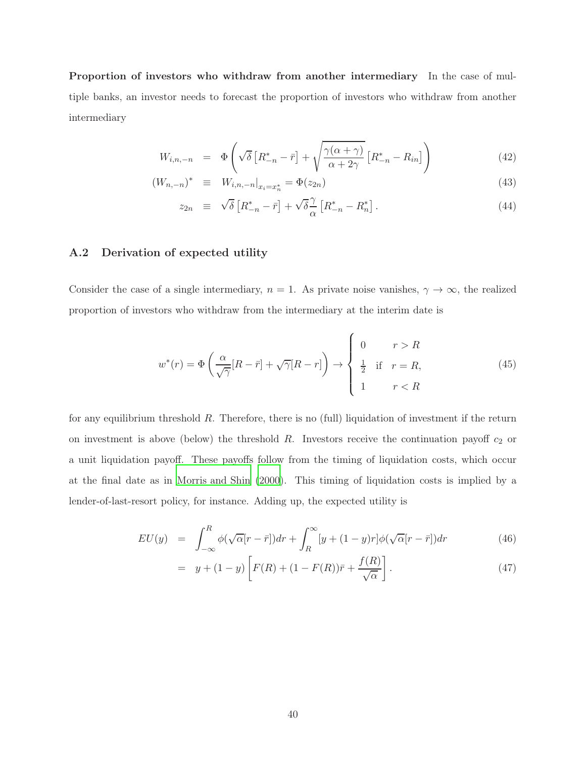**Proportion of investors who withdraw from another intermediary** In the case of multiple banks, an investor needs to forecast the proportion of investors who withdraw from another intermediary

$$
\begin{aligned}
W_{i,n,-n} &= \Phi\left(\sqrt{\delta}\left[R^*_{-n} - \bar{r}\right] + \sqrt{\frac{\gamma(\alpha+\gamma)}{\alpha+2\gamma}}\left[R^*_{-n} - R_{in}\right]\right) & (42)\\
(W_{n,-n})^* &\equiv W_{i,n,-n}\big|_{x_i = x^*_n} = \Phi(z_{2n}) & (43)\\
z_{2n} &\equiv \sqrt{\delta}\left[R^*_{-n} - \bar{r}\right] + \sqrt{\delta}\frac{\gamma}{\alpha}\left[R^*_{-n} - R^*_n\right]. & (44)
\end{aligned}
$$

## A.2 Derivation of expected utility

Consider the case of a single intermediary, $n = 1$. As private noise vanishes, $\gamma \to \infty$, the realized proportion of investors who withdraw from the intermediary at the interim date is

$$
w^*(r) = \Phi\left(\frac{\alpha}{\sqrt{\gamma}}[R - \bar{r}] + \sqrt{\gamma}[R - r]\right) \to \begin{cases} 0 & r > R \\ \frac{1}{2} \quad \text{if} & r = R, \\ 1 & r < R \end{cases} \tag{45}
$$

for any equilibrium threshold $R$. Therefore, there is no (full) liquidation of investment if the return on investment is above (below) the threshold $R$. Investors receive the continuation payoff $c_2$ or a unit liquidation payoff. These payoffs follow from the timing of liquidation costs, which occur at the final date as in Morris and Shin (2000). This timing of liquidation costs is implied by a lender-of-last-resort policy, for instance. Adding up, the expected utility is

$$
\begin{aligned}
EU(y) &= \int_{-\infty}^{R} \phi(\sqrt{\alpha}[r - \bar{r}])dr + \int_{R}^{\infty} [y + (1-y)r]\phi(\sqrt{\alpha}[r - \bar{r}])dr & (46)\\
&= y + (1-y)\left[F(R) + (1 - F(R))\bar{r} + \frac{f(R)}{\sqrt{\alpha}}\right]. & (47)
\end{aligned}
$$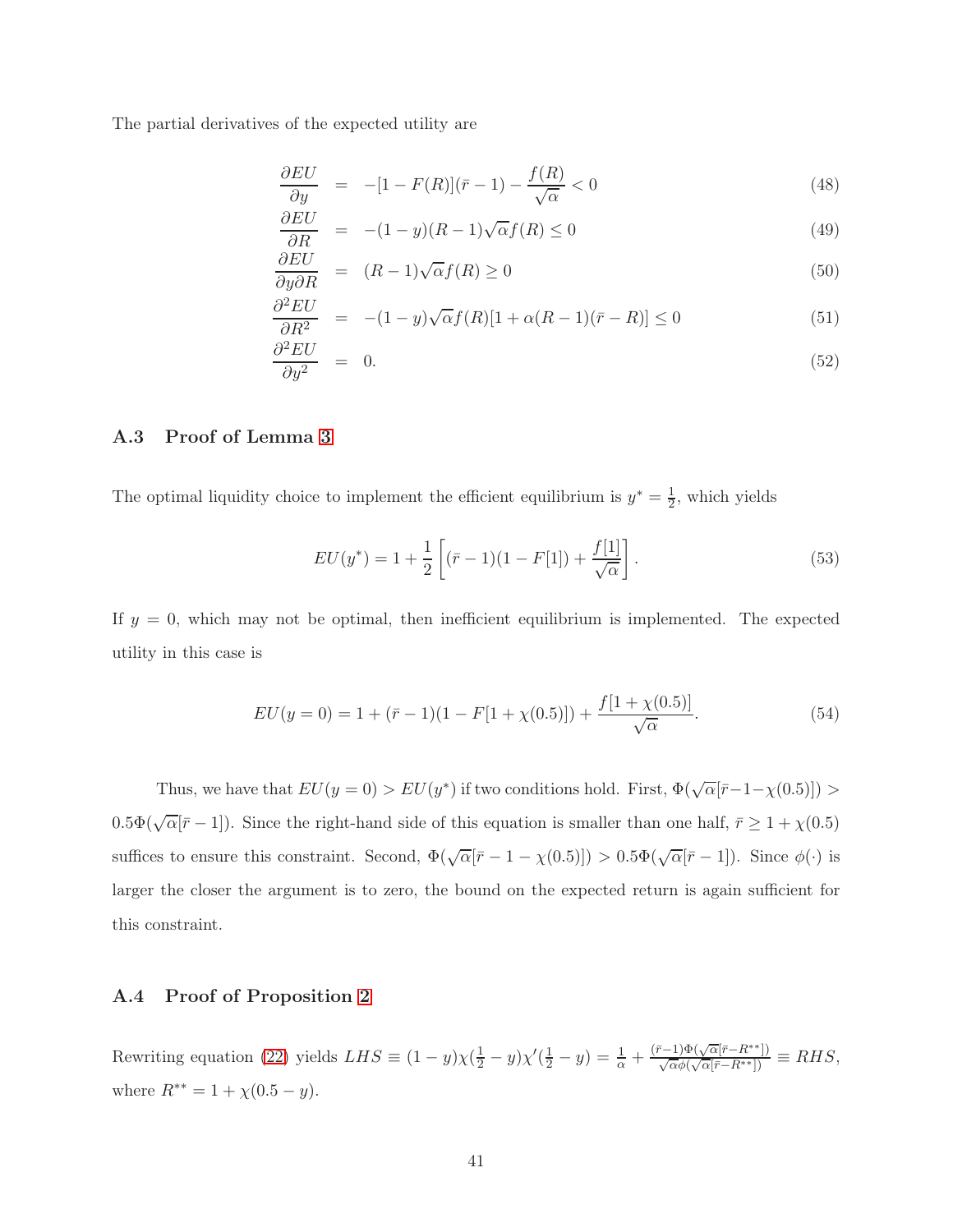The partial derivatives of the expected utility are

$$
\begin{aligned}
\frac{\partial EU}{\partial y} &= -[1-F(R)](\bar{r}-1) - \frac{f(R)}{\sqrt{\alpha}} < 0 && (48)\\
\frac{\partial EU}{\partial R} &= -(1-y)(R-1)\sqrt{\alpha} f(R) \leq 0 && (49)\\
\frac{\partial EU}{\partial y \partial R} &= (R-1)\sqrt{\alpha} f(R) \geq 0 && (50)\\
\frac{\partial^2 EU}{\partial R^2} &= -(1-y)\sqrt{\alpha} f(R)[1+\alpha(R-1)(\bar{r}-R)] \leq 0 && (51)\\
\frac{\partial^2 EU}{\partial y^2} &= 0. && (52)
\end{aligned}
$$

### A.3 Proof of Lemma 3

The optimal liquidity choice to implement the efficient equilibrium is $y^* = \frac{1}{2}$, which yields

$$
EU(y^*) = 1 + \frac{1}{2}\left[(\bar{r}-1)(1-F[1]) + \frac{f[1]}{\sqrt{\alpha}}\right]. \tag{53}
$$

If $y = 0$, which may not be optimal, then inefficient equilibrium is implemented. The expected utility in this case is

$$
EU(y=0) = 1 + (\bar{r}-1)(1-F[1+\chi(0.5)]) + \frac{f[1+\chi(0.5)]}{\sqrt{\alpha}}. \tag{54}
$$

Thus, we have that $EU(y=0) > EU(y^*)$ if two conditions hold. First, $\Phi(\sqrt{\alpha}[\bar{r}-1-\chi(0.5)]) > 0.5\Phi(\sqrt{\alpha}[\bar{r}-1])$. Since the right-hand side of this equation is smaller than one half, $\bar{r} \geq 1+\chi(0.5)$ suffices to ensure this constraint. Second, $\Phi(\sqrt{\alpha}[\bar{r}-1-\chi(0.5)]) > 0.5\Phi(\sqrt{\alpha}[\bar{r}-1])$. Since $\phi(\cdot)$ is larger the closer the argument is to zero, the bound on the expected return is again sufficient for this constraint.

### A.4 Proof of Proposition 2

Rewriting equation (22) yields $LHS \equiv (1-y)\chi(\frac{1}{2}-y)\chi'(\frac{1}{2}-y) = \frac{1}{\alpha} + \frac{(\bar{r}-1)\Phi(\sqrt{\alpha}[\bar{r}-R^{**}])}{\sqrt{\alpha}\phi(\sqrt{\alpha}[\bar{r}-R^{**}])} \equiv RHS$, where $R^{**} = 1+\chi(0.5-y)$.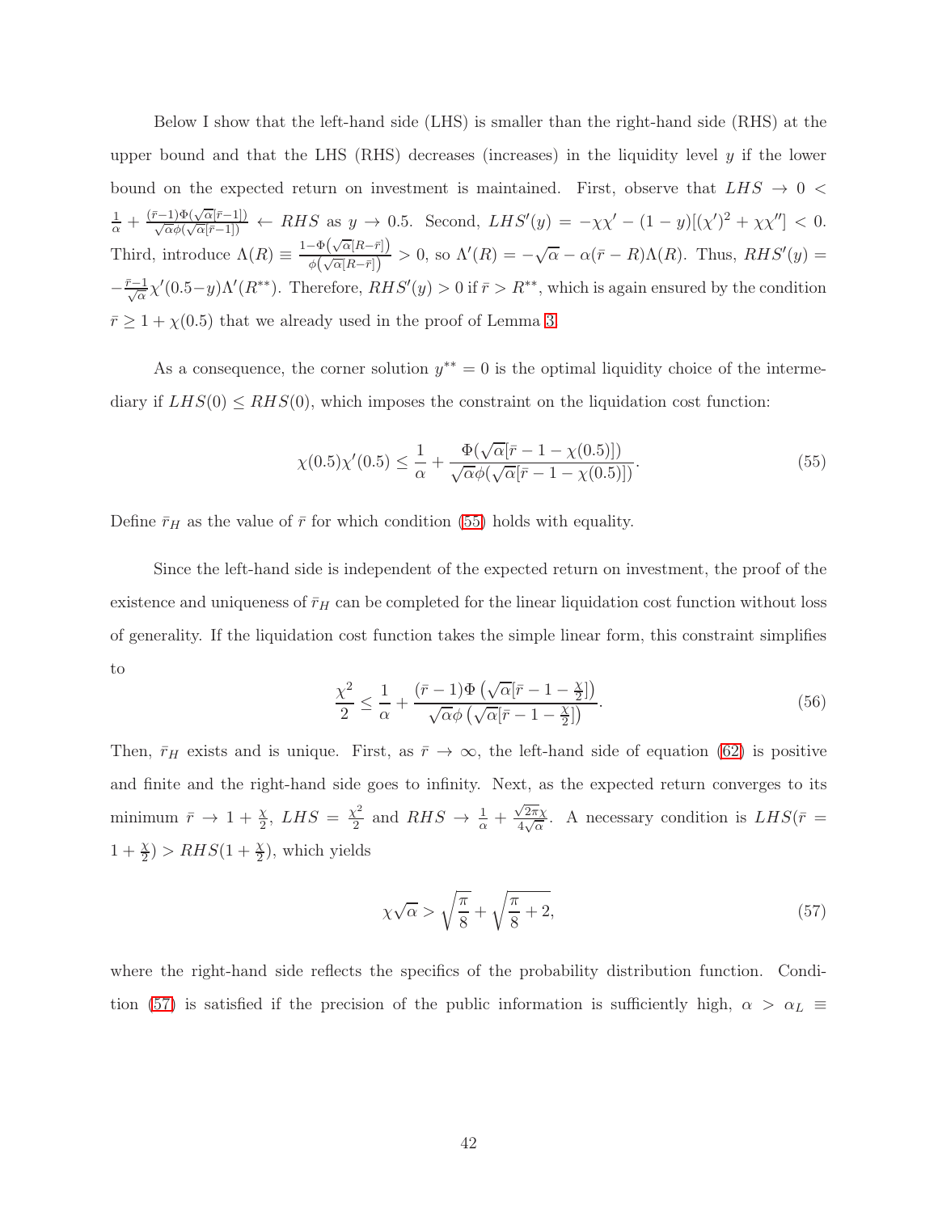Below I show that the left-hand side (LHS) is smaller than the right-hand side (RHS) at the upper bound and that the LHS (RHS) decreases (increases) in the liquidity level $y$ if the lower bound on the expected return on investment is maintained. First, observe that $LHS \to 0 < \frac{1}{\alpha} + \frac{(\bar{r}-1)\Phi(\sqrt{\alpha}[\bar{r}-1])}{\sqrt{\alpha}\phi(\sqrt{\alpha}[\bar{r}-1])} \leftarrow RHS$ as $y \to 0.5$. Second, $LHS'(y) = -\chi\chi' - (1-y)[(\chi')^2 + \chi\chi''] < 0$. Third, introduce $\Lambda(R) \equiv \frac{1-\Phi(\sqrt{\alpha}[R-\bar{r}])}{\phi(\sqrt{\alpha}[R-\bar{r}])} > 0$, so $\Lambda'(R) = -\sqrt{\alpha} - \alpha(\bar{r}-R)\Lambda(R)$. Thus, $RHS'(y) = -\frac{\bar{r}-1}{\sqrt{\alpha}}\chi'(0.5-y)\Lambda'(R^{**})$. Therefore, $RHS'(y) > 0$ if $\bar{r} > R^{**}$, which is again ensured by the condition $\bar{r} \geq 1 + \chi(0.5)$ that we already used in the proof of Lemma 3.

As a consequence, the corner solution $y^{**} = 0$ is the optimal liquidity choice of the intermediary if $LHS(0) \leq RHS(0)$, which imposes the constraint on the liquidation cost function:

$$\chi(0.5)\chi'(0.5) \leq \frac{1}{\alpha} + \frac{\Phi(\sqrt{\alpha}[\bar{r} - 1 - \chi(0.5)])}{\sqrt{\alpha}\phi(\sqrt{\alpha}[\bar{r} - 1 - \chi(0.5)])}. \tag{55}$$

Define $\bar{r}_H$ as the value of $\bar{r}$ for which condition (55) holds with equality.

Since the left-hand side is independent of the expected return on investment, the proof of the existence and uniqueness of $\bar{r}_H$ can be completed for the linear liquidation cost function without loss of generality. If the liquidation cost function takes the simple linear form, this constraint simplifies to

$$\frac{\chi^2}{2} \leq \frac{1}{\alpha} + \frac{(\bar{r}-1)\Phi\left(\sqrt{\alpha}[\bar{r} - 1 - \frac{\chi}{2}]\right)}{\sqrt{\alpha}\phi\left(\sqrt{\alpha}[\bar{r} - 1 - \frac{\chi}{2}]\right)}. \tag{56}$$

Then, $\bar{r}_H$ exists and is unique. First, as $\bar{r} \to \infty$, the left-hand side of equation (62) is positive and finite and the right-hand side goes to infinity. Next, as the expected return converges to its minimum $\bar{r} \to 1 + \frac{\chi}{2}$, $LHS = \frac{\chi^2}{2}$ and $RHS \to \frac{1}{\alpha} + \frac{\sqrt{2\pi}\chi}{4\sqrt{\alpha}}$. A necessary condition is $LHS(\bar{r} = 1 + \frac{\chi}{2}) > RHS(1 + \frac{\chi}{2})$, which yields

$$\chi\sqrt{\alpha} > \sqrt{\frac{\pi}{8}} + \sqrt{\frac{\pi}{8} + 2}, \tag{57}$$

where the right-hand side reflects the specifics of the probability distribution function. Condition (57) is satisfied if the precision of the public information is sufficiently high, $\alpha > \alpha_L \equiv$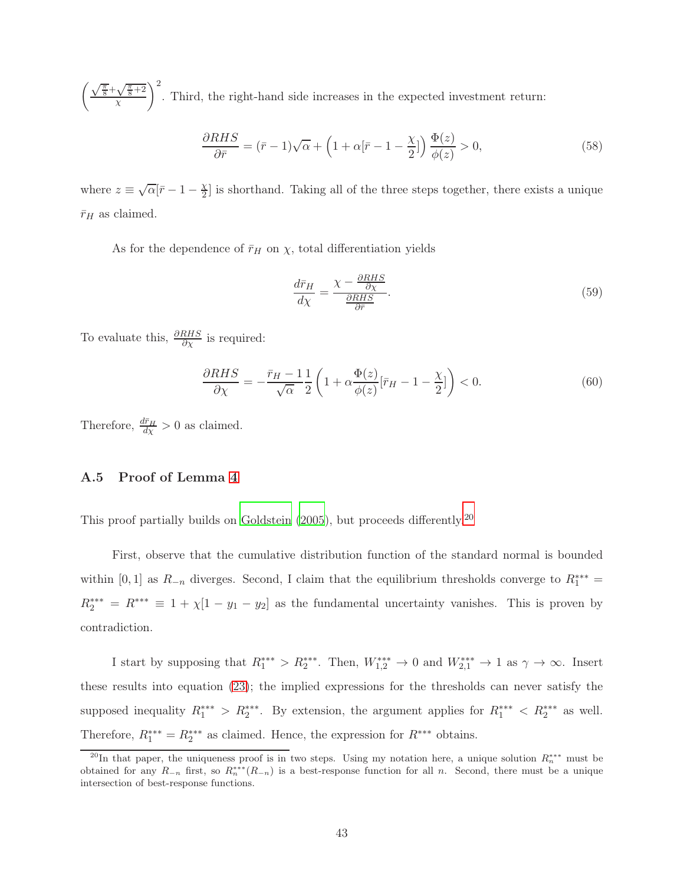$\left(\frac{\sqrt{\frac{\pi}{8}}+\sqrt{\frac{\pi}{8}+2}}{\chi}\right)^2$. Third, the right-hand side increases in the expected investment return:

$$\frac{\partial RHS}{\partial \bar{r}} = (\bar{r}-1)\sqrt{\alpha} + \left(1+\alpha[\bar{r}-1-\frac{\chi}{2}]\right)\frac{\Phi(z)}{\phi(z)} > 0, \tag{58}$$

where $z \equiv \sqrt{\alpha}[\bar{r}-1-\frac{\chi}{2}]$ is shorthand. Taking all of the three steps together, there exists a unique $\bar{r}_H$ as claimed.

As for the dependence of $\bar{r}_H$ on $\chi$, total differentiation yields

$$\frac{d\bar{r}_H}{d\chi} = \frac{\chi - \frac{\partial RHS}{\partial \chi}}{\frac{\partial RHS}{\partial \bar{r}}}. \tag{59}$$

To evaluate this, $\frac{\partial RHS}{\partial \chi}$ is required:

$$\frac{\partial RHS}{\partial \chi} = -\frac{\bar{r}_H - 1}{\sqrt{\alpha}}\frac{1}{2}\left(1+\alpha\frac{\Phi(z)}{\phi(z)}[\bar{r}_H - 1 - \frac{\chi}{2}]\right) < 0. \tag{60}$$

Therefore, $\frac{d\bar{r}_H}{d\chi} > 0$ as claimed.

### A.5 Proof of Lemma 4

This proof partially builds on Goldstein (2005), but proceeds differently.[20]

First, observe that the cumulative distribution function of the standard normal is bounded within $[0,1]$ as $R_{-n}$ diverges. Second, I claim that the equilibrium thresholds converge to $R_1^{***} = R_2^{***} = R^{***} \equiv 1 + \chi[1 - y_1 - y_2]$ as the fundamental uncertainty vanishes. This is proven by contradiction.

I start by supposing that $R_1^{***} > R_2^{***}$. Then, $W_{1,2}^{***} \to 0$ and $W_{2,1}^{***} \to 1$ as $\gamma \to \infty$. Insert these results into equation (23); the implied expressions for the thresholds can never satisfy the supposed inequality $R_1^{***} > R_2^{***}$. By extension, the argument applies for $R_1^{***} < R_2^{***}$ as well. Therefore, $R_1^{***} = R_2^{***}$ as claimed. Hence, the expression for $R^{***}$ obtains.

[20] In that paper, the uniqueness proof is in two steps. Using my notation here, a unique solution $R_n^{***}$ must be obtained for any $R_{-n}$ first, so $R_n^{***}(R_{-n})$ is a best-response function for all $n$. Second, there must be a unique intersection of best-response functions.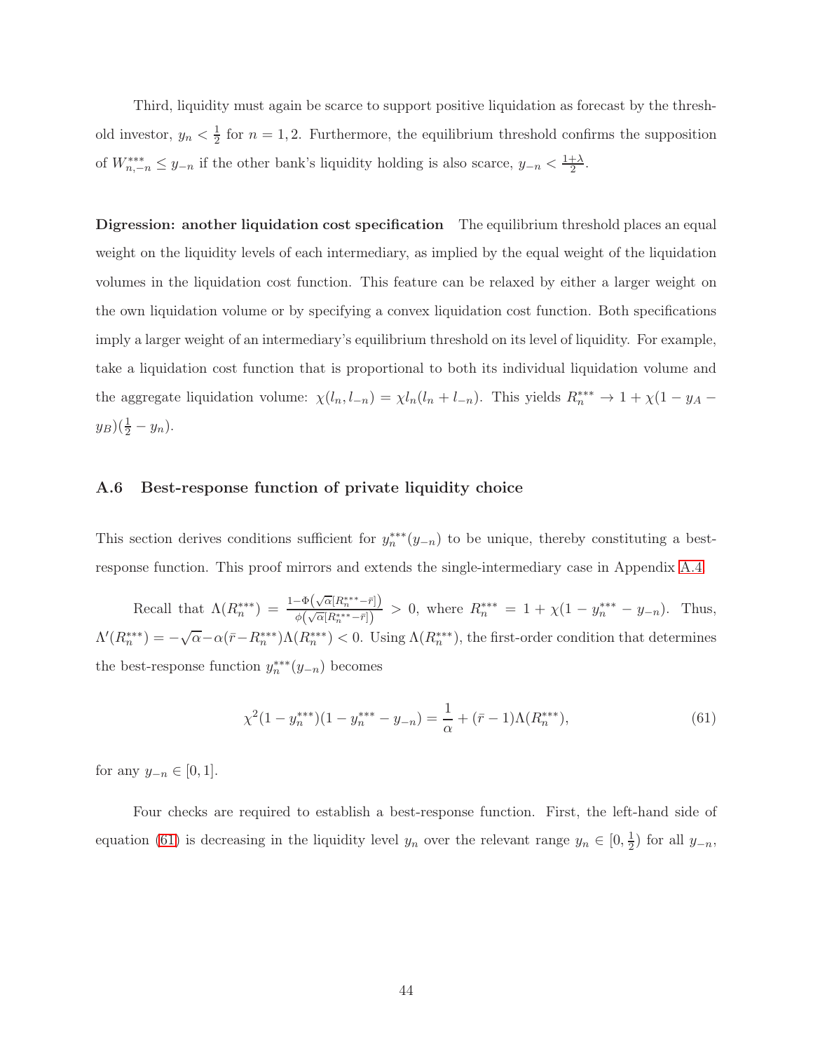Third, liquidity must again be scarce to support positive liquidation as forecast by the threshold investor, $y_n < \frac{1}{2}$ for $n = 1, 2$. Furthermore, the equilibrium threshold confirms the supposition of $W^{***}_{n,-n} \leq y_{-n}$ if the other bank's liquidity holding is also scarce, $y_{-n} < \frac{1+\lambda}{2}$.

**Digression: another liquidation cost specification** The equilibrium threshold places an equal weight on the liquidity levels of each intermediary, as implied by the equal weight of the liquidation volumes in the liquidation cost function. This feature can be relaxed by either a larger weight on the own liquidation volume or by specifying a convex liquidation cost function. Both specifications imply a larger weight of an intermediary's equilibrium threshold on its level of liquidity. For example, take a liquidation cost function that is proportional to both its individual liquidation volume and the aggregate liquidation volume: $\chi(l_n, l_{-n}) = \chi l_n(l_n + l_{-n})$. This yields $R^{***}_n \to 1 + \chi(1 - y_A - y_B)(\frac{1}{2} - y_n)$.

### A.6 Best-response function of private liquidity choice

This section derives conditions sufficient for $y^{***}_n(y_{-n})$ to be unique, thereby constituting a best-response function. This proof mirrors and extends the single-intermediary case in Appendix A.4.

Recall that $\Lambda(R^{***}_n) = \frac{1-\Phi\left(\sqrt{\alpha}[R^{***}_n - \bar{r}]\right)}{\phi\left(\sqrt{\alpha}[R^{***}_n - \bar{r}]\right)} > 0$, where $R^{***}_n = 1 + \chi(1 - y^{***}_n - y_{-n})$. Thus, $\Lambda'(R^{***}_n) = -\sqrt{\alpha} - \alpha(\bar{r} - R^{***}_n)\Lambda(R^{***}_n) < 0$. Using $\Lambda(R^{***}_n)$, the first-order condition that determines the best-response function $y^{***}_n(y_{-n})$ becomes

$$\chi^2(1 - y^{***}_n)(1 - y^{***}_n - y_{-n}) = \frac{1}{\alpha} + (\bar{r} - 1)\Lambda(R^{***}_n), \tag{61}$$

for any $y_{-n} \in [0, 1]$.

Four checks are required to establish a best-response function. First, the left-hand side of equation (61) is decreasing in the liquidity level $y_n$ over the relevant range $y_n \in [0, \frac{1}{2})$ for all $y_{-n}$,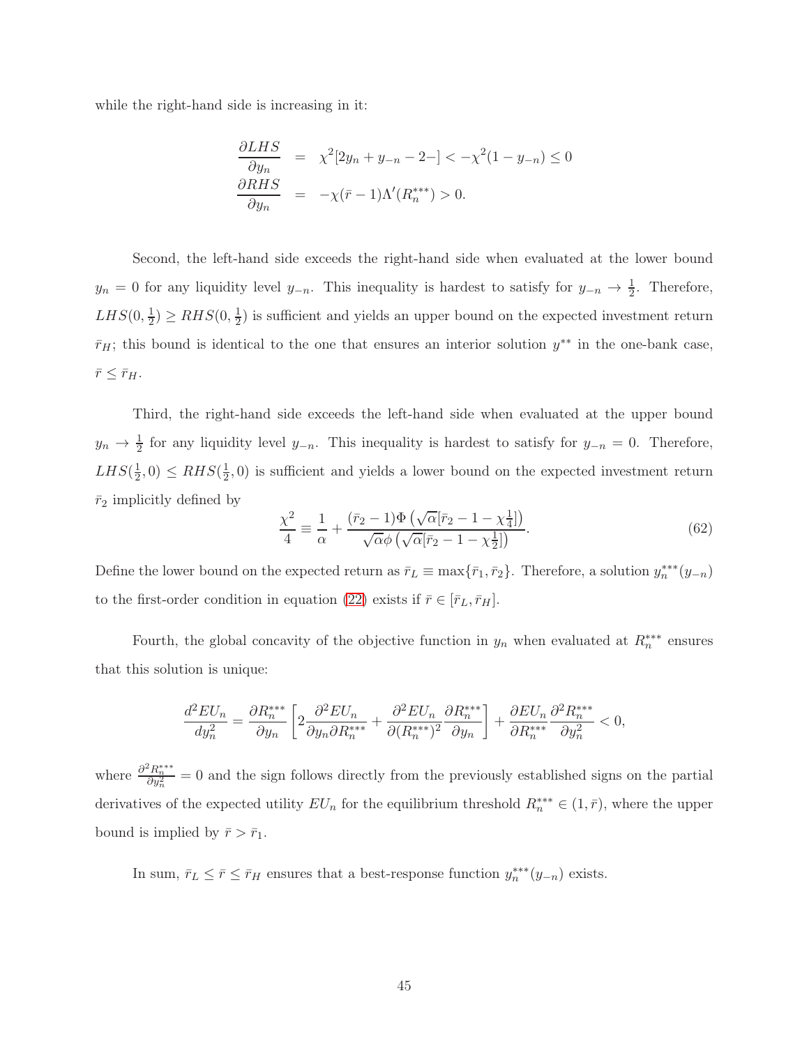while the right-hand side is increasing in it:

$$
\begin{aligned}
\frac{\partial LHS}{\partial y_n} &= \chi^2[2y_n + y_{-n} - 2-] < -\chi^2(1 - y_{-n}) \leq 0 \\
\frac{\partial RHS}{\partial y_n} &= -\chi(\bar{r} - 1)\Lambda'(R_n^{***}) > 0.
\end{aligned}
$$

Second, the left-hand side exceeds the right-hand side when evaluated at the lower bound $y_n = 0$ for any liquidity level $y_{-n}$. This inequality is hardest to satisfy for $y_{-n} \to \frac{1}{2}$. Therefore, $LHS(0, \frac{1}{2}) \geq RHS(0, \frac{1}{2})$ is sufficient and yields an upper bound on the expected investment return $\bar{r}_H$; this bound is identical to the one that ensures an interior solution $y^{**}$ in the one-bank case, $\bar{r} \leq \bar{r}_H$.

Third, the right-hand side exceeds the left-hand side when evaluated at the upper bound $y_n \to \frac{1}{2}$ for any liquidity level $y_{-n}$. This inequality is hardest to satisfy for $y_{-n} = 0$. Therefore, $LHS(\frac{1}{2}, 0) \leq RHS(\frac{1}{2}, 0)$ is sufficient and yields a lower bound on the expected investment return $\bar{r}_2$ implicitly defined by

$$
\frac{\chi^2}{4} \equiv \frac{1}{\alpha} + \frac{(\bar{r}_2 - 1)\Phi\left(\sqrt{\alpha}[\bar{r}_2 - 1 - \chi\frac{1}{4}]\right)}{\sqrt{\alpha}\phi\left(\sqrt{\alpha}[\bar{r}_2 - 1 - \chi\frac{1}{2}]\right)}. \tag{62}
$$

Define the lower bound on the expected return as $\bar{r}_L \equiv \max\{\bar{r}_1, \bar{r}_2\}$. Therefore, a solution $y_n^{***}(y_{-n})$ to the first-order condition in equation (22) exists if $\bar{r} \in [\bar{r}_L, \bar{r}_H]$.

Fourth, the global concavity of the objective function in $y_n$ when evaluated at $R_n^{***}$ ensures that this solution is unique:

$$
\frac{d^2 EU_n}{dy_n^2} = \frac{\partial R_n^{***}}{\partial y_n}\left[2\frac{\partial^2 EU_n}{\partial y_n \partial R_n^{***}} + \frac{\partial^2 EU_n}{\partial (R_n^{***})^2}\frac{\partial R_n^{***}}{\partial y_n}\right] + \frac{\partial EU_n}{\partial R_n^{***}}\frac{\partial^2 R_n^{***}}{\partial y_n^2} < 0,
$$

where $\frac{\partial^2 R_n^{***}}{\partial y_n^2} = 0$ and the sign follows directly from the previously established signs on the partial derivatives of the expected utility $EU_n$ for the equilibrium threshold $R_n^{***} \in (1, \bar{r})$, where the upper bound is implied by $\bar{r} > \bar{r}_1$.

In sum, $\bar{r}_L \leq \bar{r} \leq \bar{r}_H$ ensures that a best-response function $y_n^{***}(y_{-n})$ exists.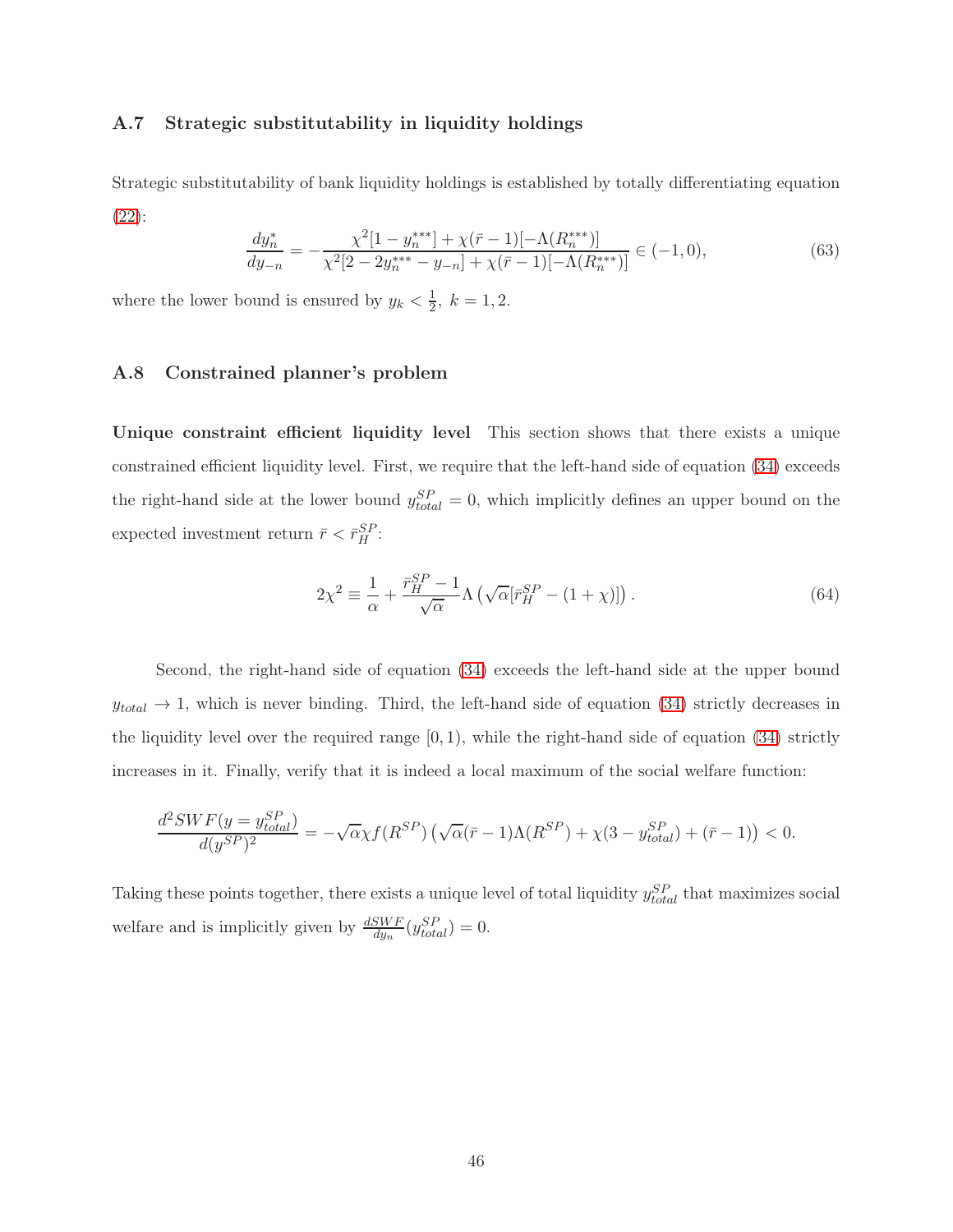### A.7 Strategic substitutability in liquidity holdings

Strategic substitutability of bank liquidity holdings is established by totally differentiating equation (22):

$$\frac{dy_n^*}{dy_{-n}} = -\frac{\chi^2[1 - y_n^{***}] + \chi(\bar{r} - 1)[-\Lambda(R_n^{***})]}{\chi^2[2 - 2y_n^{***} - y_{-n}] + \chi(\bar{r} - 1)[-\Lambda(R_n^{***})]} \in (-1, 0), \tag{63}$$

where the lower bound is ensured by $y_k < \frac{1}{2},\ k = 1, 2$.

### A.8 Constrained planner's problem

**Unique constraint efficient liquidity level** This section shows that there exists a unique constrained efficient liquidity level. First, we require that the left-hand side of equation (34) exceeds the right-hand side at the lower bound $y_{total}^{SP} = 0$, which implicitly defines an upper bound on the expected investment return $\bar{r} < \bar{r}_H^{SP}$:

$$2\chi^2 \equiv \frac{1}{\alpha} + \frac{\bar{r}_H^{SP} - 1}{\sqrt{\alpha}} \Lambda\left(\sqrt{\alpha}[\bar{r}_H^{SP} - (1 + \chi)]\right). \tag{64}$$

Second, the right-hand side of equation (34) exceeds the left-hand side at the upper bound $y_{total} \to 1$, which is never binding. Third, the left-hand side of equation (34) strictly decreases in the liquidity level over the required range $[0, 1)$, while the right-hand side of equation (34) strictly increases in it. Finally, verify that it is indeed a local maximum of the social welfare function:

$$\frac{d^2 SWF(y = y_{total}^{SP})}{d(y^{SP})^2} = -\sqrt{\alpha}\chi f(R^{SP})\left(\sqrt{\alpha}(\bar{r} - 1)\Lambda(R^{SP}) + \chi(3 - y_{total}^{SP}) + (\bar{r} - 1)\right) < 0.$$

Taking these points together, there exists a unique level of total liquidity $y_{total}^{SP}$ that maximizes social welfare and is implicitly given by $\frac{dSWF}{dy_n}(y_{total}^{SP}) = 0$.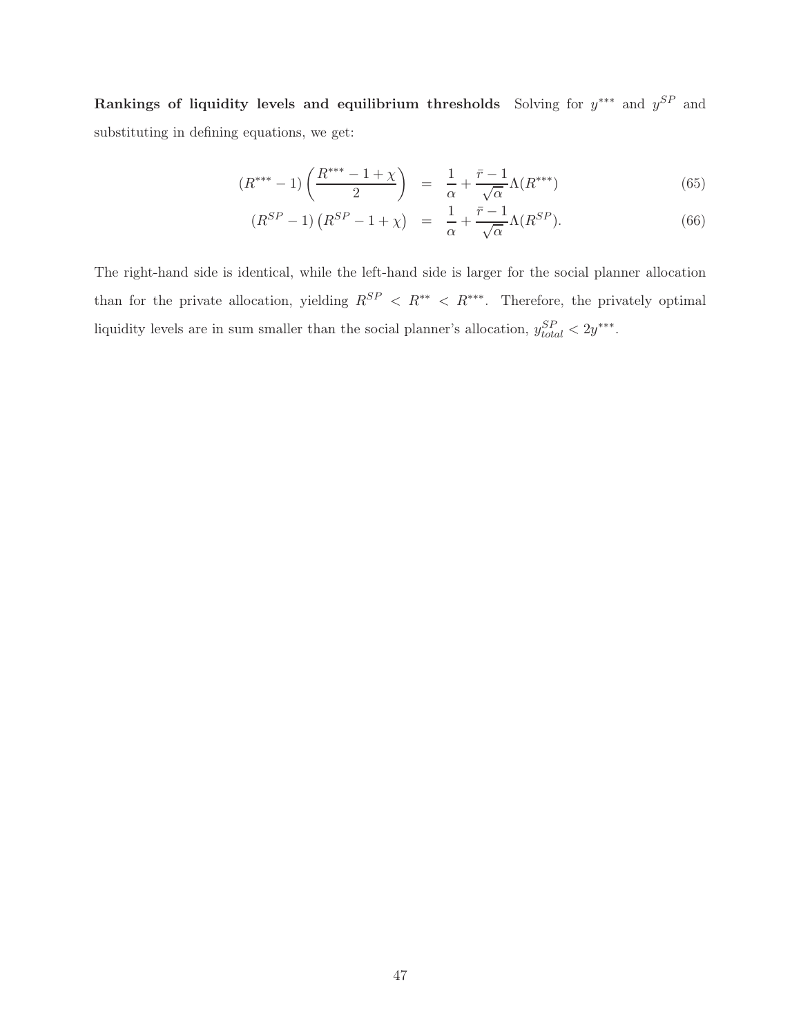**Rankings of liquidity levels and equilibrium thresholds** Solving for $y^{***}$ and $y^{SP}$ and substituting in defining equations, we get:

$$(R^{***} - 1)\left(\frac{R^{***} - 1 + \chi}{2}\right) = \frac{1}{\alpha} + \frac{\bar{r} - 1}{\sqrt{\alpha}}\Lambda(R^{***}) \tag{65}$$

$$(R^{SP} - 1)\left(R^{SP} - 1 + \chi\right) = \frac{1}{\alpha} + \frac{\bar{r} - 1}{\sqrt{\alpha}}\Lambda(R^{SP}). \tag{66}$$

The right-hand side is identical, while the left-hand side is larger for the social planner allocation than for the private allocation, yielding $R^{SP} < R^{**} < R^{***}$. Therefore, the privately optimal liquidity levels are in sum smaller than the social planner's allocation, $y^{SP}_{total} < 2y^{***}$.